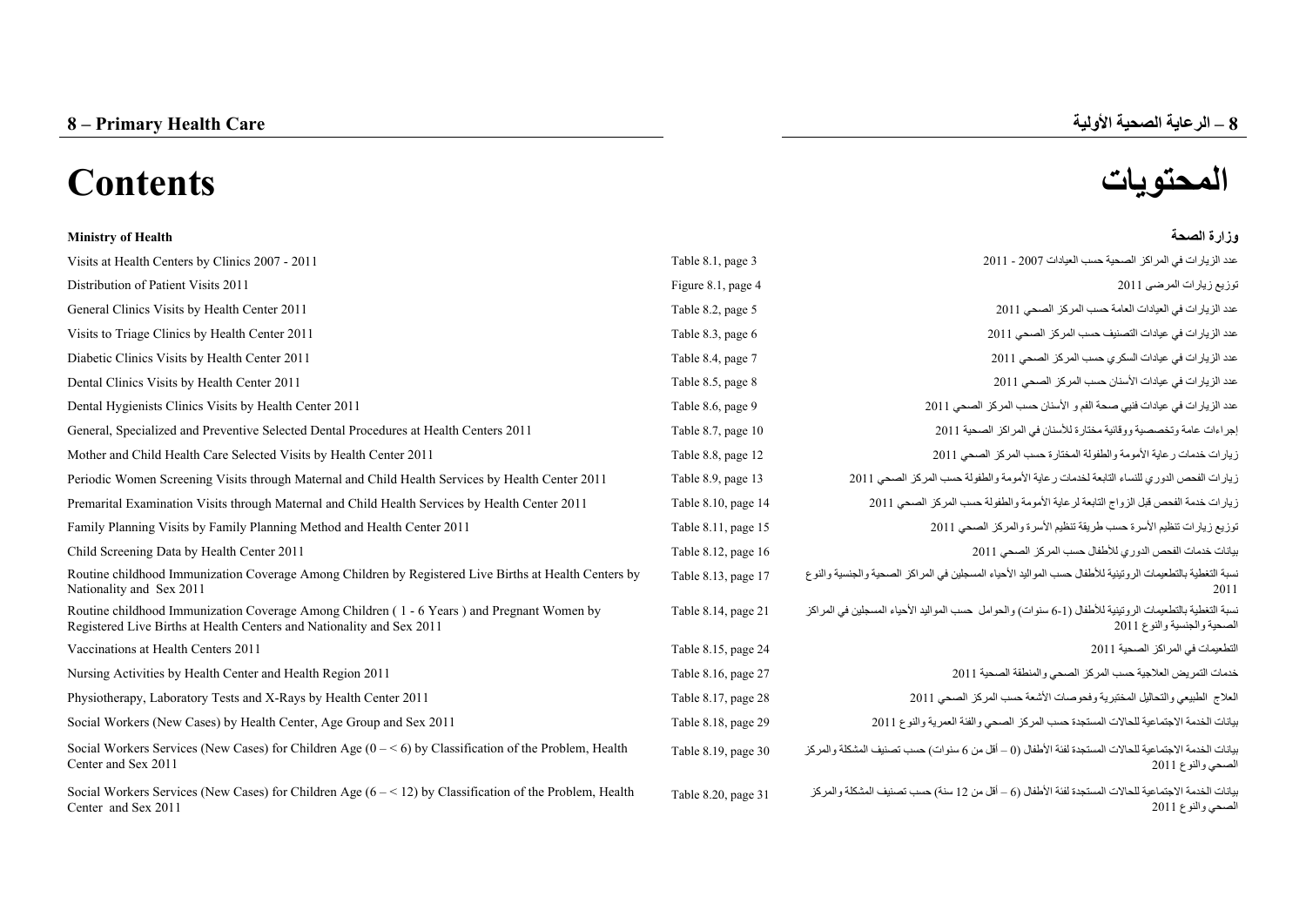# 8 – Primary Health Care

# 8 – الرعاية الصحية الأولية

# Contents

# المحتويات

| **Ministry of Health** | | **وزارة الصحة** |
|---|---|---|
| Visits at Health Centers by Clinics 2007 - 2011 | Table 8.1, page 3 | عدد الزيارات في المراكز الصحية حسب العيادات 2007 - 2011 |
| Distribution of Patient Visits 2011 | Figure 8.1, page 4 | توزيع زيارات المرضى 2011 |
| General Clinics Visits by Health Center 2011 | Table 8.2, page 5 | عدد الزيارات في العيادات العامة حسب المركز الصحي 2011 |
| Visits to Triage Clinics by Health Center 2011 | Table 8.3, page 6 | عدد الزيارات في عيادات التصنيف حسب المركز الصحي 2011 |
| Diabetic Clinics Visits by Health Center 2011 | Table 8.4, page 7 | عدد الزيارات في عيادات السكري حسب المركز الصحي 2011 |
| Dental Clinics Visits by Health Center 2011 | Table 8.5, page 8 | عدد الزيارات في عيادات الأسنان حسب المركز الصحي 2011 |
| Dental Hygienists Clinics Visits by Health Center 2011 | Table 8.6, page 9 | عدد الزيارات في عيادات فنيي صحة الفم و الأسنان حسب المركز الصحي 2011 |
| General, Specialized and Preventive Selected Dental Procedures at Health Centers 2011 | Table 8.7, page 10 | إجراءات عامة وتخصصية ووقائية مختارة للأسنان في المراكز الصحية 2011 |
| Mother and Child Health Care Selected Visits by Health Center 2011 | Table 8.8, page 12 | زيارات خدمات رعاية الأمومة والطفولة المختارة حسب المركز الصحي 2011 |
| Periodic Women Screening Visits through Maternal and Child Health Services by Health Center 2011 | Table 8.9, page 13 | زيارات الفحص الدوري للنساء التابعة لخدمات رعاية الأمومة والطفولة حسب المركز الصحي 2011 |
| Premarital Examination Visits through Maternal and Child Health Services by Health Center 2011 | Table 8.10, page 14 | زيارات خدمة الفحص قبل الزواج التابعة لرعاية الأمومة والطفولة حسب المركز الصحي 2011 |
| Family Planning Visits by Family Planning Method and Health Center 2011 | Table 8.11, page 15 | توزيع زيارات تنظيم الأسرة حسب طريقة تنظيم الأسرة والمركز الصحي 2011 |
| Child Screening Data by Health Center 2011 | Table 8.12, page 16 | بيانات خدمات الفحص الدوري للأطفال حسب المركز الصحي 2011 |
| Routine childhood Immunization Coverage Among Children by Registered Live Births at Health Centers by Nationality and Sex 2011 | Table 8.13, page 17 | نسبة التغطية بالتطعيمات الروتينية للأطفال حسب المواليد الأحياء المسجلين في المراكز الصحية والجنسية والنوع 2011 |
| Routine childhood Immunization Coverage Among Children ( 1 - 6 Years ) and Pregnant Women by Registered Live Births at Health Centers and Nationality and Sex 2011 | Table 8.14, page 21 | نسبة التغطية بالتطعيمات الروتينية للأطفال (1-6 سنوات) والحوامل حسب المواليد الأحياء المسجلين في المراكز الصحية والجنسية والنوع 2011 |
| Vaccinations at Health Centers 2011 | Table 8.15, page 24 | التطعيمات في المراكز الصحية 2011 |
| Nursing Activities by Health Center and Health Region 2011 | Table 8.16, page 27 | خدمات التمريض العلاجية حسب المركز الصحي والمنطقة الصحية 2011 |
| Physiotherapy, Laboratory Tests and X-Rays by Health Center 2011 | Table 8.17, page 28 | العلاج الطبيعي والتحاليل المختبرية وفحوصات الأشعة حسب المركز الصحي 2011 |
| Social Workers (New Cases) by Health Center, Age Group and Sex 2011 | Table 8.18, page 29 | بيانات الخدمة الاجتماعية للحالات المستجدة حسب المركز الصحي والفئة العمرية والنوع 2011 |
| Social Workers Services (New Cases) for Children Age (0 – < 6) by Classification of the Problem, Health Center and Sex 2011 | Table 8.19, page 30 | بيانات الخدمة الاجتماعية للحالات المستجدة لفئة الأطفال (0 – أقل من 6 سنوات) حسب تصنيف المشكلة والمركز الصحي والنوع 2011 |
| Social Workers Services (New Cases) for Children Age (6 – < 12) by Classification of the Problem, Health Center and Sex 2011 | Table 8.20, page 31 | بيانات الخدمة الاجتماعية للحالات المستجدة لفئة الأطفال (6 – أقل من 12 سنة) حسب تصنيف المشكلة والمركز الصحي والنوع 2011 |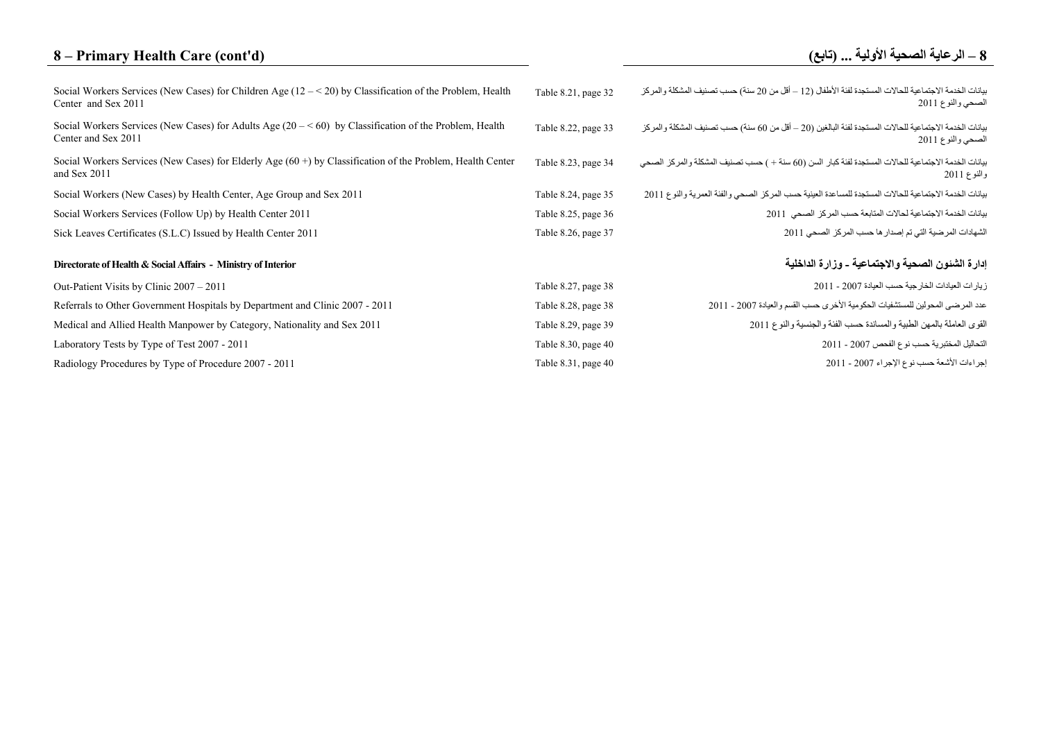# 8 – Primary Health Care (cont'd)

# 8 – الرعاية الصحية الأولية ... (تابع)

| | | |
|---|---|---|
| Social Workers Services (New Cases) for Children Age (12 – < 20) by Classification of the Problem, Health Center and Sex 2011 | Table 8.21, page 32 | بيانات الخدمة الاجتماعية للحالات المستجدة لفئة الأطفال (12 – أقل من 20 سنة) حسب تصنيف المشكلة والمركز الصحي والنوع 2011 |
| Social Workers Services (New Cases) for Adults Age (20 – < 60) by Classification of the Problem, Health Center and Sex 2011 | Table 8.22, page 33 | بيانات الخدمة الاجتماعية للحالات المستجدة لفئة البالغين (20 – أقل من 60 سنة) حسب تصنيف المشكلة والمركز الصحي والنوع 2011 |
| Social Workers Services (New Cases) for Elderly Age (60 +) by Classification of the Problem, Health Center and Sex 2011 | Table 8.23, page 34 | بيانات الخدمة الاجتماعية للحالات المستجدة لفئة كبار السن (60 سنة + ) حسب تصنيف المشكلة والمركز الصحي والنوع 2011 |
| Social Workers (New Cases) by Health Center, Age Group and Sex 2011 | Table 8.24, page 35 | بيانات الخدمة الاجتماعية للحالات المستجدة للمساعدة العينية حسب المركز الصحي والفئة العمرية والنوع 2011 |
| Social Workers Services (Follow Up) by Health Center 2011 | Table 8.25, page 36 | بيانات الخدمة الاجتماعية لحالات المتابعة حسب المركز الصحي 2011 |
| Sick Leaves Certificates (S.L.C) Issued by Health Center 2011 | Table 8.26, page 37 | الشهادات المرضية التي تم إصدارها حسب المركز الصحي 2011 |

**Directorate of Health & Social Affairs - Ministry of Interior**

**إدارة الشئون الصحية والاجتماعية - وزارة الداخلية**

| | | |
|---|---|---|
| Out-Patient Visits by Clinic 2007 – 2011 | Table 8.27, page 38 | زيارات العيادات الخارجية حسب العيادة 2007 - 2011 |
| Referrals to Other Government Hospitals by Department and Clinic 2007 - 2011 | Table 8.28, page 38 | عدد المرضى المحولين للمستشفيات الحكومية الأخرى حسب القسم والعيادة 2007 - 2011 |
| Medical and Allied Health Manpower by Category, Nationality and Sex 2011 | Table 8.29, page 39 | القوى العاملة بالمهن الطبية والمساندة حسب الفئة والجنسية والنوع 2011 |
| Laboratory Tests by Type of Test 2007 - 2011 | Table 8.30, page 40 | التحاليل المختبرية حسب نوع الفحص 2007 - 2011 |
| Radiology Procedures by Type of Procedure 2007 - 2011 | Table 8.31, page 40 | إجراءات الأشعة حسب نوع الإجراء 2007 - 2011 |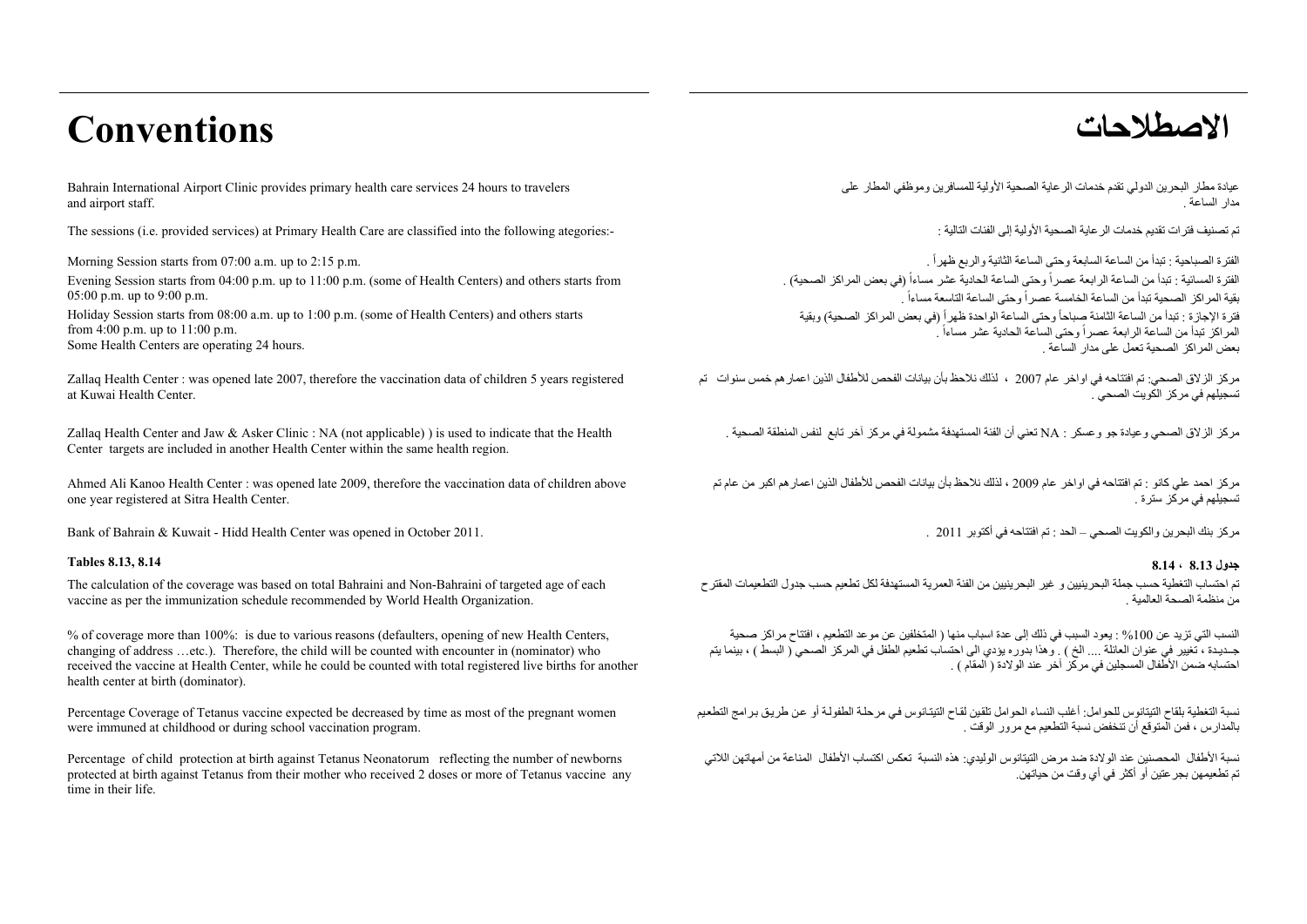# Conventions

Bahrain International Airport Clinic provides primary health care services 24 hours to travelers and airport staff.

The sessions (i.e. provided services) at Primary Health Care are classified into the following ategories:-

Morning Session starts from 07:00 a.m. up to 2:15 p.m.

Evening Session starts from 04:00 p.m. up to 11:00 p.m. (some of Health Centers) and others starts from 05:00 p.m. up to 9:00 p.m.

Holiday Session starts from 08:00 a.m. up to 1:00 p.m. (some of Health Centers) and others starts from 4:00 p.m. up to 11:00 p.m.
Some Health Centers are operating 24 hours.

Zallaq Health Center : was opened late 2007, therefore the vaccination data of children 5 years registered at Kuwai Health Center.

Zallaq Health Center and Jaw & Asker Clinic : NA (not applicable) ) is used to indicate that the Health Center targets are included in another Health Center within the same health region.

Ahmed Ali Kanoo Health Center : was opened late 2009, therefore the vaccination data of children above one year registered at Sitra Health Center.

Bank of Bahrain & Kuwait - Hidd Health Center was opened in October 2011.

**Tables 8.13, 8.14**

The calculation of the coverage was based on total Bahraini and Non-Bahraini of targeted age of each vaccine as per the immunization schedule recommended by World Health Organization.

% of coverage more than 100%: is due to various reasons (defaulters, opening of new Health Centers, changing of address …etc.). Therefore, the child will be counted with encounter in (nominator) who received the vaccine at Health Center, while he could be counted with total registered live births for another health center at birth (dominator).

Percentage Coverage of Tetanus vaccine expected be decreased by time as most of the pregnant women were immuned at childhood or during school vaccination program.

Percentage of child protection at birth against Tetanus Neonatorum reflecting the number of newborns protected at birth against Tetanus from their mother who received 2 doses or more of Tetanus vaccine any time in their life.

# الاصطلاحات

عيادة مطار البحرين الدولي تقدم خدمات الرعاية الصحية الأولية للمسافرين وموظفي المطار على مدار الساعة .

تم تصنيف فترات تقديم خدمات الرعاية الصحية الأولية إلى الفئات التالية :

الفترة الصباحية : تبدأ من الساعة السابعة وحتى الساعة الثانية والربع ظهراً .

الفترة المسائية : تبدأ من الساعة الرابعة عصراً وحتى الساعة الحادية عشر مساءاً (في بعض المراكز الصحية) .
بقية المراكز الصحية تبدأ من الساعة الخامسة عصراً وحتى الساعة التاسعة مساءاً .

فترة الإجازة : تبدأ من الساعة الثامنة صباحاً وحتى الساعة الواحدة ظهراً (في بعض المراكز الصحية) وبقية المراكز تبدأ من الساعة الرابعة عصراً وحتى الساعة الحادية عشر مساءاً .
بعض المراكز الصحية تعمل على مدار الساعة .

مركز الزلاق الصحي: تم افتتاحه في اواخر عام 2007 ، لذلك نلاحظ بأن بيانات الفحص للأطفال الذين اعمارهم خمس سنوات تم تسجيلهم في مركز الكويت الصحي .

مركز الزلاق الصحي وعيادة جو وعسكر : NA تعني أن الفئة المستهدفة مشمولة في مركز آخر تابع لنفس المنطقة الصحية .

مركز احمد علي كانو : تم افتتاحه في اواخر عام 2009 ، لذلك نلاحظ بأن بيانات الفحص للأطفال الذين اعمارهم اكبر من عام تم تسجيلهم في مركز سترة .

مركز بنك البحرين والكويت الصحي – الحد : تم افتتاحه في أكتوبر 2011 .

**جدول 8.13 ، 8.14**

تم احتساب التغطية حسب جملة البحرينيين و غير البحرينيين من الفئة العمرية المستهدفة لكل تطعيم حسب جدول التطعيمات المقترح من منظمة الصحة العالمية .

النسب التي تزيد عن 100% : يعود السبب في ذلك إلى عدة اسباب منها ( المتخلفين عن موعد التطعيم ، افتتاح مراكز صحية جـديدة ، تغيير في عنوان العائلة .... الخ ) . وهذا بدوره يؤدي الى احتساب تطعيم الطفل في المركز الصحي ( البسط ) ، بينما يتم احتسابه ضمن الأطفال المسجلين في مركز آخر عند الولادة ( المقام ) .

نسبة التغطية بلقاح التيتانوس للحوامل: أغلب النساء الحوامل تلقين لقاح التيتانوس في مرحلة الطفولة أو عن طريق برامج التطعيم بالمدارس ، فمن المتوقع أن تنخفض نسبة التطعيم مع مرور الوقت .

نسبة الأطفال المحصنين عند الولادة ضد مرض التيتانوس الوليدي: هذه النسبة تعكس اكتساب الأطفال المناعة من أمهاتهن اللاتي تم تطعيمهن بجرعتين أو أكثر في أي وقت من حياتهن.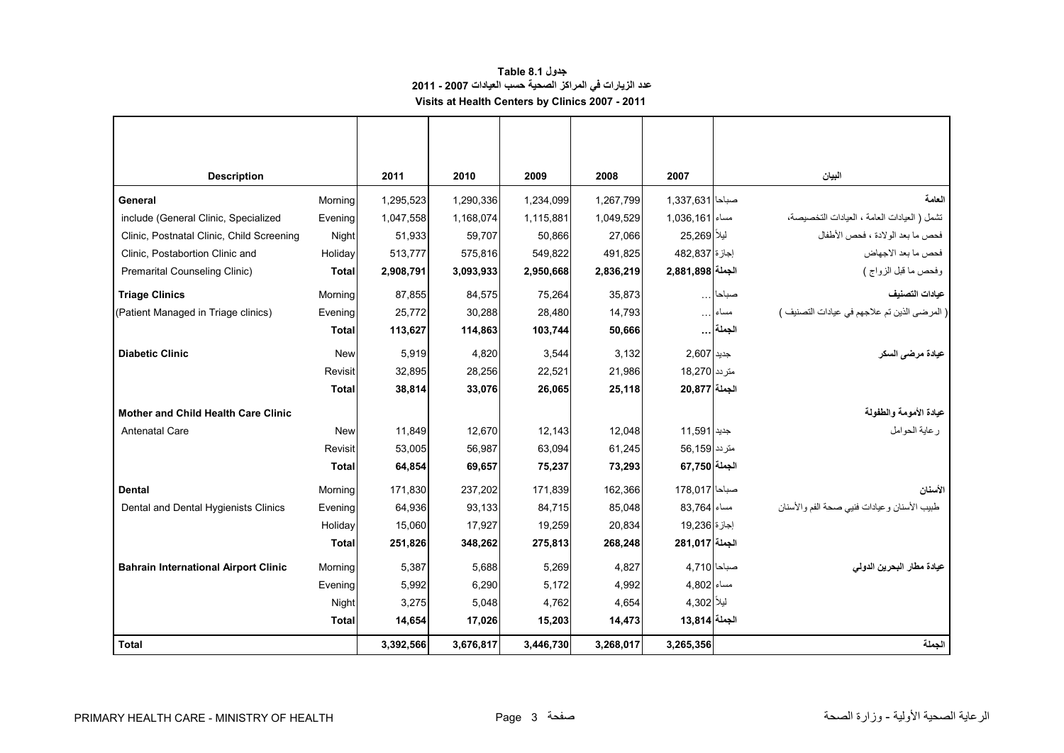**جدول 8.1 Table**

**عدد الزيارات في المراكز الصحية حسب العيادات 2007 - 2011**

**Visits at Health Centers by Clinics 2007 - 2011**

| Description | | 2011 | 2010 | 2009 | 2008 | 2007 | | البيان |
|---|---|---|---|---|---|---|---|---|
| **General** | Morning | 1,295,523 | 1,290,336 | 1,234,099 | 1,267,799 | 1,337,631 | صباحا | **العامة** |
| include (General Clinic, Specialized | Evening | 1,047,558 | 1,168,074 | 1,115,881 | 1,049,529 | 1,036,161 | مساء | تشمل ( العيادات العامة ، العيادات التخصيصة، |
| Clinic, Postnatal Clinic, Child Screening | Night | 51,933 | 59,707 | 50,866 | 27,066 | 25,269 | ليلاً | فحص ما بعد الولادة ، فحص الأطفال |
| Clinic, Postabortion Clinic and | Holiday | 513,777 | 575,816 | 549,822 | 491,825 | 482,837 | إجازة | فحص ما بعد الاجهاض |
| Premarital Counseling Clinic) | **Total** | **2,908,791** | **3,093,933** | **2,950,668** | **2,836,219** | **2,881,898** | **الجملة** | وفحص ما قبل الزواج ) |
| **Triage Clinics** | Morning | 87,855 | 84,575 | 75,264 | 35,873 | ... | صباحا | **عيادات التصنيف** |
| (Patient Managed in Triage clinics) | Evening | 25,772 | 30,288 | 28,480 | 14,793 | ... | مساء | ( المرضى الذين تم علاجهم في عيادات التصنيف ) |
| | **Total** | **113,627** | **114,863** | **103,744** | **50,666** | **...** | **الجملة** | |
| **Diabetic Clinic** | New | 5,919 | 4,820 | 3,544 | 3,132 | 2,607 | جديد | **عيادة مرضى السكر** |
| | Revisit | 32,895 | 28,256 | 22,521 | 21,986 | 18,270 | متردد | |
| | **Total** | **38,814** | **33,076** | **26,065** | **25,118** | **20,877** | **الجملة** | |
| **Mother and Child Health Care Clinic** | | | | | | | | **عيادة الأمومة والطفولة** |
| Antenatal Care | New | 11,849 | 12,670 | 12,143 | 12,048 | 11,591 | جديد | رعاية الحوامل |
| | Revisit | 53,005 | 56,987 | 63,094 | 61,245 | 56,159 | متردد | |
| | **Total** | **64,854** | **69,657** | **75,237** | **73,293** | **67,750** | **الجملة** | |
| **Dental** | Morning | 171,830 | 237,202 | 171,839 | 162,366 | 178,017 | صباحا | **الأسنان** |
| Dental and Dental Hygienists Clinics | Evening | 64,936 | 93,133 | 84,715 | 85,048 | 83,764 | مساء | طبيب الأسنان وعيادات فنيي صحة الفم والأسنان |
| | Holiday | 15,060 | 17,927 | 19,259 | 20,834 | 19,236 | إجازة | |
| | **Total** | **251,826** | **348,262** | **275,813** | **268,248** | **281,017** | **الجملة** | |
| **Bahrain International Airport Clinic** | Morning | 5,387 | 5,688 | 5,269 | 4,827 | 4,710 | صباحا | **عيادة مطار البحرين الدولي** |
| | Evening | 5,992 | 6,290 | 5,172 | 4,992 | 4,802 | مساء | |
| | Night | 3,275 | 5,048 | 4,762 | 4,654 | 4,302 | ليلاً | |
| | **Total** | **14,654** | **17,026** | **15,203** | **14,473** | **13,814** | **الجملة** | |
| **Total** | | **3,392,566** | **3,676,817** | **3,446,730** | **3,268,017** | **3,265,356** | | **الجملة** |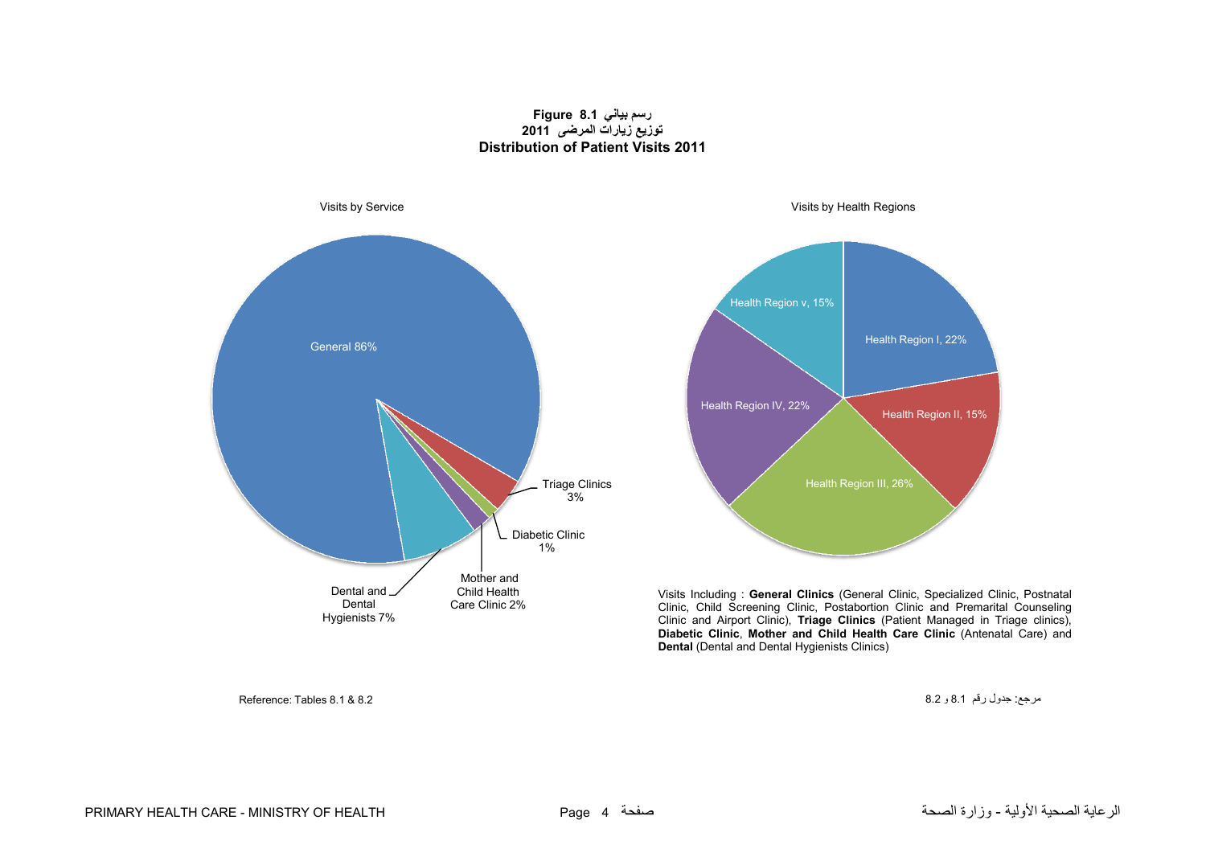**Figure 8.1 رسم بياني**

**توزيع زيارات المرضى 2011**

**Distribution of Patient Visits 2011**

Visits by Service

General 86%

Triage Clinics 3%

Diabetic Clinic 1%

Mother and Child Health Care Clinic 2%

Dental and Dental Hygienists 7%

Visits by Health Regions

Health Region I, 22%

Health Region II, 15%

Health Region III, 26%

Health Region IV, 22%

Health Region v, 15%

Visits Including : **General Clinics** (General Clinic, Specialized Clinic, Postnatal Clinic, Child Screening Clinic, Postabortion Clinic and Premarital Counseling Clinic and Airport Clinic), **Triage Clinics** (Patient Managed in Triage clinics), **Diabetic Clinic**, **Mother and Child Health Care Clinic** (Antenatal Care) and **Dental** (Dental and Dental Hygienists Clinics)

Reference: Tables 8.1 & 8.2

مرجع: جدول رقم 8.1 و 8.2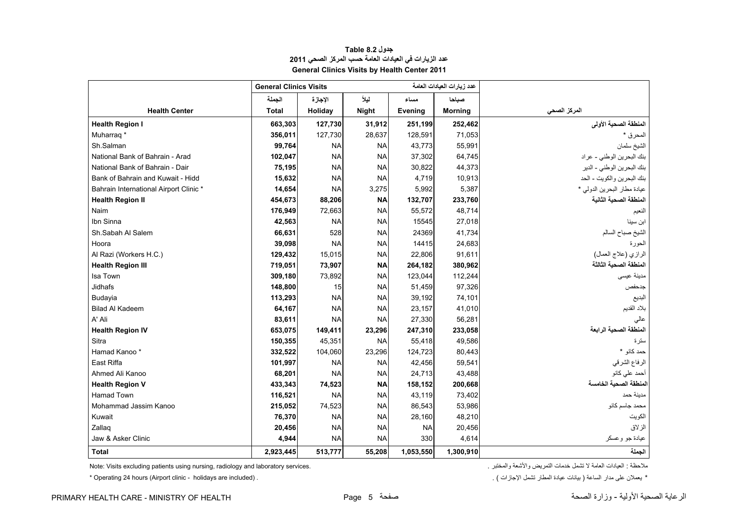**جدول Table 8.2**

**عدد الزيارات في العيادات العامة حسب المركز الصحي 2011**

**General Clinics Visits by Health Center 2011**

| | General Clinics Visits | | | | عدد زيارات العيادات العامة | |
|---|---|---|---|---|---|---|
| | الجملة | الإجازة | ليلاً | مساء | صباحا | |
| **Health Center** | **Total** | **Holiday** | **Night** | **Evening** | **Morning** | **المركز الصحي** |
| **Health Region I** | **663,303** | **127,730** | **31,912** | **251,199** | **252,462** | **المنطقة الصحية الأولى** |
| Muharraq * | **356,011** | 127,730 | 28,637 | 128,591 | 71,053 | المحرق * |
| Sh.Salman | **99,764** | NA | NA | 43,773 | 55,991 | الشيخ سلمان |
| National Bank of Bahrain - Arad | **102,047** | NA | NA | 37,302 | 64,745 | بنك البحرين الوطني - عراد |
| National Bank of Bahrain - Dair | **75,195** | NA | NA | 30,822 | 44,373 | بنك البحرين الوطني - الدير |
| Bank of Bahrain and Kuwait - Hidd | **15,632** | NA | NA | 4,719 | 10,913 | بنك البحرين والكويت - الحد |
| Bahrain International Airport Clinic * | **14,654** | NA | 3,275 | 5,992 | 5,387 | عيادة مطار البحرين الدولي * |
| **Health Region II** | **454,673** | **88,206** | **NA** | **132,707** | **233,760** | **المنطقة الصحية الثانية** |
| Naim | **176,949** | 72,663 | NA | 55,572 | 48,714 | النعيم |
| Ibn Sinna | **42,563** | NA | NA | 15545 | 27,018 | ابن سينا |
| Sh.Sabah Al Salem | **66,631** | 528 | NA | 24369 | 41,734 | الشيخ صباح السالم |
| Hoora | **39,098** | NA | NA | 14415 | 24,683 | الحورة |
| Al Razi (Workers H.C.) | **129,432** | 15,015 | NA | 22,806 | 91,611 | الرازي (علاج العمال) |
| **Health Region III** | **719,051** | **73,907** | **NA** | **264,182** | **380,962** | **المنطقة الصحية الثالثة** |
| Isa Town | **309,180** | 73,892 | NA | 123,044 | 112,244 | مدينة عيسى |
| Jidhafs | **148,800** | 15 | NA | 51,459 | 97,326 | جدحفص |
| Budayia | **113,293** | NA | NA | 39,192 | 74,101 | البديع |
| Bilad Al Kadeem | **64,167** | NA | NA | 23,157 | 41,010 | بلاد القديم |
| A' Ali | **83,611** | NA | NA | 27,330 | 56,281 | عالي |
| **Health Region IV** | **653,075** | **149,411** | **23,296** | **247,310** | **233,058** | **المنطقة الصحية الرابعة** |
| Sitra | **150,355** | 45,351 | NA | 55,418 | 49,586 | سترة |
| Hamad Kanoo * | **332,522** | 104,060 | 23,296 | 124,723 | 80,443 | حمد كانو * |
| East Riffa | **101,997** | NA | NA | 42,456 | 59,541 | الرفاع الشرقي |
| Ahmed Ali Kanoo | **68,201** | NA | NA | 24,713 | 43,488 | أحمد علي كانو |
| **Health Region V** | **433,343** | **74,523** | **NA** | **158,152** | **200,668** | **المنطقة الصحية الخامسة** |
| Hamad Town | **116,521** | NA | NA | 43,119 | 73,402 | مدينة حمد |
| Mohammad Jassim Kanoo | **215,052** | 74,523 | NA | 86,543 | 53,986 | محمد جاسم كانو |
| Kuwait | **76,370** | NA | NA | 28,160 | 48,210 | الكويت |
| Zallaq | **20,456** | NA | NA | NA | 20,456 | الزلاق |
| Jaw & Asker Clinic | **4,944** | NA | NA | 330 | 4,614 | عيادة جو وعسكر |
| **Total** | **2,923,445** | **513,777** | **55,208** | **1,053,550** | **1,300,910** | **الجملة** |

Note: Visits excluding patients using nursing, radiology and laboratory services.

ملاحظة : العيادات العامة لا تشمل خدمات التمريض والأشعة والمختبر .

* Operating 24 hours (Airport clinic - holidays are included) .

* يعملان على مدار الساعة ( بيانات عيادة المطار تشمل الإجازات ) .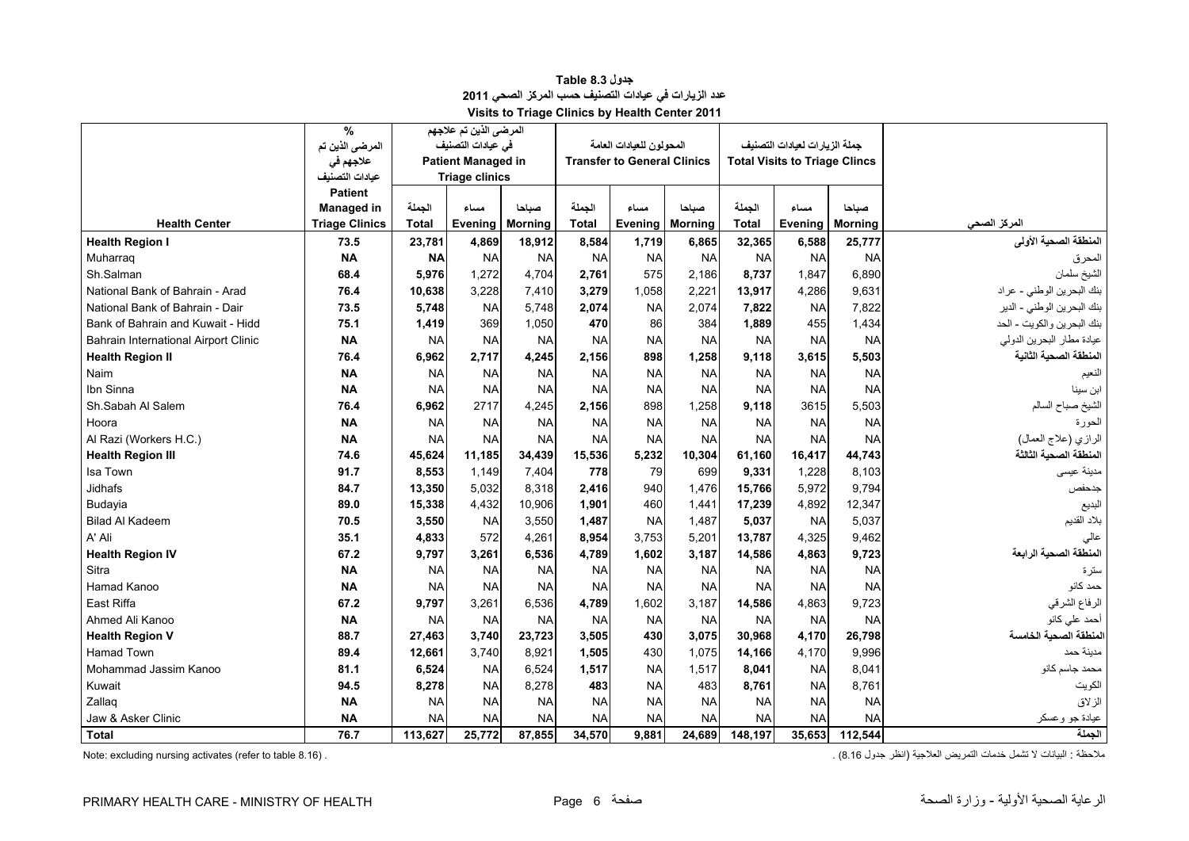# جدول 8.3 Table

## عدد الزيارات في عيادات التصنيف حسب المركز الصحي 2011

## Visits to Triage Clinics by Health Center 2011

| Health Center | % المرضى الذين تم علاجهم في عيادات التصنيف Patient Managed in Triage Clinics | المرضى الذين تم علاجهم في عيادات التصنيف Patient Managed in Triage clinics | | | المحولون للعيادات العامة Transfer to General Clinics | | | جملة الزيارات لعيادات التصنيف Total Visits to Triage Clincs | | | المركز الصحي |
|---|---|---|---|---|---|---|---|---|---|---|---|
| | | الجملة Total | مساء Evening | صباحا Morning | الجملة Total | مساء Evening | صباحا Morning | الجملة Total | مساء Evening | صباحا Morning | |
| **Health Region I** | **73.5** | **23,781** | **4,869** | **18,912** | **8,584** | **1,719** | **6,865** | **32,365** | **6,588** | **25,777** | **المنطقة الصحية الأولى** |
| Muharraq | **NA** | **NA** | NA | NA | NA | NA | NA | NA | NA | NA | المحرق |
| Sh.Salman | **68.4** | **5,976** | 1,272 | 4,704 | **2,761** | 575 | 2,186 | **8,737** | 1,847 | 6,890 | الشيخ سلمان |
| National Bank of Bahrain - Arad | **76.4** | **10,638** | 3,228 | 7,410 | **3,279** | 1,058 | 2,221 | **13,917** | 4,286 | 9,631 | بنك البحرين الوطني - عراد |
| National Bank of Bahrain - Dair | **73.5** | **5,748** | NA | 5,748 | **2,074** | NA | 2,074 | **7,822** | NA | 7,822 | بنك البحرين الوطني - الدير |
| Bank of Bahrain and Kuwait - Hidd | **75.1** | **1,419** | 369 | 1,050 | **470** | 86 | 384 | **1,889** | 455 | 1,434 | بنك البحرين والكويت - الحد |
| Bahrain International Airport Clinic | **NA** | NA | NA | NA | NA | NA | NA | NA | NA | NA | عيادة مطار البحرين الدولي |
| **Health Region II** | **76.4** | **6,962** | **2,717** | **4,245** | **2,156** | **898** | **1,258** | **9,118** | **3,615** | **5,503** | **المنطقة الصحية الثانية** |
| Naim | **NA** | NA | NA | NA | NA | NA | NA | NA | NA | NA | النعيم |
| Ibn Sinna | **NA** | NA | NA | NA | NA | NA | NA | NA | NA | NA | ابن سينا |
| Sh.Sabah Al Salem | **76.4** | **6,962** | 2717 | 4,245 | **2,156** | 898 | 1,258 | **9,118** | 3615 | 5,503 | الشيخ صباح السالم |
| Hoora | **NA** | NA | NA | NA | NA | NA | NA | NA | NA | NA | الحورة |
| Al Razi (Workers H.C.) | **NA** | NA | NA | NA | NA | NA | NA | NA | NA | NA | الرازي (علاج العمال) |
| **Health Region III** | **74.6** | **45,624** | **11,185** | **34,439** | **15,536** | **5,232** | **10,304** | **61,160** | **16,417** | **44,743** | **المنطقة الصحية الثالثة** |
| Isa Town | **91.7** | **8,553** | 1,149 | 7,404 | **778** | 79 | 699 | **9,331** | 1,228 | 8,103 | مدينة عيسى |
| Jidhafs | **84.7** | **13,350** | 5,032 | 8,318 | **2,416** | 940 | 1,476 | **15,766** | 5,972 | 9,794 | جدحفص |
| Budayia | **89.0** | **15,338** | 4,432 | 10,906 | **1,901** | 460 | 1,441 | **17,239** | 4,892 | 12,347 | البديع |
| Bilad Al Kadeem | **70.5** | **3,550** | NA | 3,550 | **1,487** | NA | 1,487 | **5,037** | NA | 5,037 | بلاد القديم |
| A' Ali | **35.1** | **4,833** | 572 | 4,261 | **8,954** | 3,753 | 5,201 | **13,787** | 4,325 | 9,462 | عالي |
| **Health Region IV** | **67.2** | **9,797** | **3,261** | **6,536** | **4,789** | **1,602** | **3,187** | **14,586** | **4,863** | **9,723** | **المنطقة الصحية الرابعة** |
| Sitra | **NA** | NA | NA | NA | NA | NA | NA | NA | NA | NA | سترة |
| Hamad Kanoo | **NA** | NA | NA | NA | NA | NA | NA | NA | NA | NA | حمد كانو |
| East Riffa | **67.2** | **9,797** | 3,261 | 6,536 | **4,789** | 1,602 | 3,187 | **14,586** | 4,863 | 9,723 | الرفاع الشرقي |
| Ahmed Ali Kanoo | **NA** | NA | NA | NA | NA | NA | NA | NA | NA | NA | أحمد علي كانو |
| **Health Region V** | **88.7** | **27,463** | **3,740** | **23,723** | **3,505** | **430** | **3,075** | **30,968** | **4,170** | **26,798** | **المنطقة الصحية الخامسة** |
| Hamad Town | **89.4** | **12,661** | 3,740 | 8,921 | **1,505** | 430 | 1,075 | **14,166** | 4,170 | 9,996 | مدينة حمد |
| Mohammad Jassim Kanoo | **81.1** | **6,524** | NA | 6,524 | **1,517** | NA | 1,517 | **8,041** | NA | 8,041 | محمد جاسم كانو |
| Kuwait | **94.5** | **8,278** | NA | 8,278 | **483** | NA | 483 | **8,761** | NA | 8,761 | الكويت |
| Zallaq | **NA** | NA | NA | NA | NA | NA | NA | NA | NA | NA | الزلاق |
| Jaw & Asker Clinic | **NA** | NA | NA | NA | NA | NA | NA | NA | NA | NA | عيادة جو وعسكر |
| **Total** | **76.7** | **113,627** | **25,772** | **87,855** | **34,570** | **9,881** | **24,689** | **148,197** | **35,653** | **112,544** | **الجملة** |

Note: excluding nursing activates (refer to table 8.16) .

ملاحظة : البيانات لا تشمل خدمات التمريض العلاجية (انظر جدول 8.16) .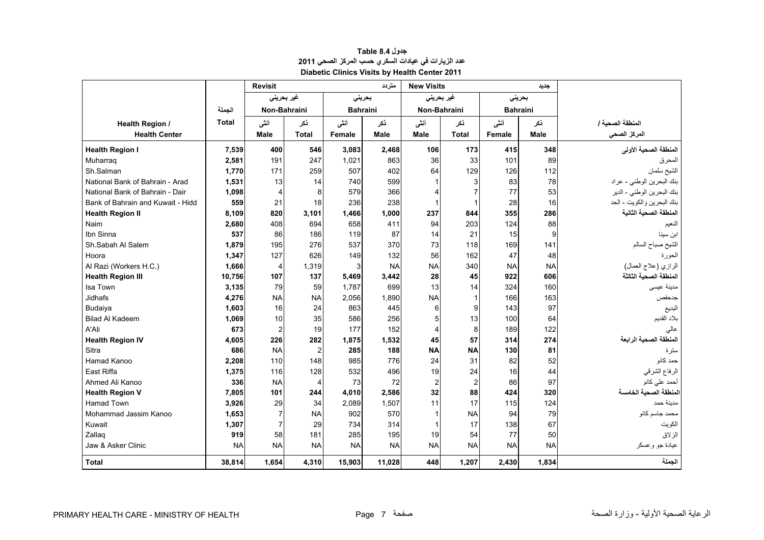**جدول Table 8.4**

**عدد الزيارات في عيادات السكري حسب المركز الصحي 2011**

**Diabetic Clinics Visits by Health Center 2011**

| Health Region / Health Center | الجملة Total | Revisit | | | متردد | New Visits | | | جديد | المنطقة الصحية / المركز الصحي |
|---|---|---|---|---|---|---|---|---|---|---|
| | | غير بحريني Non-Bahraini | | بحريني Bahraini | | غير بحريني Non-Bahraini | | بحريني Bahraini | | |
| | | أنثى Male | ذكر Total | أنثى Female | ذكر Male | أنثى Male | ذكر Total | أنثى Female | ذكر Male | |
| **Health Region I** | **7,539** | **400** | **546** | **3,083** | **2,468** | **106** | **173** | **415** | **348** | **المنطقة الصحية الأولى** |
| Muharraq | **2,581** | 191 | 247 | 1,021 | 863 | 36 | 33 | 101 | 89 | المحرق |
| Sh.Salman | **1,770** | 171 | 259 | 507 | 402 | 64 | 129 | 126 | 112 | الشيخ سلمان |
| National Bank of Bahrain - Arad | **1,531** | 13 | 14 | 740 | 599 | 1 | 3 | 83 | 78 | بنك البحرين الوطني - عراد |
| National Bank of Bahrain - Dair | **1,098** | 4 | 8 | 579 | 366 | 4 | 7 | 77 | 53 | بنك البحرين الوطني - الدير |
| Bank of Bahrain and Kuwait - Hidd | **559** | 21 | 18 | 236 | 238 | 1 | 1 | 28 | 16 | بنك البحرين والكويت - الحد |
| **Health Region II** | **8,109** | **820** | **3,101** | **1,466** | **1,000** | **237** | **844** | **355** | **286** | **المنطقة الصحية الثانية** |
| Naim | **2,680** | 408 | 694 | 658 | 411 | 94 | 203 | 124 | 88 | النعيم |
| Ibn Sinna | **537** | 86 | 186 | 119 | 87 | 14 | 21 | 15 | 9 | ابن سينا |
| Sh.Sabah Al Salem | **1,879** | 195 | 276 | 537 | 370 | 73 | 118 | 169 | 141 | الشيخ صباح السالم |
| Hoora | **1,347** | 127 | 626 | 149 | 132 | 56 | 162 | 47 | 48 | الحورة |
| Al Razi (Workers H.C.) | **1,666** | 4 | 1,319 | 3 | NA | NA | 340 | NA | NA | الرازي (علاج العمال) |
| **Health Region III** | **10,756** | **107** | **137** | **5,469** | **3,442** | **28** | **45** | **922** | **606** | **المنطقة الصحية الثالثة** |
| Isa Town | **3,135** | 79 | 59 | 1,787 | 699 | 13 | 14 | 324 | 160 | مدينة عيسى |
| Jidhafs | **4,276** | NA | NA | 2,056 | 1,890 | NA | 1 | 166 | 163 | جدحفص |
| Budaiya | **1,603** | 16 | 24 | 863 | 445 | 6 | 9 | 143 | 97 | البديع |
| Bilad Al Kadeem | **1,069** | 10 | 35 | 586 | 256 | 5 | 13 | 100 | 64 | بلاد القديم |
| A'Ali | **673** | 2 | 19 | 177 | 152 | 4 | 8 | 189 | 122 | عالي |
| **Health Region IV** | **4,605** | **226** | **282** | **1,875** | **1,532** | **45** | **57** | **314** | **274** | **المنطقة الصحية الرابعة** |
| Sitra | **686** | NA | 2 | **285** | **188** | **NA** | **NA** | **130** | **81** | سترة |
| Hamad Kanoo | **2,208** | 110 | 148 | 985 | 776 | 24 | 31 | 82 | 52 | حمد كانو |
| East Riffa | **1,375** | 116 | 128 | 532 | 496 | 19 | 24 | 16 | 44 | الرفاع الشرقي |
| Ahmed Ali Kanoo | **336** | NA | 4 | 73 | 72 | 2 | 2 | 86 | 97 | أحمد علي كانو |
| **Health Region V** | **7,805** | **101** | **244** | **4,010** | **2,586** | **32** | **88** | **424** | **320** | **المنطقة الصحية الخامسة** |
| Hamad Town | **3,926** | 29 | 34 | 2,089 | 1,507 | 11 | 17 | 115 | 124 | مدينة حمد |
| Mohammad Jassim Kanoo | **1,653** | 7 | NA | 902 | 570 | 1 | NA | 94 | 79 | محمد جاسم كانو |
| Kuwait | **1,307** | 7 | 29 | 734 | 314 | 1 | 17 | 138 | 67 | الكويت |
| Zallaq | **919** | 58 | 181 | 285 | 195 | 19 | 54 | 77 | 50 | الزلاق |
| Jaw & Asker Clinic | NA | NA | NA | NA | NA | NA | NA | NA | NA | عيادة جو وعسكر |
| **Total** | **38,814** | **1,654** | **4,310** | **15,903** | **11,028** | **448** | **1,207** | **2,430** | **1,834** | **الجملة** |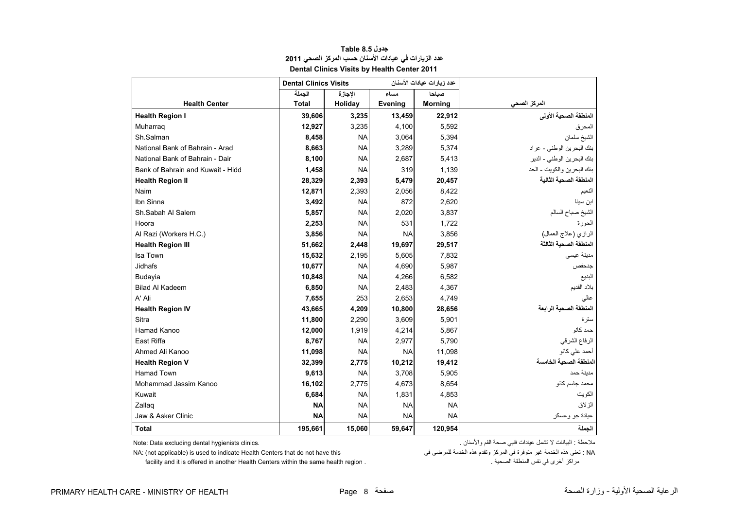**Table 8.5 جدول**

**عدد الزيارات في عيادات الأسنان حسب المركز الصحي 2011**

**Dental Clinics Visits by Health Center 2011**

| | Dental Clinics Visits | | عدد زيارات عيادات الأسنان | | |
|---|---|---|---|---|---|
| | الجملة | الإجازة | مساء | صباحا | |
| **Health Center** | **Total** | **Holiday** | **Evening** | **Morning** | **المركز الصحي** |
| **Health Region I** | **39,606** | **3,235** | **13,459** | **22,912** | **المنطقة الصحية الأولى** |
| Muharraq | **12,927** | 3,235 | 4,100 | 5,592 | المحرق |
| Sh.Salman | **8,458** | NA | 3,064 | 5,394 | الشيخ سلمان |
| National Bank of Bahrain - Arad | **8,663** | NA | 3,289 | 5,374 | بنك البحرين الوطني - عراد |
| National Bank of Bahrain - Dair | **8,100** | NA | 2,687 | 5,413 | بنك البحرين الوطني - الدير |
| Bank of Bahrain and Kuwait - Hidd | **1,458** | NA | 319 | 1,139 | بنك البحرين والكويت - الحد |
| **Health Region II** | **28,329** | **2,393** | **5,479** | **20,457** | **المنطقة الصحية الثانية** |
| Naim | **12,871** | 2,393 | 2,056 | 8,422 | النعيم |
| Ibn Sinna | **3,492** | NA | 872 | 2,620 | ابن سينا |
| Sh.Sabah Al Salem | **5,857** | NA | 2,020 | 3,837 | الشيخ صباح السالم |
| Hoora | **2,253** | NA | 531 | 1,722 | الحورة |
| Al Razi (Workers H.C.) | **3,856** | NA | NA | 3,856 | الرازي (علاج العمال) |
| **Health Region III** | **51,662** | **2,448** | **19,697** | **29,517** | **المنطقة الصحية الثالثة** |
| Isa Town | **15,632** | 2,195 | 5,605 | 7,832 | مدينة عيسى |
| Jidhafs | **10,677** | NA | 4,690 | 5,987 | جدحفص |
| Budayia | **10,848** | NA | 4,266 | 6,582 | البديع |
| Bilad Al Kadeem | **6,850** | NA | 2,483 | 4,367 | بلاد القديم |
| A' Ali | **7,655** | 253 | 2,653 | 4,749 | عالي |
| **Health Region IV** | **43,665** | **4,209** | **10,800** | **28,656** | **المنطقة الصحية الرابعة** |
| Sitra | **11,800** | 2,290 | 3,609 | 5,901 | سترة |
| Hamad Kanoo | **12,000** | 1,919 | 4,214 | 5,867 | حمد كانو |
| East Riffa | **8,767** | NA | 2,977 | 5,790 | الرفاع الشرقي |
| Ahmed Ali Kanoo | **11,098** | NA | NA | 11,098 | أحمد علي كانو |
| **Health Region V** | **32,399** | **2,775** | **10,212** | **19,412** | **المنطقة الصحية الخامسة** |
| Hamad Town | **9,613** | NA | 3,708 | 5,905 | مدينة حمد |
| Mohammad Jassim Kanoo | **16,102** | 2,775 | 4,673 | 8,654 | محمد جاسم كانو |
| Kuwait | **6,684** | NA | 1,831 | 4,853 | الكويت |
| Zallaq | **NA** | NA | NA | NA | الزلاق |
| Jaw & Asker Clinic | **NA** | NA | NA | NA | عيادة جو وعسكر |
| **Total** | **195,661** | **15,060** | **59,647** | **120,954** | **الجملة** |

Note: Data excluding dental hygienists clinics.

ملاحظة : البيانات لا تشمل عيادات فنيي صحة الفم والأسنان .

NA: (not applicable) is used to indicate Health Centers that do not have this facility and it is offered in another Health Centers within the same health region .

NA : تعني هذه الخدمة غير متوفرة في المركز وتقدم هذه الخدمة للمرضى في مراكز أخرى في نفس المنطقة الصحية .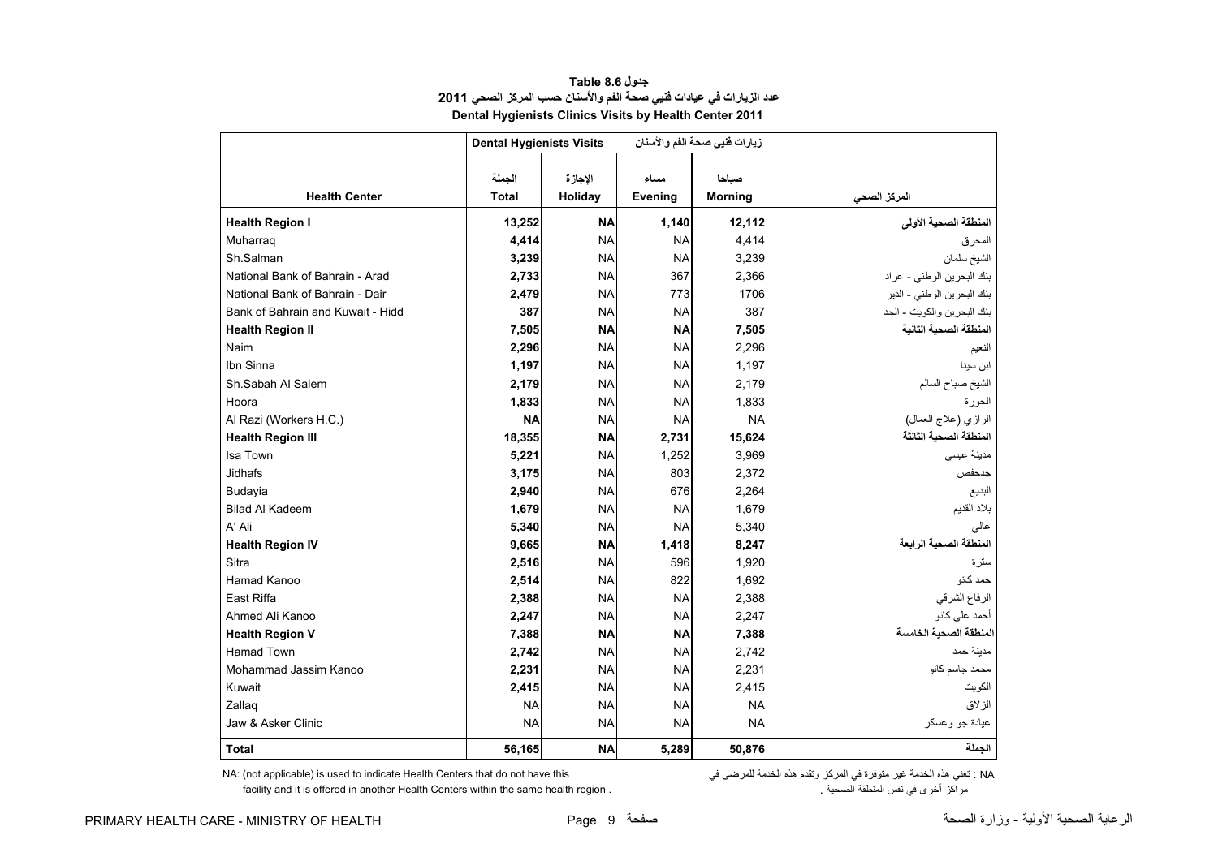## جدول 8.6 Table

## عدد الزيارات في عيادات فنيي صحة الفم والأسنان حسب المركز الصحي 2011

## Dental Hygienists Clinics Visits by Health Center 2011

| | Dental Hygienists Visits | | زيارات فنيي صحة الفم والأسنان | | |
|---|---|---|---|---|---|
| **Health Center** | الجملة **Total** | الإجازة **Holiday** | مساء **Evening** | صباحا **Morning** | المركز الصحي |
| **Health Region I** | **13,252** | **NA** | **1,140** | **12,112** | **المنطقة الصحية الأولى** |
| Muharraq | **4,414** | NA | NA | 4,414 | المحرق |
| Sh.Salman | **3,239** | NA | NA | 3,239 | الشيخ سلمان |
| National Bank of Bahrain - Arad | **2,733** | NA | 367 | 2,366 | بنك البحرين الوطني - عراد |
| National Bank of Bahrain - Dair | **2,479** | NA | 773 | 1706 | بنك البحرين الوطني - الدير |
| Bank of Bahrain and Kuwait - Hidd | **387** | NA | NA | 387 | بنك البحرين والكويت - الحد |
| **Health Region II** | **7,505** | **NA** | **NA** | **7,505** | **المنطقة الصحية الثانية** |
| Naim | **2,296** | NA | NA | 2,296 | النعيم |
| Ibn Sinna | **1,197** | NA | NA | 1,197 | ابن سينا |
| Sh.Sabah Al Salem | **2,179** | NA | NA | 2,179 | الشيخ صباح السالم |
| Hoora | **1,833** | NA | NA | 1,833 | الحورة |
| Al Razi (Workers H.C.) | **NA** | NA | NA | NA | الرازي (علاج العمال) |
| **Health Region III** | **18,355** | **NA** | **2,731** | **15,624** | **المنطقة الصحية الثالثة** |
| Isa Town | **5,221** | NA | 1,252 | 3,969 | مدينة عيسى |
| Jidhafs | **3,175** | NA | 803 | 2,372 | جدحفص |
| Budayia | **2,940** | NA | 676 | 2,264 | البديع |
| Bilad Al Kadeem | **1,679** | NA | NA | 1,679 | بلاد القديم |
| A' Ali | **5,340** | NA | NA | 5,340 | عالي |
| **Health Region IV** | **9,665** | **NA** | **1,418** | **8,247** | **المنطقة الصحية الرابعة** |
| Sitra | **2,516** | NA | 596 | 1,920 | سترة |
| Hamad Kanoo | **2,514** | NA | 822 | 1,692 | حمد كانو |
| East Riffa | **2,388** | NA | NA | 2,388 | الرفاع الشرقي |
| Ahmed Ali Kanoo | **2,247** | NA | NA | 2,247 | أحمد علي كانو |
| **Health Region V** | **7,388** | **NA** | **NA** | **7,388** | **المنطقة الصحية الخامسة** |
| Hamad Town | **2,742** | NA | NA | 2,742 | مدينة حمد |
| Mohammad Jassim Kanoo | **2,231** | NA | NA | 2,231 | محمد جاسم كانو |
| Kuwait | **2,415** | NA | NA | 2,415 | الكويت |
| Zallaq | NA | NA | NA | NA | الزلاق |
| Jaw & Asker Clinic | NA | NA | NA | NA | عيادة جو وعسكر |
| **Total** | **56,165** | **NA** | **5,289** | **50,876** | **الجملة** |

NA: (not applicable) is used to indicate Health Centers that do not have this facility and it is offered in another Health Centers within the same health region .

NA : تعني هذه الخدمة غير متوفرة في المركز وتقدم هذه الخدمة للمرضى في مراكز أخرى في نفس المنطقة الصحية .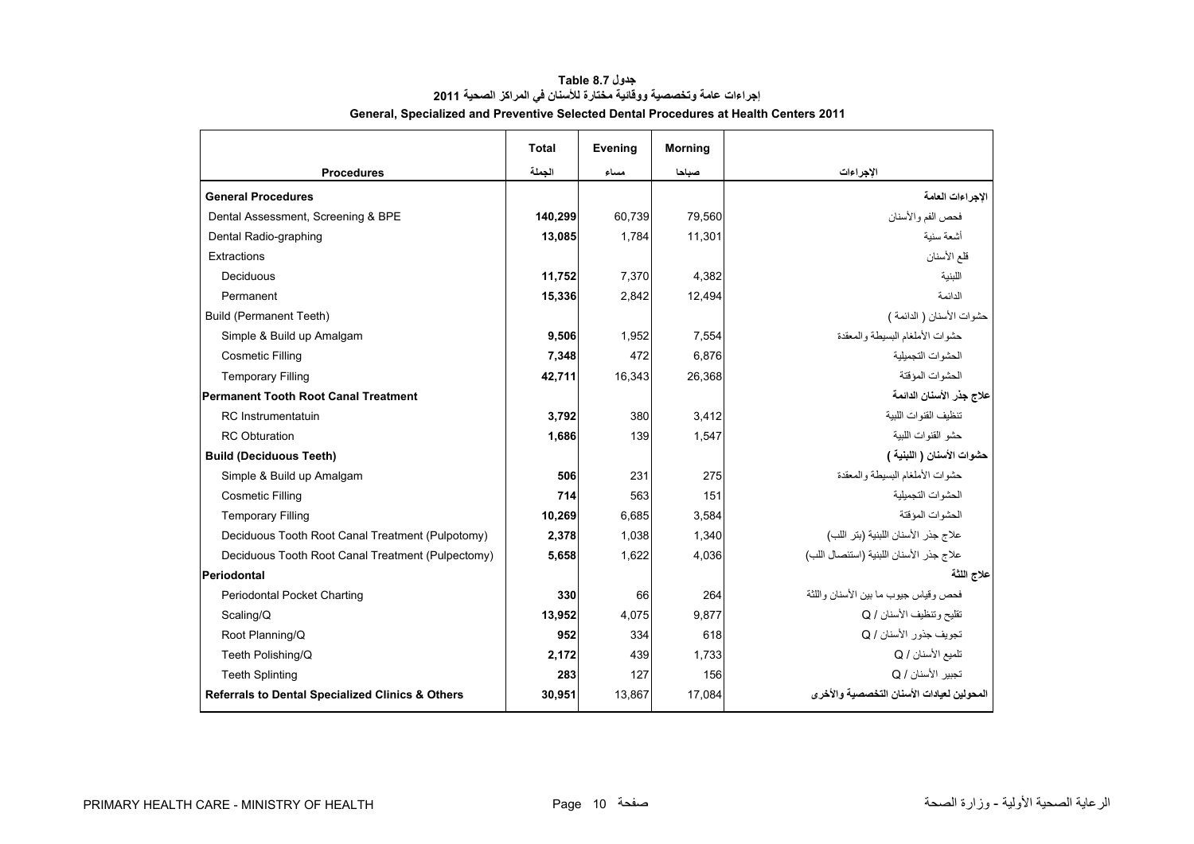**جدول Table 8.7**

**إجراءات عامة وتخصصية ووقائية مختارة للأسنان في المراكز الصحية 2011**

**General, Specialized and Preventive Selected Dental Procedures at Health Centers 2011**

| Procedures | Total<br>الجملة | Evening<br>مساء | Morning<br>صباحا | الإجراءات |
|---|---|---|---|---|
| **General Procedures** | | | | **الإجراءات العامة** |
| Dental Assessment, Screening & BPE | **140,299** | 60,739 | 79,560 | فحص الفم والأسنان |
| Dental Radio-graphing | **13,085** | 1,784 | 11,301 | أشعة سنية |
| Extractions | | | | قلع الأسنان |
| Deciduous | **11,752** | 7,370 | 4,382 | اللبنية |
| Permanent | **15,336** | 2,842 | 12,494 | الدائمة |
| Build (Permanent Teeth) | | | | حشوات الأسنان ( الدائمة ) |
| Simple & Build up Amalgam | **9,506** | 1,952 | 7,554 | حشوات الأملغام البسيطة والمعقدة |
| Cosmetic Filling | **7,348** | 472 | 6,876 | الحشوات التجميلية |
| Temporary Filling | **42,711** | 16,343 | 26,368 | الحشوات المؤقتة |
| **Permanent Tooth Root Canal Treatment** | | | | **علاج جذر الأسنان الدائمة** |
| RC Instrumentatuin | **3,792** | 380 | 3,412 | تنظيف القنوات اللبية |
| RC Obturation | **1,686** | 139 | 1,547 | حشو القنوات اللبية |
| **Build (Deciduous Teeth)** | | | | **حشوات الأسنان ( اللبنية )** |
| Simple & Build up Amalgam | **506** | 231 | 275 | حشوات الأملغام البسيطة والمعقدة |
| Cosmetic Filling | **714** | 563 | 151 | الحشوات التجميلية |
| Temporary Filling | **10,269** | 6,685 | 3,584 | الحشوات المؤقتة |
| Deciduous Tooth Root Canal Treatment (Pulpotomy) | **2,378** | 1,038 | 1,340 | علاج جذر الأسنان اللبنية (بتر اللب) |
| Deciduous Tooth Root Canal Treatment (Pulpectomy) | **5,658** | 1,622 | 4,036 | علاج جذر الأسنان اللبنية (استئصال اللب) |
| **Periodontal** | | | | **علاج اللثة** |
| Periodontal Pocket Charting | **330** | 66 | 264 | فحص وقياس جيوب ما بين الأسنان واللثة |
| Scaling/Q | **13,952** | 4,075 | 9,877 | تقليح وتنظيف الأسنان / Q |
| Root Planning/Q | **952** | 334 | 618 | تجويف جذور الأسنان / Q |
| Teeth Polishing/Q | **2,172** | 439 | 1,733 | تلميع الأسنان / Q |
| Teeth Splinting | **283** | 127 | 156 | تجبير الأسنان / Q |
| **Referrals to Dental Specialized Clinics & Others** | **30,951** | 13,867 | 17,084 | **المحولين لعيادات الأسنان التخصصية والأخرى** |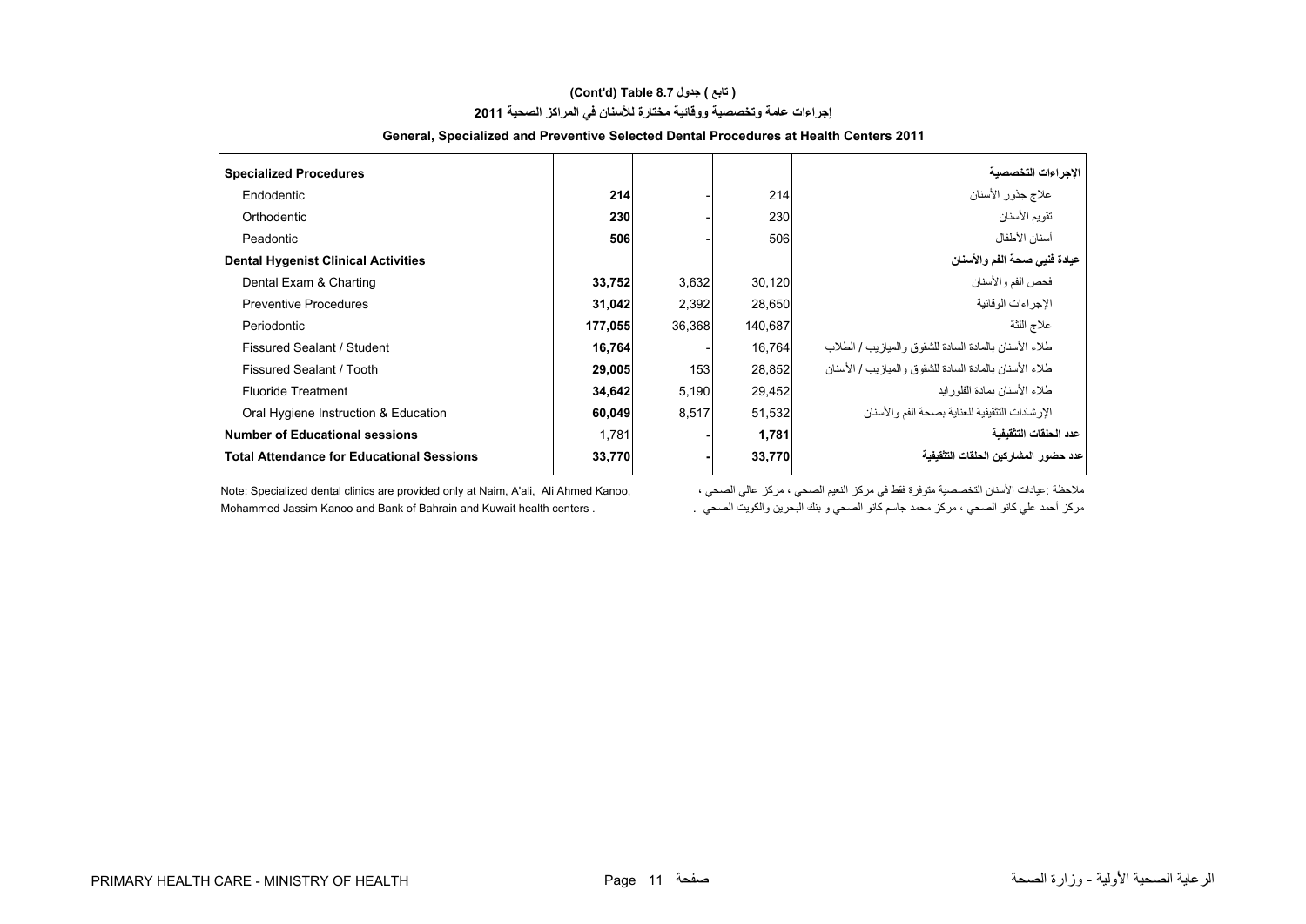**(Cont'd) Table 8.7 جدول ( تابع )**

**إجراءات عامة وتخصصية ووقائية مختارة للأسنان في المراكز الصحية 2011**

**General, Specialized and Preventive Selected Dental Procedures at Health Centers 2011**

| | | | | |
|---|---|---|---|---|
| **Specialized Procedures** | | | | **الإجراءات التخصصية** |
| Endodontic | **214** | - | 214 | علاج جذور الأسنان |
| Orthodentic | **230** | - | 230 | تقويم الأسنان |
| Peadontic | **506** | - | 506 | أسنان الأطفال |
| **Dental Hygenist Clinical Activities** | | | | **عيادة فنيي صحة الفم والأسنان** |
| Dental Exam & Charting | **33,752** | 3,632 | 30,120 | فحص الفم والأسنان |
| Preventive Procedures | **31,042** | 2,392 | 28,650 | الإجراءات الوقائية |
| Periodontic | **177,055** | 36,368 | 140,687 | علاج اللثة |
| Fissured Sealant / Student | **16,764** | - | 16,764 | طلاء الأسنان بالمادة السادة للشقوق والميازيب / الطلاب |
| Fissured Sealant / Tooth | **29,005** | 153 | 28,852 | طلاء الأسنان بالمادة السادة للشقوق والميازيب / الأسنان |
| Fluoride Treatment | **34,642** | 5,190 | 29,452 | طلاء الأسنان بمادة الفلورايد |
| Oral Hygiene Instruction & Education | **60,049** | 8,517 | 51,532 | الإرشادات التثقيفية للعناية بصحة الفم والأسنان |
| **Number of Educational sessions** | 1,781 | **-** | **1,781** | **عدد الحلقات التثقيفية** |
| **Total Attendance for Educational Sessions** | **33,770** | **-** | **33,770** | **عدد حضور المشاركين الحلقات التثقيفية** |

Note: Specialized dental clinics are provided only at Naim, A'ali, Ali Ahmed Kanoo, Mohammed Jassim Kanoo and Bank of Bahrain and Kuwait health centers .

ملاحظة :عيادات الأسنان التخصصية متوفرة فقط في مركز النعيم الصحي ، مركز عالي الصحي ، مركز أحمد علي كانو الصحي ، مركز محمد جاسم كانو الصحي و بنك البحرين والكويت الصحي .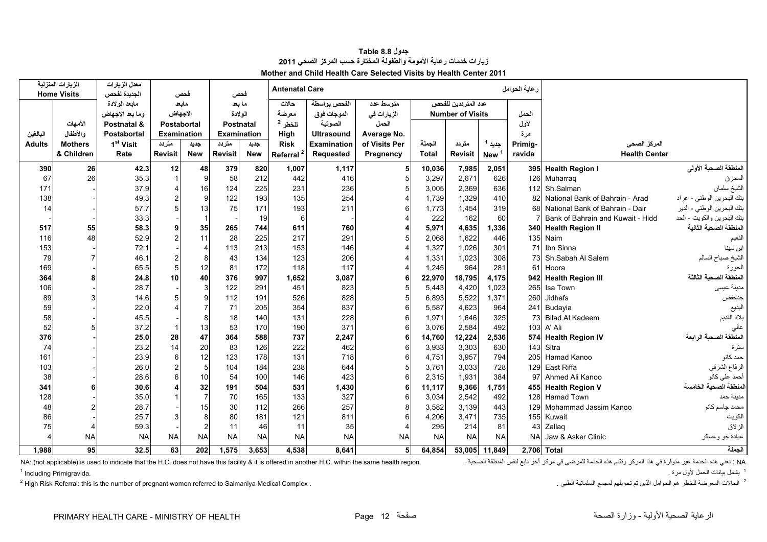# جدول 8.8 Table

## زيارات خدمات رعاية الأمومة والطفولة المختارة حسب المركز الصحي 2011

## Mother and Child Health Care Selected Visits by Health Center 2011

| الزيارات المنزلية Home Visits | | معدل الزيارات الجديدة لفحص مابعد الولادة وما بعد الاجهاض Postnatal & Postabortal 1st Visit Rate | فحص مابعد الاجهاض Postabortal Examination | | فحص ما بعد الولادة Postnatal Examination | | رعاية الحوامل Antenatal Care | | | | | | | | |
|---|---|---|---|---|---|---|---|---|---|---|---|---|---|---|---|
| البالغين Adults | الأمهات والأطفال Mothers & Children | | متردد Revisit | جديد New | متردد Revisit | جديد New | حالات معرضة للخطر High Risk Referral [2] | الفحص بواسطة الموجات فوق الصوتية Ultrasound Examination Requested | متوسط عدد الزيارات في الحمل Average No. of Visits Per Pregnency | عدد المترددين للفحص Number of Visits الجملة Total | متردد Revisit | جديد New [1] | الحمل لأول مرة Primigravida | المركز الصحي Health Center | |
| 390 | 26 | 42.3 | 12 | 48 | 379 | 820 | 1,007 | 1,117 | 5 | 10,036 | 7,985 | 2,051 | 395 | **Health Region I** | **المنطقة الصحية الأولى** |
| 67 | 26 | 35.3 | 1 | 9 | 58 | 212 | 442 | 416 | 5 | 3,297 | 2,671 | 626 | 126 | Muharraq | المحرق |
| 171 | - | 37.9 | 4 | 16 | 124 | 225 | 231 | 236 | 5 | 3,005 | 2,369 | 636 | 112 | Sh.Salman | الشيخ سلمان |
| 138 | - | 49.3 | 2 | 9 | 122 | 193 | 135 | 254 | 4 | 1,739 | 1,329 | 410 | 82 | National Bank of Bahrain - Arad | بنك البحرين الوطني - عراد |
| 14 | - | 57.7 | 5 | 13 | 75 | 171 | 193 | 211 | 6 | 1,773 | 1,454 | 319 | 68 | National Bank of Bahrain - Dair | بنك البحرين الوطني - الدير |
| - | - | 33.3 | - | 1 | - | 19 | 6 | - | 4 | 222 | 162 | 60 | 7 | Bank of Bahrain and Kuwait - Hidd | بنك البحرين والكويت - الحد |
| 517 | 55 | 58.3 | 9 | 35 | 265 | 744 | 611 | 760 | 4 | 5,971 | 4,635 | 1,336 | 340 | **Health Region II** | **المنطقة الصحية الثانية** |
| 116 | 48 | 52.9 | 2 | 11 | 28 | 225 | 217 | 291 | 5 | 2,068 | 1,622 | 446 | 135 | Naim | النعيم |
| 153 | - | 72.1 | - | 4 | 113 | 213 | 153 | 146 | 4 | 1,327 | 1,026 | 301 | 71 | Ibn Sinna | ابن سينا |
| 79 | 7 | 46.1 | 2 | 8 | 43 | 134 | 123 | 206 | 4 | 1,331 | 1,023 | 308 | 73 | Sh.Sabah Al Salem | الشيخ صباح السالم |
| 169 | - | 65.5 | 5 | 12 | 81 | 172 | 118 | 117 | 4 | 1,245 | 964 | 281 | 61 | Hoora | الحورة |
| 364 | 8 | 24.8 | 10 | 40 | 376 | 997 | 1,652 | 3,087 | 6 | 22,970 | 18,795 | 4,175 | 942 | **Health Region III** | **المنطقة الصحية الثالثة** |
| 106 | - | 28.7 | - | 3 | 122 | 291 | 451 | 823 | 5 | 5,443 | 4,420 | 1,023 | 265 | Isa Town | مدينة عيسى |
| 89 | 3 | 14.6 | 5 | 9 | 112 | 191 | 526 | 828 | 5 | 6,893 | 5,522 | 1,371 | 260 | Jidhafs | جدحفص |
| 59 | - | 22.0 | 4 | 7 | 71 | 205 | 354 | 837 | 6 | 5,587 | 4,623 | 964 | 241 | Budayia | البديع |
| 58 | - | 45.5 | - | 8 | 18 | 140 | 131 | 228 | 6 | 1,971 | 1,646 | 325 | 73 | Bilad Al Kadeem | بلاد القديم |
| 52 | 5 | 37.2 | 1 | 13 | 53 | 170 | 190 | 371 | 6 | 3,076 | 2,584 | 492 | 103 | A' Ali | عالي |
| 376 | - | 25.0 | 28 | 47 | 364 | 588 | 737 | 2,247 | 6 | 14,760 | 12,224 | 2,536 | 574 | **Health Region IV** | **المنطقة الصحية الرابعة** |
| 74 | - | 23.2 | 14 | 20 | 83 | 126 | 222 | 462 | 6 | 3,933 | 3,303 | 630 | 143 | Sitra | سترة |
| 161 | - | 23.9 | 6 | 12 | 123 | 178 | 131 | 718 | 6 | 4,751 | 3,957 | 794 | 205 | Hamad Kanoo | حمد كانو |
| 103 | - | 26.0 | 2 | 5 | 104 | 184 | 238 | 644 | 5 | 3,761 | 3,033 | 728 | 129 | East Riffa | الرفاع الشرقي |
| 38 | - | 28.6 | 6 | 10 | 54 | 100 | 146 | 423 | 6 | 2,315 | 1,931 | 384 | 97 | Ahmed Ali Kanoo | أحمد علي كانو |
| 341 | 6 | 30.6 | 4 | 32 | 191 | 504 | 531 | 1,430 | 6 | 11,117 | 9,366 | 1,751 | 455 | **Health Region V** | **المنطقة الصحية الخامسة** |
| 128 | - | 35.0 | 1 | 7 | 70 | 165 | 133 | 327 | 6 | 3,034 | 2,542 | 492 | 128 | Hamad Town | مدينة حمد |
| 48 | 2 | 28.7 | - | 15 | 30 | 112 | 266 | 257 | 8 | 3,582 | 3,139 | 443 | 129 | Mohammad Jassim Kanoo | محمد جاسم كانو |
| 86 | - | 25.7 | 3 | 8 | 80 | 181 | 121 | 811 | 6 | 4,206 | 3,471 | 735 | 155 | Kuwait | الكويت |
| 75 | 4 | 59.3 | - | 2 | 11 | 46 | 11 | 35 | 4 | 295 | 214 | 81 | 43 | Zallaq | الزلاق |
| 4 | NA | NA | NA | NA | NA | NA | NA | NA | NA | NA | NA | NA | NA | Jaw & Asker Clinic | عيادة جو وعسكر |
| **1,988** | **95** | **32.5** | **63** | **202** | **1,575** | **3,653** | **4,538** | **8,641** | **5** | **64,854** | **53,005** | **11,849** | **2,706** | **Total** | **الجملة** |

NA: (not applicable) is used to indicate that the H.C. does not have this facility & it is offered in another H.C. within the same health region.

NA : تعني هذه الخدمة غير متوفرة في هذا المركز وتقدم هذه الخدمة للمرضى في مركز آخر تابع لنفس المنطقة الصحية .

[1] Including Primigravida.

[1] يشمل بيانات الحمل لأول مرة .

[2] High Risk Referral: this is the number of pregnant women referred to Salmaniya Medical Complex .

[2] الحالات المعرضة للخطر هم الحوامل الذين تم تحويلهم لمجمع السلمانية الطبي .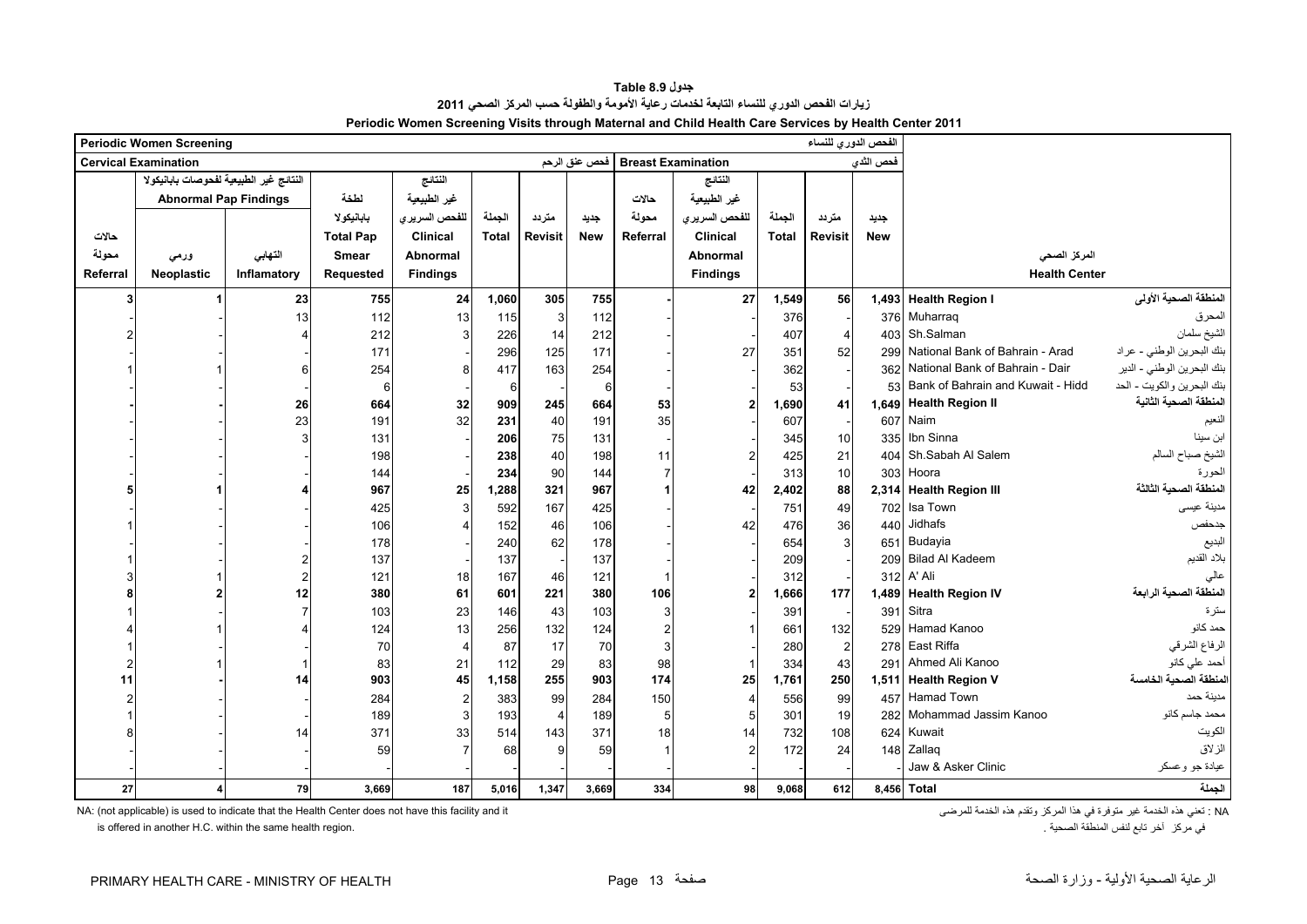# جدول 8.9 Table

## زيارات الفحص الدوري للنساء التابعة لخدمات رعاية الأمومة والطفولة حسب المركز الصحي 2011

## Periodic Women Screening Visits through Maternal and Child Health Care Services by Health Center 2011

| Periodic Women Screening | | | | | | | | | | | | | الفحص الدوري للنساء | | |
|---|---|---|---|---|---|---|---|---|---|---|---|---|---|---|---|
| Cervical Examination | | | | | | | فحص عنق الرحم | Breast Examination | | | | فحص الثدي | | | |
| | النتائج غير الطبيعية لفحوصات بابانيكولا Abnormal Pap Findings | | | | | | | | | | | | | | |
| حالات محولة Referral | ورمي Neoplastic | التهابي Inflamatory | لطخة بابانيكولا Total Pap Smear Requested | النتائج غير الطبيعية للفحص السريري Clinical Abnormal Findings | الجملة Total | متردد Revisit | جديد New | حالات محولة Referral | النتائج غير الطبيعية للفحص السريري Clinical Abnormal Findings | الجملة Total | متردد Revisit | جديد New | Health Center | المركز الصحي |
| **3** | **1** | **23** | **755** | **24** | **1,060** | **305** | **755** | **-** | **27** | **1,549** | **56** | **1,493** | **Health Region I** | **المنطقة الصحية الأولى** |
| - | - | 13 | 112 | 13 | 115 | 3 | 112 | - | - | 376 | - | 376 | Muharraq | المحرق |
| 2 | - | 4 | 212 | 3 | 226 | 14 | 212 | - | - | 407 | 4 | 403 | Sh.Salman | الشيخ سلمان |
| - | - | - | 171 | - | 296 | 125 | 171 | - | 27 | 351 | 52 | 299 | National Bank of Bahrain - Arad | بنك البحرين الوطني - عراد |
| 1 | 1 | 6 | 254 | 8 | 417 | 163 | 254 | - | - | 362 | - | 362 | National Bank of Bahrain - Dair | بنك البحرين الوطني - الدير |
| - | - | - | 6 | - | 6 | - | 6 | - | - | 53 | - | 53 | Bank of Bahrain and Kuwait - Hidd | بنك البحرين والكويت - الحد |
| **-** | **-** | **26** | **664** | **32** | **909** | **245** | **664** | **53** | **2** | **1,690** | **41** | **1,649** | **Health Region II** | **المنطقة الصحية الثانية** |
| - | - | 23 | 191 | 32 | 231 | 40 | 191 | 35 | - | 607 | - | 607 | Naim | النعيم |
| - | - | 3 | 131 | - | 206 | 75 | 131 | - | - | 345 | 10 | 335 | Ibn Sinna | ابن سينا |
| - | - | - | 198 | - | 238 | 40 | 198 | 11 | 2 | 425 | 21 | 404 | Sh.Sabah Al Salem | الشيخ صباح السالم |
| - | - | - | 144 | - | 234 | 90 | 144 | 7 | - | 313 | 10 | 303 | Hoora | الحورة |
| **5** | **1** | **4** | **967** | **25** | **1,288** | **321** | **967** | **1** | **42** | **2,402** | **88** | **2,314** | **Health Region III** | **المنطقة الصحية الثالثة** |
| - | - | - | 425 | 3 | 592 | 167 | 425 | - | - | 751 | 49 | 702 | Isa Town | مدينة عيسى |
| 1 | - | - | 106 | 4 | 152 | 46 | 106 | - | 42 | 476 | 36 | 440 | Jidhafs | جدحفص |
| - | - | - | 178 | - | 240 | 62 | 178 | - | - | 654 | 3 | 651 | Budayia | البديع |
| 1 | - | 2 | 137 | - | 137 | - | 137 | - | - | 209 | - | 209 | Bilad Al Kadeem | بلاد القديم |
| 3 | 1 | 2 | 121 | 18 | 167 | 46 | 121 | 1 | - | 312 | - | 312 | A' Ali | عالي |
| **8** | **2** | **12** | **380** | **61** | **601** | **221** | **380** | **106** | **2** | **1,666** | **177** | **1,489** | **Health Region IV** | **المنطقة الصحية الرابعة** |
| 1 | - | 7 | 103 | 23 | 146 | 43 | 103 | 3 | - | 391 | - | 391 | Sitra | سترة |
| 4 | 1 | 4 | 124 | 13 | 256 | 132 | 124 | 2 | 1 | 661 | 132 | 529 | Hamad Kanoo | حمد كانو |
| 1 | - | - | 70 | 4 | 87 | 17 | 70 | 3 | - | 280 | 2 | 278 | East Riffa | الرفاع الشرقي |
| 2 | 1 | 1 | 83 | 21 | 112 | 29 | 83 | 98 | 1 | 334 | 43 | 291 | Ahmed Ali Kanoo | أحمد علي كانو |
| **11** | **-** | **14** | **903** | **45** | **1,158** | **255** | **903** | **174** | **25** | **1,761** | **250** | **1,511** | **Health Region V** | **المنطقة الصحية الخامسة** |
| 2 | - | - | 284 | 2 | 383 | 99 | 284 | 150 | 4 | 556 | 99 | 457 | Hamad Town | مدينة حمد |
| 1 | - | - | 189 | 3 | 193 | 4 | 189 | 5 | 5 | 301 | 19 | 282 | Mohammad Jassim Kanoo | محمد جاسم كانو |
| 8 | - | 14 | 371 | 33 | 514 | 143 | 371 | 18 | 14 | 732 | 108 | 624 | Kuwait | الكويت |
| - | - | - | 59 | 7 | 68 | 9 | 59 | 1 | 2 | 172 | 24 | 148 | Zallaq | الزلاق |
| - | - | - | - | - | - | - | - | - | - | - | - | - | Jaw & Asker Clinic | عيادة جو وعسكر |
| **27** | **4** | **79** | **3,669** | **187** | **5,016** | **1,347** | **3,669** | **334** | **98** | **9,068** | **612** | **8,456** | **Total** | **الجملة** |

NA: (not applicable) is used to indicate that the Health Center does not have this facility and it is offered in another H.C. within the same health region.

NA : تعني هذه الخدمة غير متوفرة في هذا المركز وتقدم هذه الخدمة للمرضى في مركز آخر تابع لنفس المنطقة الصحية .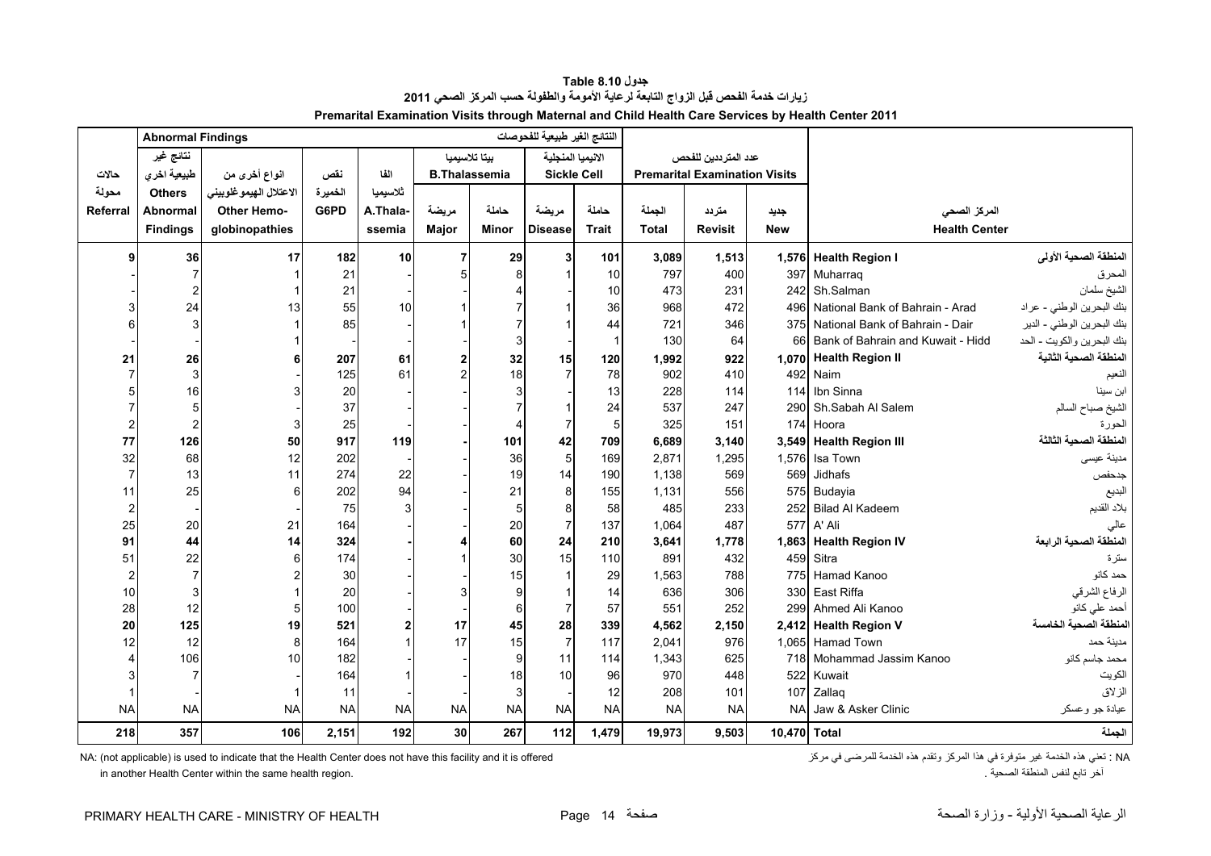# جدول Table 8.10

## زيارات خدمة الفحص قبل الزواج التابعة لرعاية الأمومة والطفولة حسب المركز الصحي 2011

## Premarital Examination Visits through Maternal and Child Health Care Services by Health Center 2011

| حالات محولة Referral | نتائج غير طبيعية اخري Others Abnormal Findings | انواع أخرى من الاعتلال الهيموغلوبيني Other Hemo-globinopathies | نقص الخميرة G6PD | الفا ثلاسيميا A.Thala-ssemia | بيتا تلاسيميا B.Thalassemia مريضة Major | حاملة Minor | الانيميا المنجلية Sickle Cell مريضة Disease | حاملة Trait | عدد المترددين للفحص Premarital Examination Visits الجملة Total | متردد Revisit | جديد New | Health Center | المركز الصحي |
|---|---|---|---|---|---|---|---|---|---|---|---|---|---|
| **9** | **36** | **17** | **182** | **10** | **7** | **29** | **3** | **101** | **3,089** | **1,513** | **1,576** | **Health Region I** | **المنطقة الصحية الأولى** |
| - | 7 | 1 | 21 | - | 5 | 8 | 1 | 10 | 797 | 400 | 397 | Muharraq | المحرق |
| - | 2 | 1 | 21 | - | - | 4 | - | 10 | 473 | 231 | 242 | Sh.Salman | الشيخ سلمان |
| 3 | 24 | 13 | 55 | 10 | 1 | 7 | 1 | 36 | 968 | 472 | 496 | National Bank of Bahrain - Arad | بنك البحرين الوطني - عراد |
| 6 | 3 | 1 | 85 | - | 1 | 7 | 1 | 44 | 721 | 346 | 375 | National Bank of Bahrain - Dair | بنك البحرين الوطني - الدير |
| - | - | 1 | - | - | - | 3 | - | 1 | 130 | 64 | 66 | Bank of Bahrain and Kuwait - Hidd | بنك البحرين والكويت - الحد |
| **21** | **26** | **6** | **207** | **61** | **2** | **32** | **15** | **120** | **1,992** | **922** | **1,070** | **Health Region II** | **المنطقة الصحية الثانية** |
| 7 | 3 | - | 125 | 61 | 2 | 18 | 7 | 78 | 902 | 410 | 492 | Naim | النعيم |
| 5 | 16 | 3 | 20 | - | - | 3 | - | 13 | 228 | 114 | 114 | Ibn Sinna | ابن سينا |
| 7 | 5 | - | 37 | - | - | 7 | 1 | 24 | 537 | 247 | 290 | Sh.Sabah Al Salem | الشيخ صباح السالم |
| 2 | 2 | 3 | 25 | - | - | 4 | 7 | 5 | 325 | 151 | 174 | Hoora | الحورة |
| **77** | **126** | **50** | **917** | **119** | **-** | **101** | **42** | **709** | **6,689** | **3,140** | **3,549** | **Health Region III** | **المنطقة الصحية الثالثة** |
| 32 | 68 | 12 | 202 | - | - | 36 | 5 | 169 | 2,871 | 1,295 | 1,576 | Isa Town | مدينة عيسى |
| 7 | 13 | 11 | 274 | 22 | - | 19 | 14 | 190 | 1,138 | 569 | 569 | Jidhafs | جدحفص |
| 11 | 25 | 6 | 202 | 94 | - | 21 | 8 | 155 | 1,131 | 556 | 575 | Budayia | البديع |
| 2 | - | - | 75 | 3 | - | 5 | 8 | 58 | 485 | 233 | 252 | Bilad Al Kadeem | بلاد القديم |
| 25 | 20 | 21 | 164 | - | - | 20 | 7 | 137 | 1,064 | 487 | 577 | A' Ali | عالي |
| **91** | **44** | **14** | **324** | **-** | **4** | **60** | **24** | **210** | **3,641** | **1,778** | **1,863** | **Health Region IV** | **المنطقة الصحية الرابعة** |
| 51 | 22 | 6 | 174 | - | 1 | 30 | 15 | 110 | 891 | 432 | 459 | Sitra | سترة |
| 2 | 7 | 2 | 30 | - | - | 15 | 1 | 29 | 1,563 | 788 | 775 | Hamad Kanoo | حمد كانو |
| 10 | 3 | 1 | 20 | - | 3 | 9 | 1 | 14 | 636 | 306 | 330 | East Riffa | الرفاع الشرقي |
| 28 | 12 | 5 | 100 | - | - | 6 | 7 | 57 | 551 | 252 | 299 | Ahmed Ali Kanoo | أحمد علي كانو |
| **20** | **125** | **19** | **521** | **2** | **17** | **45** | **28** | **339** | **4,562** | **2,150** | **2,412** | **Health Region V** | **المنطقة الصحية الخامسة** |
| 12 | 12 | 8 | 164 | 1 | 17 | 15 | 7 | 117 | 2,041 | 976 | 1,065 | Hamad Town | مدينة حمد |
| 4 | 106 | 10 | 182 | - | - | 9 | 11 | 114 | 1,343 | 625 | 718 | Mohammad Jassim Kanoo | محمد جاسم كانو |
| 3 | 7 | - | 164 | 1 | - | 18 | 10 | 96 | 970 | 448 | 522 | Kuwait | الكويت |
| 1 | - | 1 | 11 | - | - | 3 | - | 12 | 208 | 101 | 107 | Zallaq | الزلاق |
| NA | NA | NA | NA | NA | NA | NA | NA | NA | NA | NA | NA | Jaw & Asker Clinic | عيادة جو وعسكر |
| **218** | **357** | **106** | **2,151** | **192** | **30** | **267** | **112** | **1,479** | **19,973** | **9,503** | **10,470** | **Total** | **الجملة** |

النتائج الغير طبيعية للفحوصات Abnormal Findings

NA: (not applicable) is used to indicate that the Health Center does not have this facility and it is offered in another Health Center within the same health region.

NA : تعني هذه الخدمة غير متوفرة في هذا المركز وتقدم هذه الخدمة للمرضى في مركز آخر تابع لنفس المنطقة الصحية .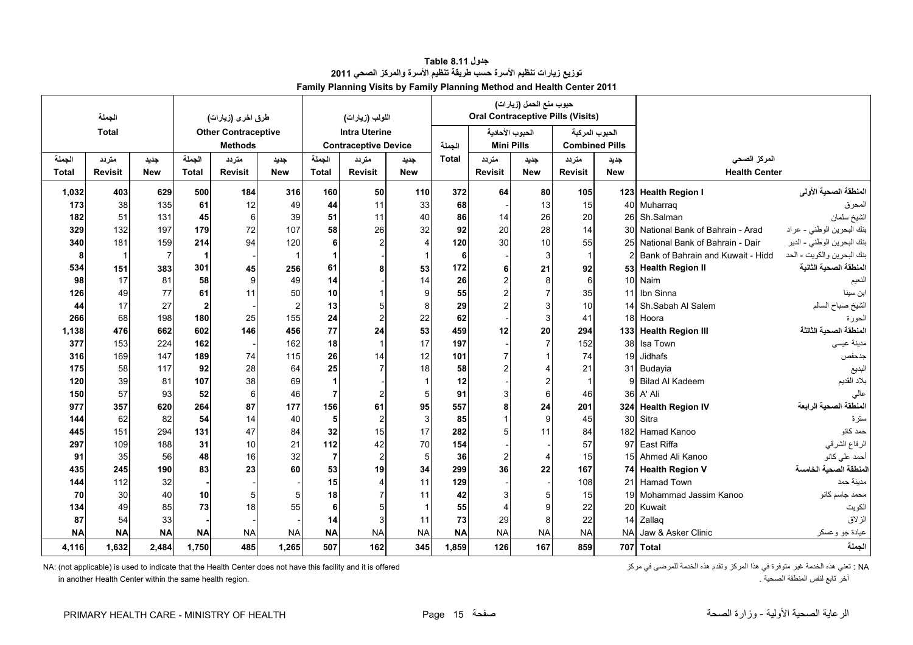# جدول Table 8.11

## توزيع زيارات تنظيم الأسرة حسب طريقة تنظيم الأسرة والمركز الصحي 2011

## Family Planning Visits by Family Planning Method and Health Center 2011

| الجملة Total | | | طرق اخرى (زيارات) Other Contraceptive Methods | | | اللولب (زيارات) Intra Uterine Contraceptive Device | | | حبوب منع الحمل (زيارات) Oral Contraceptive Pills (Visits) | | | | | | |
|---|---|---|---|---|---|---|---|---|---|---|---|---|---|---|---|
| | | | | | | | | | الجملة | الحبوب الأحادية Mini Pills | | الحبوب المركبة Combined Pills | | | |
| الجملة Total | متردد Revisit | جديد New | الجملة Total | متردد Revisit | جديد New | الجملة Total | متردد Revisit | جديد New | Total | متردد Revisit | جديد New | متردد Revisit | جديد New | المركز الصحي Health Center | |
| **1,032** | **403** | **629** | **500** | **184** | **316** | **160** | **50** | **110** | **372** | **64** | **80** | **105** | **123** | **Health Region I** | **المنطقة الصحية الأولى** |
| **173** | 38 | 135 | **61** | 12 | 49 | **44** | 11 | 33 | **68** | - | 13 | 15 | 40 | Muharraq | المحرق |
| **182** | 51 | 131 | **45** | 6 | 39 | **51** | 11 | 40 | **86** | 14 | 26 | 20 | 26 | Sh.Salman | الشيخ سلمان |
| **329** | 132 | 197 | **179** | 72 | 107 | **58** | 26 | 32 | **92** | 20 | 28 | 14 | 30 | National Bank of Bahrain - Arad | بنك البحرين الوطني - عراد |
| **340** | 181 | 159 | **214** | 94 | 120 | **6** | 2 | 4 | **120** | 30 | 10 | 55 | 25 | National Bank of Bahrain - Dair | بنك البحرين الوطني - الدير |
| **8** | 1 | 7 | **1** | - | 1 | **1** | - | 1 | **6** | - | 3 | 1 | 2 | Bank of Bahrain and Kuwait - Hidd | بنك البحرين والكويت - الحد |
| **534** | **151** | **383** | **301** | **45** | **256** | **61** | **8** | **53** | **172** | **6** | **21** | **92** | **53** | **Health Region II** | **المنطقة الصحية الثانية** |
| **98** | 17 | 81 | **58** | 9 | 49 | **14** | - | 14 | **26** | 2 | 8 | 6 | 10 | Naim | النعيم |
| **126** | 49 | 77 | **61** | 11 | 50 | **10** | 1 | 9 | **55** | 2 | 7 | 35 | 11 | Ibn Sinna | ابن سينا |
| **44** | 17 | 27 | **2** | - | 2 | **13** | 5 | 8 | **29** | 2 | 3 | 10 | 14 | Sh.Sabah Al Salem | الشيخ صباح السالم |
| **266** | 68 | 198 | **180** | 25 | 155 | **24** | 2 | 22 | **62** | - | 3 | 41 | 18 | Hoora | الحورة |
| **1,138** | **476** | **662** | **602** | **146** | **456** | **77** | **24** | **53** | **459** | **12** | **20** | **294** | **133** | **Health Region III** | **المنطقة الصحية الثالثة** |
| **377** | 153 | 224 | **162** | - | 162 | **18** | 1 | 17 | **197** | - | 7 | 152 | 38 | Isa Town | مدينة عيسى |
| **316** | 169 | 147 | **189** | 74 | 115 | **26** | 14 | 12 | **101** | 7 | 1 | 74 | 19 | Jidhafs | جدحفص |
| **175** | 58 | 117 | **92** | 28 | 64 | **25** | 7 | 18 | **58** | 2 | 4 | 21 | 31 | Budayia | البديع |
| **120** | 39 | 81 | **107** | 38 | 69 | **1** | - | 1 | **12** | - | 2 | 1 | 9 | Bilad Al Kadeem | بلاد القديم |
| **150** | 57 | 93 | **52** | 6 | 46 | **7** | 2 | 5 | **91** | 3 | 6 | 46 | 36 | A' Ali | عالي |
| **977** | **357** | **620** | **264** | **87** | **177** | **156** | **61** | **95** | **557** | **8** | **24** | **201** | **324** | **Health Region IV** | **المنطقة الصحية الرابعة** |
| **144** | 62 | 82 | **54** | 14 | 40 | **5** | 2 | 3 | **85** | 1 | 9 | 45 | 30 | Sitra | سترة |
| **445** | 151 | 294 | **131** | 47 | 84 | **32** | 15 | 17 | **282** | 5 | 11 | 84 | 182 | Hamad Kanoo | حمد كانو |
| **297** | 109 | 188 | **31** | 10 | 21 | **112** | 42 | 70 | **154** | - | - | 57 | 97 | East Riffa | الرفاع الشرقي |
| **91** | 35 | 56 | **48** | 16 | 32 | **7** | 2 | 5 | **36** | 2 | 4 | 15 | 15 | Ahmed Ali Kanoo | أحمد علي كانو |
| **435** | **245** | **190** | **83** | **23** | **60** | **53** | **19** | **34** | **299** | **36** | **22** | **167** | **74** | **Health Region V** | **المنطقة الصحية الخامسة** |
| **144** | 112 | 32 | **-** | - | - | **15** | 4 | 11 | **129** | - | - | 108 | 21 | Hamad Town | مدينة حمد |
| **70** | 30 | 40 | **10** | 5 | 5 | **18** | 7 | 11 | **42** | 3 | 5 | 15 | 19 | Mohammad Jassim Kanoo | محمد جاسم كانو |
| **134** | 49 | 85 | **73** | 18 | 55 | **6** | 5 | 1 | **55** | 4 | 9 | 22 | 20 | Kuwait | الكويت |
| **87** | 54 | 33 | **-** | - | - | **14** | 3 | 11 | **73** | 29 | 8 | 22 | 14 | Zallaq | الزلاق |
| **NA** | **NA** | **NA** | **NA** | NA | NA | **NA** | NA | NA | **NA** | NA | NA | NA | NA | Jaw & Asker Clinic | عيادة جو وعسكر |
| **4,116** | **1,632** | **2,484** | **1,750** | **485** | **1,265** | **507** | **162** | **345** | **1,859** | **126** | **167** | **859** | **707** | **Total** | **الجملة** |

NA: (not applicable) is used to indicate that the Health Center does not have this facility and it is offered in another Health Center within the same health region.

NA : تعني هذه الخدمة غير متوفرة في هذا المركز وتقدم هذه الخدمة للمرضى في مركز آخر تابع لنفس المنطقة الصحية .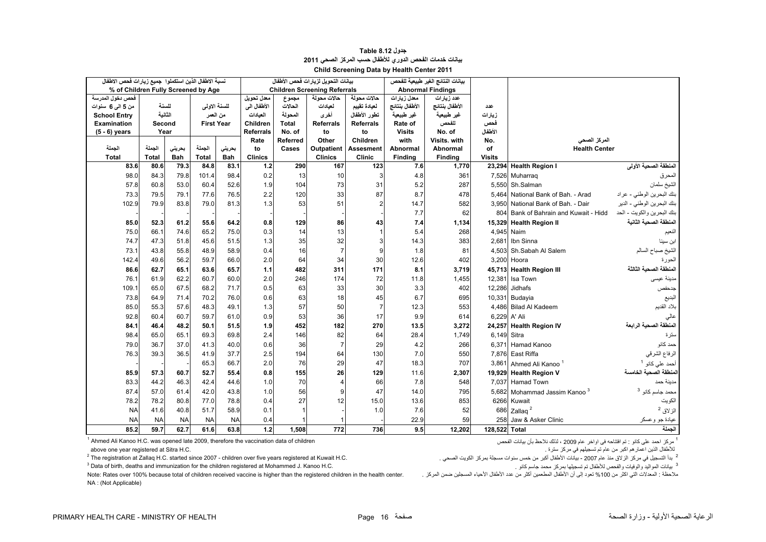# جدول 8.12 Table

## بيانات خدمات الفحص الدوري للأطفال حسب المركز الصحي 2011

## Child Screening Data by Health Center 2011

| نسبة الاطفال الذين استكملوا جميع زيارات فحص الاطفال % of Children Fully Screened by Age | | | | | بيانات التحويل لزيارات فحص الأطفال Children Screening Referrals | | | | بيانات النتائج الغير طبيعية للفحص Abnormal Findings | | | | |
|---|---|---|---|---|---|---|---|---|---|---|---|---|---|
| فحص دخول المدرسة من 5 الى 6 سنوات School Entry Examination (5 - 6) years | للسنة الثانية Second Year | | للسنة الاولى من العمر First Year | | معدل تحويل الأطفال الى العيادات Children Referrals Rate to Clinics | مجموع الحالات المحولة Total No. of Referred Cases | حالات محولة لعيادات أخرى Referrals to Other Outpatient Clinics | حالات محولة لعيادة تقييم تطور الأطفال Referrals to Children Assesment Clinic | معدل زيارات الأطفال بنتائج غير طبيعية Rate of Visits with Abnormal Finding | عدد زيارات الأطفال بنتائج غير طبيعية للفحص No. of Visits. with Abnormal Finding | عدد زيارات فحص الأطفال No. of Visits | المركز الصحي Health Center | |
| الجملة Total | الجملة Total | بحريني Bah | الجملة Total | بحريني Bah | | | | | | | | | |
| 83.6 | 80.6 | 79.3 | 84.8 | 83.1 | 1.2 | 290 | 167 | 123 | 7.6 | 1,770 | 23,294 | **Health Region I** | **المنطقة الصحية الأولى** |
| 98.0 | 84.3 | 79.8 | 101.4 | 98.4 | 0.2 | 13 | 10 | 3 | 4.8 | 361 | 7,526 | Muharraq | المحرق |
| 57.8 | 60.8 | 53.0 | 60.4 | 52.6 | 1.9 | 104 | 73 | 31 | 5.2 | 287 | 5,550 | Sh.Salman | الشيخ سلمان |
| 73.3 | 79.5 | 79.1 | 77.6 | 76.5 | 2.2 | 120 | 33 | 87 | 8.7 | 478 | 5,464 | National Bank of Bah. - Arad | بنك البحرين الوطني - عراد |
| 102.9 | 79.9 | 83.8 | 79.0 | 81.3 | 1.3 | 53 | 51 | 2 | 14.7 | 582 | 3,950 | National Bank of Bah. - Dair | بنك البحرين الوطني - الدير |
| - | - | - | - | - | - | - | - | - | 7.7 | 62 | 804 | Bank of Bahrain and Kuwait - Hidd | بنك البحرين والكويت - الحد |
| 85.0 | 52.3 | 61.2 | 55.6 | 64.2 | 0.8 | 129 | 86 | 43 | 7.4 | 1,134 | 15,329 | **Health Region II** | **المنطقة الصحية الثانية** |
| 75.0 | 66.1 | 74.6 | 65.2 | 75.0 | 0.3 | 14 | 13 | 1 | 5.4 | 268 | 4,945 | Naim | النعيم |
| 74.7 | 47.3 | 51.8 | 45.6 | 51.5 | 1.3 | 35 | 32 | 3 | 14.3 | 383 | 2,681 | Ibn Sinna | ابن سينا |
| 73.1 | 43.8 | 55.8 | 48.9 | 58.9 | 0.4 | 16 | 7 | 9 | 1.8 | 81 | 4,503 | Sh.Sabah Al Salem | الشيخ صباح السالم |
| 142.4 | 49.6 | 56.2 | 59.7 | 66.0 | 2.0 | 64 | 34 | 30 | 12.6 | 402 | 3,200 | Hoora | الحورة |
| 86.6 | 62.7 | 65.1 | 63.6 | 65.7 | 1.1 | 482 | 311 | 171 | 8.1 | 3,719 | 45,713 | **Health Region III** | **المنطقة الصحية الثالثة** |
| 76.1 | 61.9 | 62.2 | 60.7 | 60.0 | 2.0 | 246 | 174 | 72 | 11.8 | 1,455 | 12,381 | Isa Town | مدينة عيسى |
| 109.1 | 65.0 | 67.5 | 68.2 | 71.7 | 0.5 | 63 | 33 | 30 | 3.3 | 402 | 12,286 | Jidhafs | جدحفص |
| 73.8 | 64.9 | 71.4 | 70.2 | 76.0 | 0.6 | 63 | 18 | 45 | 6.7 | 695 | 10,331 | Budayia | البديع |
| 85.0 | 55.3 | 57.6 | 48.3 | 49.1 | 1.3 | 57 | 50 | 7 | 12.3 | 553 | 4,486 | Bilad Al Kadeem | بلاد القديم |
| 92.8 | 60.4 | 60.7 | 59.7 | 61.0 | 0.9 | 53 | 36 | 17 | 9.9 | 614 | 6,229 | A' Ali | عالي |
| 84.1 | 46.4 | 48.2 | 50.1 | 51.5 | 1.9 | 452 | 182 | 270 | 13.5 | 3,272 | 24,257 | **Health Region IV** | **المنطقة الصحية الرابعة** |
| 98.4 | 65.0 | 65.1 | 69.3 | 69.8 | 2.4 | 146 | 82 | 64 | 28.4 | 1,749 | 6,149 | Sitra | سترة |
| 79.0 | 36.7 | 37.0 | 41.3 | 40.0 | 0.6 | 36 | 7 | 29 | 4.2 | 266 | 6,371 | Hamad Kanoo | حمد كانو |
| 76.3 | 39.3 | 36.5 | 41.9 | 37.7 | 2.5 | 194 | 64 | 130 | 7.0 | 550 | 7,876 | East Riffa | الرفاع الشرقي |
| - | - | - | 65.3 | 66.7 | 2.0 | 76 | 29 | 47 | 18.3 | 707 | 3,861 | Ahmed Ali Kanoo [1] | أحمد علي كانو [1] |
| 85.9 | 57.3 | 60.7 | 52.7 | 55.4 | 0.8 | 155 | 26 | 129 | 11.6 | 2,307 | 19,929 | **Health Region V** | **المنطقة الصحية الخامسة** |
| 83.3 | 44.2 | 46.3 | 42.4 | 44.6 | 1.0 | 70 | 4 | 66 | 7.8 | 548 | 7,037 | Hamad Town | مدينة حمد |
| 87.4 | 57.0 | 61.4 | 42.0 | 43.8 | 1.0 | 56 | 9 | 47 | 14.0 | 795 | 5,682 | Mohammad Jassim Kanoo [3] | محمد جاسم كانو [3] |
| 78.2 | 78.2 | 80.8 | 77.0 | 78.8 | 0.4 | 27 | 12 | 15.0 | 13.6 | 853 | 6266 | Kuwait | الكويت |
| NA | 41.6 | 40.8 | 51.7 | 58.9 | 0.1 | 1 | - | 1.0 | 7.6 | 52 | 686 | Zallaq [2] | الزلاق [2] |
| NA | NA | NA | NA | NA | 0.4 | 1 | 1 | - | 22.9 | 59 | 258 | Jaw & Asker Clinic | عيادة جو وعسكر |
| **85.2** | **59.7** | **62.7** | **61.6** | **63.8** | **1.2** | **1,508** | **772** | **736** | **9.5** | **12,202** | **128,522** | **Total** | **الجملة** |

[1] Ahmed Ali Kanoo H.C. was opened late 2009, therefore the vaccination data of children above one year registered at Sitra H.C.

[1] مركز احمد علي كانو : تم افتتاحه في اواخر عام 2009 ، لذلك نلاحظ بأن بيانات الفحص للأطفال الذين اعمارهم اكبر من عام تم تسجيلهم في مركز سترة .

[2] The registration at Zallaq H.C. started since 2007 - children over five years registered at Kuwait H.C.

[2] بدأ التسجيل في مركز الزلاق منذ عام 2007 - بيانات الأطفال أكبر من خمس سنوات مسجلة بمركز الكويت الصحي .

[3] Data of birth, deaths and immunization for the children registered at Mohammed J. Kanoo H.C.

[3] بيانات المواليد والوفيات والفحص للأطفال تم تسجيلها بمركز محمد جاسم كانو .

Note: Rates over 100% because total of children received vaccine is higher than the registered children in the health center.

ملاحظة : المعدلات التي اكثر من 100% تعود إلى أن الأطفال المطعمين أكثر من عدد الأطفال الأحياء المسجلين ضمن المركز .

NA : (Not Applicable)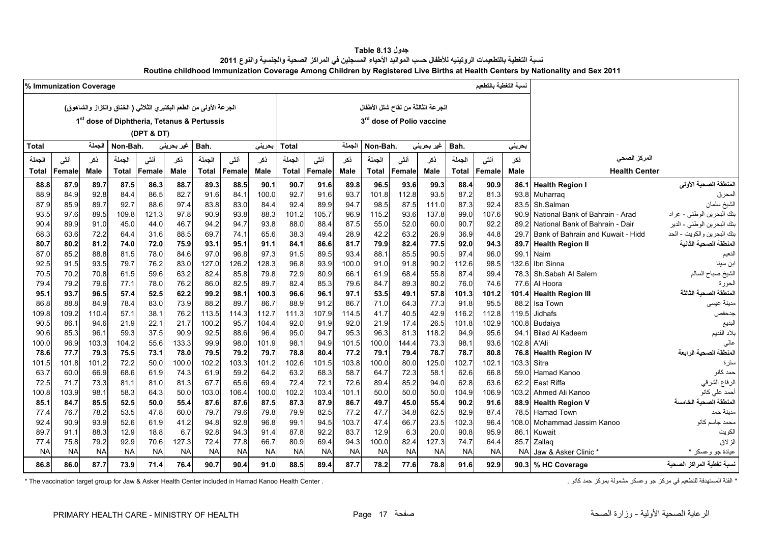# جدول Table 8.13

## نسبة التغطية بالتطعيمات الروتينيه للأطفال حسب المواليد الأحياء المسجلين في المراكز الصحية والجنسية والنوع 2011

## Routine childhood Immunization Coverage Among Children by Registered Live Births at Health Centers by Nationality and Sex 2011

| % Immunization Coverage | | | | | | | | | | | | | | | | | نسبة التغطية بالتطعيم | | |
|---|---|---|---|---|---|---|---|---|---|---|---|---|---|---|---|---|---|---|---|
| الجرعة الأولى من الطعم البكتيري الثلاثي ( الخناق والكزاز والشاهوق) 1st dose of Diphtheria, Tetanus & Pertussis (DPT & DT) | | | | | | | | | الجرعة الثالثة من لقاح شلل الأطفال 3rd dose of Polio vaccine | | | | | | | | | | |
| Total الجملة | | | Non-Bah. غير بحريني | | | Bah. بحريني | | | Total الجملة | | | Non-Bah. غير بحريني | | | Bah. بحريني | | | | |
| الجملة Total | أنثى Female | ذكر Male | الجملة Total | أنثى Female | ذكر Male | الجملة Total | أنثى Female | ذكر Male | الجملة Total | أنثى Female | ذكر Male | الجملة Total | أنثى Female | ذكر Male | الجملة Total | أنثى Female | ذكر Male | Health Center | المركز الصحي |
| **88.8** | **87.9** | **89.7** | **87.5** | **86.3** | **88.7** | **89.3** | **88.5** | **90.1** | **90.7** | **91.6** | **89.8** | **96.5** | **93.6** | **99.3** | **88.4** | **90.9** | **86.1** | **Health Region I** | **المنطقة الصحية الأولى** |
| 88.9 | 84.9 | 92.8 | 84.4 | 86.5 | 82.7 | 91.6 | 84.1 | 100.0 | 92.7 | 91.6 | 93.7 | 101.8 | 112.8 | 93.5 | 87.2 | 81.3 | 93.8 | Muharraq | المحرق |
| 87.9 | 85.9 | 89.7 | 92.7 | 88.6 | 97.4 | 83.8 | 83.0 | 84.4 | 92.4 | 89.9 | 94.7 | 98.5 | 87.5 | 111.0 | 87.3 | 92.4 | 83.5 | Sh.Salman | الشيخ سلمان |
| 93.5 | 97.6 | 89.5 | 109.8 | 121.3 | 97.8 | 90.9 | 93.8 | 88.3 | 101.2 | 105.7 | 96.9 | 115.2 | 93.6 | 137.8 | 99.0 | 107.6 | 90.9 | National Bank of Bahrain - Arad | بنك البحرين الوطني - عراد |
| 90.4 | 89.9 | 91.0 | 45.0 | 44.0 | 46.7 | 94.2 | 94.7 | 93.8 | 88.0 | 88.4 | 87.5 | 55.0 | 52.0 | 60.0 | 90.7 | 92.2 | 89.2 | National Bank of Bahrain - Dair | بنك البحرين الوطني - الدير |
| 68.3 | 63.6 | 72.2 | 64.4 | 31.6 | 88.5 | 69.7 | 74.1 | 65.6 | 38.3 | 49.4 | 28.9 | 42.2 | 63.2 | 26.9 | 36.9 | 44.8 | 29.7 | Bank of Bahrain and Kuwait - Hidd | بنك البحرين والكويت - الحد |
| **80.7** | **80.2** | **81.2** | **74.0** | **72.0** | **75.9** | **93.1** | **95.1** | **91.1** | **84.1** | **86.6** | **81.7** | **79.9** | **82.4** | **77.5** | **92.0** | **94.3** | **89.7** | **Health Region II** | **المنطقة الصحية الثانية** |
| 87.0 | 85.2 | 88.8 | 81.5 | 78.0 | 84.6 | 97.0 | 96.8 | 97.3 | 91.5 | 89.5 | 93.4 | 88.1 | 85.5 | 90.5 | 97.4 | 96.0 | 99.1 | Naim | النعيم |
| 92.5 | 91.5 | 93.5 | 79.7 | 76.2 | 83.0 | 127.0 | 126.2 | 128.3 | 96.8 | 93.9 | 100.0 | 91.0 | 91.8 | 90.2 | 112.6 | 98.5 | 132.6 | Ibn Sinna | ابن سينا |
| 70.5 | 70.2 | 70.8 | 61.5 | 59.6 | 63.2 | 82.4 | 85.8 | 79.8 | 72.9 | 80.9 | 66.1 | 61.9 | 68.4 | 55.8 | 87.4 | 99.4 | 78.3 | Sh.Sabah Al Salem | الشيخ صباح السالم |
| 79.4 | 79.2 | 79.6 | 77.1 | 78.0 | 76.2 | 86.0 | 82.5 | 89.7 | 82.4 | 85.3 | 79.6 | 84.7 | 89.3 | 80.2 | 76.0 | 74.6 | 77.6 | Al Hoora | الحورة |
| **95.1** | **93.7** | **96.5** | **57.4** | **52.5** | **62.2** | **99.2** | **98.1** | **100.3** | **96.6** | **96.1** | **97.1** | **53.5** | **49.1** | **57.8** | **101.3** | **101.2** | **101.4** | **Health Region III** | **المنطقة الصحية الثالثة** |
| 86.8 | 88.8 | 84.9 | 78.4 | 83.0 | 73.9 | 88.2 | 89.7 | 86.7 | 88.9 | 91.2 | 86.7 | 71.0 | 64.3 | 77.3 | 91.8 | 95.5 | 88.2 | Isa Town | مدينة عيسى |
| 109.8 | 109.2 | 110.4 | 57.1 | 38.1 | 76.2 | 113.5 | 114.3 | 112.7 | 111.3 | 107.9 | 114.5 | 41.7 | 40.5 | 42.9 | 116.2 | 112.8 | 119.5 | Jidhafs | جدحفص |
| 90.5 | 86.1 | 94.6 | 21.9 | 22.1 | 21.7 | 100.2 | 95.7 | 104.4 | 92.0 | 91.9 | 92.0 | 21.9 | 17.4 | 26.5 | 101.8 | 102.9 | 100.8 | Budaiya | البديع |
| 90.6 | 85.3 | 96.1 | 59.3 | 37.5 | 90.9 | 92.5 | 88.6 | 96.4 | 95.0 | 94.7 | 95.3 | 96.3 | 81.3 | 118.2 | 94.9 | 95.6 | 94.1 | Bilad Al Kadeem | بلاد القديم |
| 100.0 | 96.9 | 103.3 | 104.2 | 55.6 | 133.3 | 99.9 | 98.0 | 101.9 | 98.1 | 94.9 | 101.5 | 100.0 | 144.4 | 73.3 | 98.1 | 93.6 | 102.8 | A'Ali | عالي |
| **78.6** | **77.7** | **79.3** | **75.5** | **73.1** | **78.0** | **79.5** | **79.2** | **79.7** | **78.8** | **80.4** | **77.2** | **79.1** | **79.4** | **78.7** | **78.7** | **80.8** | **76.8** | **Health Region IV** | **المنطقة الصحية الرابعة** |
| 101.5 | 101.8 | 101.2 | 72.2 | 50.0 | 100.0 | 102.2 | 103.3 | 101.2 | 102.6 | 101.5 | 103.8 | 100.0 | 80.0 | 125.0 | 102.7 | 102.1 | 103.3 | Sitra | سترة |
| 63.7 | 60.0 | 66.9 | 68.6 | 61.9 | 74.3 | 61.9 | 59.2 | 64.2 | 63.2 | 68.3 | 58.7 | 64.7 | 72.3 | 58.1 | 62.6 | 66.8 | 59.0 | Hamad Kanoo | حمد كانو |
| 72.5 | 71.7 | 73.3 | 81.1 | 81.0 | 81.3 | 67.7 | 65.6 | 69.4 | 72.4 | 72.1 | 72.6 | 89.4 | 85.2 | 94.0 | 62.8 | 63.6 | 62.2 | East Riffa | الرفاع الشرقي |
| 100.8 | 103.9 | 98.1 | 58.3 | 64.3 | 50.0 | 103.0 | 106.4 | 100.0 | 102.2 | 103.4 | 101.1 | 50.0 | 50.0 | 50.0 | 104.9 | 106.9 | 103.2 | Ahmed Ali Kanoo | أحمد علي كانو |
| **85.1** | **84.7** | **85.5** | **52.5** | **50.0** | **55.4** | **87.6** | **87.6** | **87.5** | **87.3** | **87.9** | **86.7** | **49.7** | **45.0** | **55.4** | **90.2** | **91.6** | **88.9** | **Health Region V** | **المنطقة الصحية الخامسة** |
| 77.4 | 76.7 | 78.2 | 53.5 | 47.8 | 60.0 | 79.7 | 79.6 | 79.8 | 79.9 | 82.5 | 77.2 | 47.7 | 34.8 | 62.5 | 82.9 | 87.4 | 78.5 | Hamad Town | مدينة حمد |
| 92.4 | 90.9 | 93.9 | 52.6 | 61.9 | 41.2 | 94.8 | 92.8 | 96.8 | 99.1 | 94.5 | 103.7 | 47.4 | 66.7 | 23.5 | 102.3 | 96.4 | 108.0 | Mohammad Jassim Kanoo | محمد جاسم كانو |
| 89.7 | 91.1 | 88.3 | 12.9 | 18.8 | 6.7 | 92.8 | 94.3 | 91.4 | 87.8 | 92.2 | 83.7 | 12.9 | 6.3 | 20.0 | 90.8 | 95.9 | 86.1 | Kuwait | الكويت |
| 77.4 | 75.8 | 79.2 | 92.9 | 70.6 | 127.3 | 72.4 | 77.8 | 66.7 | 80.9 | 69.4 | 94.3 | 100.0 | 82.4 | 127.3 | 74.7 | 64.4 | 85.7 | Zallaq | الزلاق |
| NA | NA | NA | NA | NA | NA | NA | NA | NA | NA | NA | NA | NA | NA | NA | NA | NA | NA | Jaw & Asker Clinic * | عيادة جو وعسكر * |
| **86.8** | **86.0** | **87.7** | **73.9** | **71.4** | **76.4** | **90.7** | **90.4** | **91.0** | **88.5** | **89.4** | **87.7** | **78.2** | **77.6** | **78.8** | **91.6** | **92.9** | **90.3** | **% HC Coverage** | **نسبة تغطية المراكز الصحية** |

* The vaccination target group for Jaw & Asker Health Center included in Hamad Kanoo Health Center .

* الفئة المستهدفة للتطعيم في مركز جو وعسكر مشمولة بمركز حمد كانو .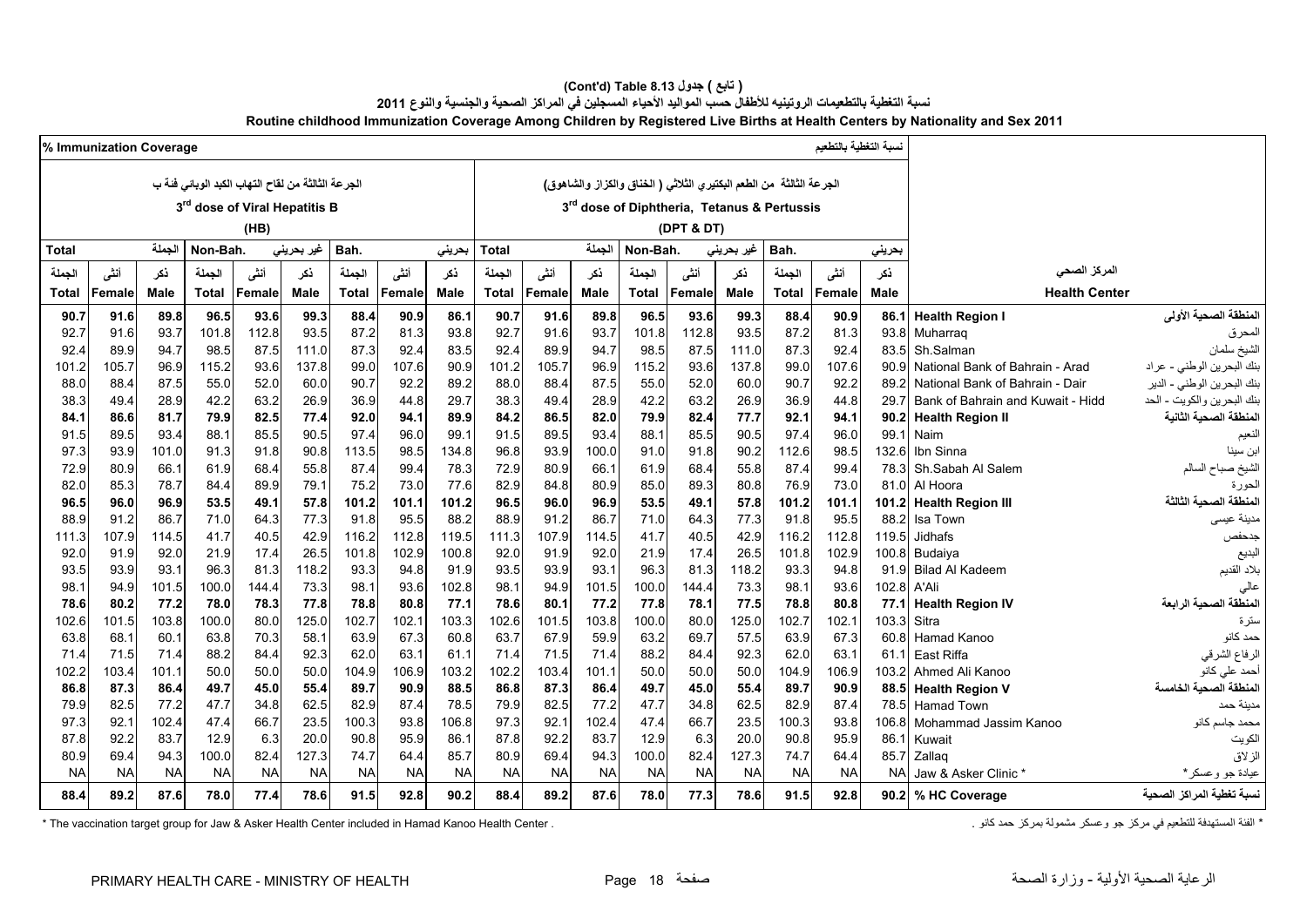**(Cont'd) Table 8.13 ( تابع ) جدول**

**نسبة التغطية بالتطعيمات الروتينيه للأطفال حسب المواليد الأحياء المسجلين في المراكز الصحية والجنسية والنوع 2011**

**Routine childhood Immunization Coverage Among Children by Registered Live Births at Health Centers by Nationality and Sex 2011**

| % Immunization Coverage | | | | | | | | | | | | | | | | | | نسبة التغطية بالتطعيم | |
|---|---|---|---|---|---|---|---|---|---|---|---|---|---|---|---|---|---|---|---|
| الجرعة الثالثة من لقاح التهاب الكبد الوبائي فئة ب 3rd dose of Viral Hepatitis B (HB) | | | | | | | | | الجرعة الثالثة من الطعم البكتيري الثلاثي ( الخناق والكزاز والشاهوق) 3rd dose of Diphtheria, Tetanus & Pertussis (DPT & DT) | | | | | | | | | | |
| Total الجملة | | | Non-Bah. غير بحريني | | | Bah. بحريني | | | Total الجملة | | | Non-Bah. غير بحريني | | | Bah. بحريني | | | | |
| الجملة Total | أنثى Female | ذكر Male | الجملة Total | أنثى Female | ذكر Male | الجملة Total | أنثى Female | ذكر Male | الجملة Total | أنثى Female | ذكر Male | الجملة Total | أنثى Female | ذكر Male | الجملة Total | أنثى Female | ذكر Male | Health Center | المركز الصحي |
| **90.7** | **91.6** | **89.8** | **96.5** | **93.6** | **99.3** | **88.4** | **90.9** | **86.1** | **90.7** | **91.6** | **89.8** | **96.5** | **93.6** | **99.3** | **88.4** | **90.9** | **86.1** | **Health Region I** | **المنطقة الصحية الأولى** |
| 92.7 | 91.6 | 93.7 | 101.8 | 112.8 | 93.5 | 87.2 | 81.3 | 93.8 | 92.7 | 91.6 | 93.7 | 101.8 | 112.8 | 93.5 | 87.2 | 81.3 | 93.8 | Muharraq | المحرق |
| 92.4 | 89.9 | 94.7 | 98.5 | 87.5 | 111.0 | 87.3 | 92.4 | 83.5 | 92.4 | 89.9 | 94.7 | 98.5 | 87.5 | 111.0 | 87.3 | 92.4 | 83.5 | Sh.Salman | الشيخ سلمان |
| 101.2 | 105.7 | 96.9 | 115.2 | 93.6 | 137.8 | 99.0 | 107.6 | 90.9 | 101.2 | 105.7 | 96.9 | 115.2 | 93.6 | 137.8 | 99.0 | 107.6 | 90.9 | National Bank of Bahrain - Arad | بنك البحرين الوطني - عراد |
| 88.0 | 88.4 | 87.5 | 55.0 | 52.0 | 60.0 | 90.7 | 92.2 | 89.2 | 88.0 | 88.4 | 87.5 | 55.0 | 52.0 | 60.0 | 90.7 | 92.2 | 89.2 | National Bank of Bahrain - Dair | بنك البحرين الوطني - الدير |
| 38.3 | 49.4 | 28.9 | 42.2 | 63.2 | 26.9 | 36.9 | 44.8 | 29.7 | 38.3 | 49.4 | 28.9 | 42.2 | 63.2 | 26.9 | 36.9 | 44.8 | 29.7 | Bank of Bahrain and Kuwait - Hidd | بنك البحرين والكويت - الحد |
| **84.1** | **86.6** | **81.7** | **79.9** | **82.5** | **77.4** | **92.0** | **94.1** | **89.9** | **84.2** | **86.5** | **82.0** | **79.9** | **82.4** | **77.7** | **92.1** | **94.1** | **90.2** | **Health Region II** | **المنطقة الصحية الثانية** |
| 91.5 | 89.5 | 93.4 | 88.1 | 85.5 | 90.5 | 97.4 | 96.0 | 99.1 | 91.5 | 89.5 | 93.4 | 88.1 | 85.5 | 90.5 | 97.4 | 96.0 | 99.1 | Naim | النعيم |
| 97.3 | 93.9 | 101.0 | 91.3 | 91.8 | 90.8 | 113.5 | 98.5 | 134.8 | 96.8 | 93.9 | 100.0 | 91.0 | 91.8 | 90.2 | 112.6 | 98.5 | 132.6 | Ibn Sinna | ابن سينا |
| 72.9 | 80.9 | 66.1 | 61.9 | 68.4 | 55.8 | 87.4 | 99.4 | 78.3 | 72.9 | 80.9 | 66.1 | 61.9 | 68.4 | 55.8 | 87.4 | 99.4 | 78.3 | Sh.Sabah Al Salem | الشيخ صباح السالم |
| 82.0 | 85.3 | 78.7 | 84.4 | 89.9 | 79.1 | 75.2 | 73.0 | 77.6 | 82.9 | 84.8 | 80.9 | 85.0 | 89.3 | 80.8 | 76.9 | 73.0 | 81.0 | Al Hoora | الحورة |
| **96.5** | **96.0** | **96.9** | **53.5** | **49.1** | **57.8** | **101.2** | **101.1** | **101.2** | **96.5** | **96.0** | **96.9** | **53.5** | **49.1** | **57.8** | **101.2** | **101.1** | **101.2** | **Health Region III** | **المنطقة الصحية الثالثة** |
| 88.9 | 91.2 | 86.7 | 71.0 | 64.3 | 77.3 | 91.8 | 95.5 | 88.2 | 88.9 | 91.2 | 86.7 | 71.0 | 64.3 | 77.3 | 91.8 | 95.5 | 88.2 | Isa Town | مدينة عيسى |
| 111.3 | 107.9 | 114.5 | 41.7 | 40.5 | 42.9 | 116.2 | 112.8 | 119.5 | 111.3 | 107.9 | 114.5 | 41.7 | 40.5 | 42.9 | 116.2 | 112.8 | 119.5 | Jidhafs | جدحفص |
| 92.0 | 91.9 | 92.0 | 21.9 | 17.4 | 26.5 | 101.8 | 102.9 | 100.8 | 92.0 | 91.9 | 92.0 | 21.9 | 17.4 | 26.5 | 101.8 | 102.9 | 100.8 | Budaiya | البديع |
| 93.5 | 93.9 | 93.1 | 96.3 | 81.3 | 118.2 | 93.3 | 94.8 | 91.9 | 93.5 | 93.9 | 93.1 | 96.3 | 81.3 | 118.2 | 93.3 | 94.8 | 91.9 | Bilad Al Kadeem | بلاد القديم |
| 98.1 | 94.9 | 101.5 | 100.0 | 144.4 | 73.3 | 98.1 | 93.6 | 102.8 | 98.1 | 94.9 | 101.5 | 100.0 | 144.4 | 73.3 | 98.1 | 93.6 | 102.8 | A'Ali | عالي |
| **78.6** | **80.2** | **77.2** | **78.0** | **78.3** | **77.8** | **78.8** | **80.8** | **77.1** | **78.6** | **80.1** | **77.2** | **77.8** | **78.1** | **77.5** | **78.8** | **80.8** | **77.1** | **Health Region IV** | **المنطقة الصحية الرابعة** |
| 102.6 | 101.5 | 103.8 | 100.0 | 80.0 | 125.0 | 102.7 | 102.1 | 103.3 | 102.6 | 101.5 | 103.8 | 100.0 | 80.0 | 125.0 | 102.7 | 102.1 | 103.3 | Sitra | سترة |
| 63.8 | 68.1 | 60.1 | 63.8 | 70.3 | 58.1 | 63.9 | 67.3 | 60.8 | 63.7 | 67.9 | 59.9 | 63.2 | 69.7 | 57.5 | 63.9 | 67.3 | 60.8 | Hamad Kanoo | حمد كانو |
| 71.4 | 71.5 | 71.4 | 88.2 | 84.4 | 92.3 | 62.0 | 63.1 | 61.1 | 71.4 | 71.5 | 71.4 | 88.2 | 84.4 | 92.3 | 62.0 | 63.1 | 61.1 | East Riffa | الرفاع الشرقي |
| 102.2 | 103.4 | 101.1 | 50.0 | 50.0 | 50.0 | 104.9 | 106.9 | 103.2 | 102.2 | 103.4 | 101.1 | 50.0 | 50.0 | 50.0 | 104.9 | 106.9 | 103.2 | Ahmed Ali Kanoo | أحمد علي كانو |
| **86.8** | **87.3** | **86.4** | **49.7** | **45.0** | **55.4** | **89.7** | **90.9** | **88.5** | **86.8** | **87.3** | **86.4** | **49.7** | **45.0** | **55.4** | **89.7** | **90.9** | **88.5** | **Health Region V** | **المنطقة الصحية الخامسة** |
| 79.9 | 82.5 | 77.2 | 47.7 | 34.8 | 62.5 | 82.9 | 87.4 | 78.5 | 79.9 | 82.5 | 77.2 | 47.7 | 34.8 | 62.5 | 82.9 | 87.4 | 78.5 | Hamad Town | مدينة حمد |
| 97.3 | 92.1 | 102.4 | 47.4 | 66.7 | 23.5 | 100.3 | 93.8 | 106.8 | 97.3 | 92.1 | 102.4 | 47.4 | 66.7 | 23.5 | 100.3 | 93.8 | 106.8 | Mohammad Jassim Kanoo | محمد جاسم كانو |
| 87.8 | 92.2 | 83.7 | 12.9 | 6.3 | 20.0 | 90.8 | 95.9 | 86.1 | 87.8 | 92.2 | 83.7 | 12.9 | 6.3 | 20.0 | 90.8 | 95.9 | 86.1 | Kuwait | الكويت |
| 80.9 | 69.4 | 94.3 | 100.0 | 82.4 | 127.3 | 74.7 | 64.4 | 85.7 | 80.9 | 69.4 | 94.3 | 100.0 | 82.4 | 127.3 | 74.7 | 64.4 | 85.7 | Zallaq | الزلاق |
| NA | NA | NA | NA | NA | NA | NA | NA | NA | NA | NA | NA | NA | NA | NA | NA | NA | NA | Jaw & Asker Clinic * | عيادة جو وعسكر* |
| **88.4** | **89.2** | **87.6** | **78.0** | **77.4** | **78.6** | **91.5** | **92.8** | **90.2** | **88.4** | **89.2** | **87.6** | **78.0** | **77.3** | **78.6** | **91.5** | **92.8** | **90.2** | **% HC Coverage** | **نسبة تغطية المراكز الصحية** |

\* The vaccination target group for Jaw & Asker Health Center included in Hamad Kanoo Health Center .

\* الفئة المستهدفة للتطعيم في مركز جو وعسكر مشمولة بمركز حمد كانو .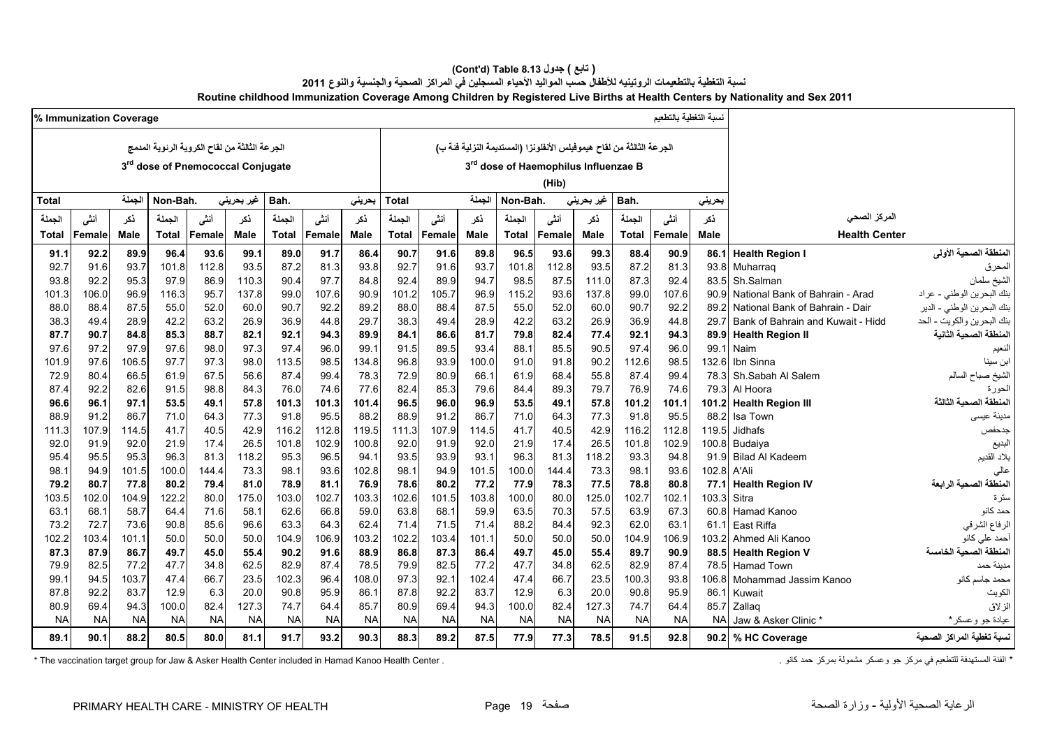## ( تابع ) جدول 8.13 (Cont'd) Table

## نسبة التغطية بالتطعيمات الروتينيه للأطفال حسب المواليد الأحياء المسجلين في المراكز الصحية والجنسية والنوع 2011

## Routine childhood Immunization Coverage Among Children by Registered Live Births at Health Centers by Nationality and Sex 2011

| % Immunization Coverage | | | | | | | | | | | | | | | | | | نسبة التغطية بالتطعيم | | |
|---|---|---|---|---|---|---|---|---|---|---|---|---|---|---|---|---|---|---|---|
| الجرعة الثالثة من لقاح الكروية الرئوية المدمج 3rd dose of Pnemococcal Conjugate | | | | | | | | | الجرعة الثالثة من لقاح هيموفيلس الأنفلونزا (المستديمة النزلية فئة ب) 3rd dose of Haemophilus Influenzae B (Hib) | | | | | | | | | | |
| Total الجملة | | | Non-Bah. غير بحريني | | | Bah. بحريني | | | Total الجملة | | | Non-Bah. غير بحريني | | | Bah. بحريني | | | | |
| الجملة Total | أنثى Female | ذكر Male | الجملة Total | أنثى Female | ذكر Male | الجملة Total | أنثى Female | ذكر Male | الجملة Total | أنثى Female | ذكر Male | الجملة Total | أنثى Female | ذكر Male | الجملة Total | أنثى Female | ذكر Male | Health Center | المركز الصحي |
| **91.1** | **92.2** | **89.9** | **96.4** | **93.6** | **99.1** | **89.0** | **91.7** | **86.4** | **90.7** | **91.6** | **89.8** | **96.5** | **93.6** | **99.3** | **88.4** | **90.9** | **86.1** | **Health Region I** | **المنطقة الصحية الأولى** |
| 92.7 | 91.6 | 93.7 | 101.8 | 112.8 | 93.5 | 87.2 | 81.3 | 93.8 | 92.7 | 91.6 | 93.7 | 101.8 | 112.8 | 93.5 | 87.2 | 81.3 | 93.8 | Muharraq | المحرق |
| 93.8 | 92.2 | 95.3 | 97.9 | 86.9 | 110.3 | 90.4 | 97.7 | 84.8 | 92.4 | 89.9 | 94.7 | 98.5 | 87.5 | 111.0 | 87.3 | 92.4 | 83.5 | Sh.Salman | الشيخ سلمان |
| 101.3 | 106.0 | 96.9 | 116.3 | 95.7 | 137.8 | 99.0 | 107.6 | 90.9 | 101.2 | 105.7 | 96.9 | 115.2 | 93.6 | 137.8 | 99.0 | 107.6 | 90.9 | National Bank of Bahrain - Arad | بنك البحرين الوطني - عراد |
| 88.0 | 88.4 | 87.5 | 55.0 | 52.0 | 60.0 | 90.7 | 92.2 | 89.2 | 88.0 | 88.4 | 87.5 | 55.0 | 52.0 | 60.0 | 90.7 | 92.2 | 89.2 | National Bank of Bahrain - Dair | بنك البحرين الوطني - الدير |
| 38.3 | 49.4 | 28.9 | 42.2 | 63.2 | 26.9 | 36.9 | 44.8 | 29.7 | 38.3 | 49.4 | 28.9 | 42.2 | 63.2 | 26.9 | 36.9 | 44.8 | 29.7 | Bank of Bahrain and Kuwait - Hidd | بنك البحرين والكويت - الحد |
| **87.7** | **90.7** | **84.8** | **85.3** | **88.7** | **82.1** | **92.1** | **94.3** | **89.9** | **84.1** | **86.6** | **81.7** | **79.8** | **82.4** | **77.4** | **92.1** | **94.3** | **89.9** | **Health Region II** | **المنطقة الصحية الثانية** |
| 97.6 | 97.2 | 97.9 | 97.6 | 98.0 | 97.3 | 97.4 | 96.0 | 99.1 | 91.5 | 89.5 | 93.4 | 88.1 | 85.5 | 90.5 | 97.4 | 96.0 | 99.1 | Naim | النعيم |
| 101.9 | 97.6 | 106.5 | 97.7 | 97.3 | 98.0 | 113.5 | 98.5 | 134.8 | 96.8 | 93.9 | 100.0 | 91.0 | 91.8 | 90.2 | 112.6 | 98.5 | 132.6 | Ibn Sinna | ابن سينا |
| 72.9 | 80.4 | 66.5 | 61.9 | 67.5 | 56.6 | 87.4 | 99.4 | 78.3 | 72.9 | 80.9 | 66.1 | 61.9 | 68.4 | 55.8 | 87.4 | 99.4 | 78.3 | Sh.Sabah Al Salem | الشيخ صباح السالم |
| 87.4 | 92.2 | 82.6 | 91.5 | 98.8 | 84.3 | 76.0 | 74.6 | 77.6 | 82.4 | 85.3 | 79.6 | 84.4 | 89.3 | 79.7 | 76.9 | 74.6 | 79.3 | Al Hoora | الحورة |
| **96.6** | **96.1** | **97.1** | **53.5** | **49.1** | **57.8** | **101.3** | **101.3** | **101.4** | **96.5** | **96.0** | **96.9** | **53.5** | **49.1** | **57.8** | **101.2** | **101.1** | **101.2** | **Health Region III** | **المنطقة الصحية الثالثة** |
| 88.9 | 91.2 | 86.7 | 71.0 | 64.3 | 77.3 | 91.8 | 95.5 | 88.2 | 88.9 | 91.2 | 86.7 | 71.0 | 64.3 | 77.3 | 91.8 | 95.5 | 88.2 | Isa Town | مدينة عيسى |
| 111.3 | 107.9 | 114.5 | 41.7 | 40.5 | 42.9 | 116.2 | 112.8 | 119.5 | 111.3 | 107.9 | 114.5 | 41.7 | 40.5 | 42.9 | 116.2 | 112.8 | 119.5 | Jidhafs | جدحفص |
| 92.0 | 91.9 | 92.0 | 21.9 | 17.4 | 26.5 | 101.8 | 102.9 | 100.8 | 92.0 | 91.9 | 92.0 | 21.9 | 17.4 | 26.5 | 101.8 | 102.9 | 100.8 | Budaiya | البديع |
| 95.4 | 95.5 | 95.3 | 96.3 | 81.3 | 118.2 | 95.3 | 96.5 | 94.1 | 93.5 | 93.9 | 93.1 | 96.3 | 81.3 | 118.2 | 93.3 | 94.8 | 91.9 | Bilad Al Kadeem | بلاد القديم |
| 98.1 | 94.9 | 101.5 | 100.0 | 144.4 | 73.3 | 98.1 | 93.6 | 102.8 | 98.1 | 94.9 | 101.5 | 100.0 | 144.4 | 73.3 | 98.1 | 93.6 | 102.8 | A'Ali | عالي |
| **79.2** | **80.7** | **77.8** | **80.2** | **79.4** | **81.0** | **78.9** | **81.1** | **76.9** | **78.6** | **80.2** | **77.2** | **77.9** | **78.3** | **77.5** | **78.8** | **80.8** | **77.1** | **Health Region IV** | **المنطقة الصحية الرابعة** |
| 103.5 | 102.0 | 104.9 | 122.2 | 80.0 | 175.0 | 103.0 | 102.7 | 103.3 | 102.6 | 101.5 | 103.8 | 100.0 | 80.0 | 125.0 | 102.7 | 102.1 | 103.3 | Sitra | سترة |
| 63.1 | 68.1 | 58.7 | 64.4 | 71.6 | 58.1 | 62.6 | 66.8 | 59.0 | 63.8 | 68.1 | 59.9 | 63.5 | 70.3 | 57.5 | 63.9 | 67.3 | 60.8 | Hamad Kanoo | حمد كانو |
| 73.2 | 72.7 | 73.6 | 90.8 | 85.6 | 96.6 | 63.3 | 64.3 | 62.4 | 71.4 | 71.5 | 71.4 | 88.2 | 84.4 | 92.3 | 62.0 | 63.1 | 61.1 | East Riffa | الرفاع الشرقي |
| 102.2 | 103.4 | 101.1 | 50.0 | 50.0 | 50.0 | 104.9 | 106.9 | 103.2 | 102.2 | 103.4 | 101.1 | 50.0 | 50.0 | 50.0 | 104.9 | 106.9 | 103.2 | Ahmed Ali Kanoo | أحمد علي كانو |
| **87.3** | **87.9** | **86.7** | **49.7** | **45.0** | **55.4** | **90.2** | **91.6** | **88.9** | **86.8** | **87.3** | **86.4** | **49.7** | **45.0** | **55.4** | **89.7** | **90.9** | **88.5** | **Health Region V** | **المنطقة الصحية الخامسة** |
| 79.9 | 82.5 | 77.2 | 47.7 | 34.8 | 62.5 | 82.9 | 87.4 | 78.5 | 79.9 | 82.5 | 77.2 | 47.7 | 34.8 | 62.5 | 82.9 | 87.4 | 78.5 | Hamad Town | مدينة حمد |
| 99.1 | 94.5 | 103.7 | 47.4 | 66.7 | 23.5 | 102.3 | 96.4 | 108.0 | 97.3 | 92.1 | 102.4 | 47.4 | 66.7 | 23.5 | 100.3 | 93.8 | 106.8 | Mohammad Jassim Kanoo | محمد جاسم كانو |
| 87.8 | 92.2 | 83.7 | 12.9 | 6.3 | 20.0 | 90.8 | 95.9 | 86.1 | 87.8 | 92.2 | 83.7 | 12.9 | 6.3 | 20.0 | 90.8 | 95.9 | 86.1 | Kuwait | الكويت |
| 80.9 | 69.4 | 94.3 | 100.0 | 82.4 | 127.3 | 74.7 | 64.4 | 85.7 | 80.9 | 69.4 | 94.3 | 100.0 | 82.4 | 127.3 | 74.7 | 64.4 | 85.7 | Zallaq | الزلاق |
| NA | NA | NA | NA | NA | NA | NA | NA | NA | NA | NA | NA | NA | NA | NA | NA | NA | NA | Jaw & Asker Clinic * | عيادة جو وعسكر* |
| **89.1** | **90.1** | **88.2** | **80.5** | **80.0** | **81.1** | **91.7** | **93.2** | **90.3** | **88.3** | **89.2** | **87.5** | **77.9** | **77.3** | **78.5** | **91.5** | **92.8** | **90.2** | **% HC Coverage** | **نسبة تغطية المراكز الصحية** |

* The vaccination target group for Jaw & Asker Health Center included in Hamad Kanoo Health Center .

* الفئة المستهدفة للتطعيم في مركز جو وعسكر مشمولة بمركز حمد كانو .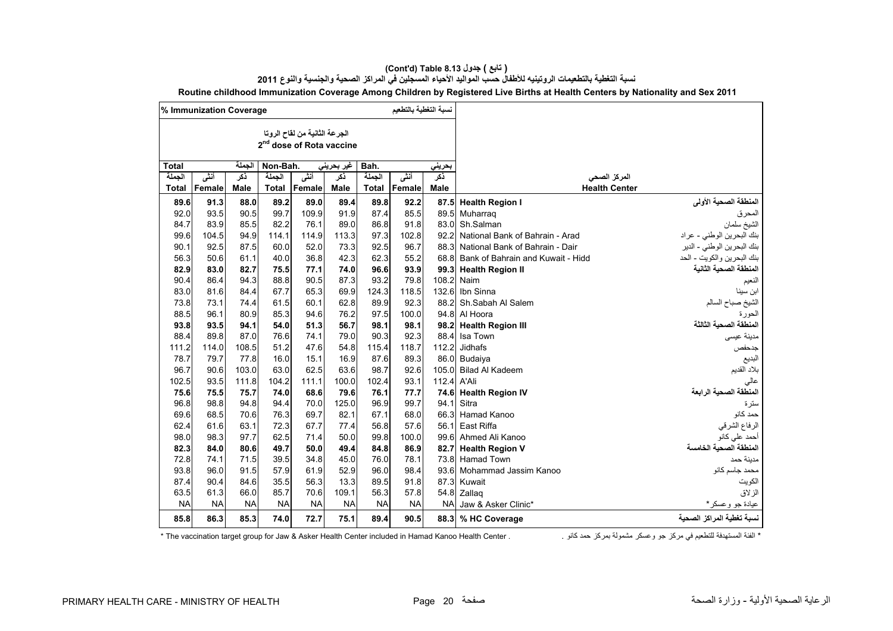## (Cont'd) Table 8.13 جدول ( تابع )

## نسبة التغطية بالتطعيمات الروتينيه للأطفال حسب المواليد الأحياء المسجلين في المراكز الصحية والجنسية والنوع 2011

## Routine childhood Immunization Coverage Among Children by Registered Live Births at Health Centers by Nationality and Sex 2011

| % Immunization Coverage نسبة التغطية بالتطعيم | | | | | | | | | | |
|---|---|---|---|---|---|---|---|---|---|---|
| الجرعة الثانية من لقاح الروتا 2nd dose of Rota vaccine | | | | | | | | | | |
| Total الجملة | | | Non-Bah. غير بحريني | | | Bah. بحريني | | | | |
| الجملة Total | أنثى Female | ذكر Male | الجملة Total | أنثى Female | ذكر Male | الجملة Total | أنثى Female | ذكر Male | المركز الصحي Health Center | |
| **89.6** | **91.3** | **88.0** | **89.2** | **89.0** | **89.4** | **89.8** | **92.2** | **87.5** | **Health Region I** | **المنطقة الصحية الأولى** |
| 92.0 | 93.5 | 90.5 | 99.7 | 109.9 | 91.9 | 87.4 | 85.5 | 89.5 | Muharraq | المحرق |
| 84.7 | 83.9 | 85.5 | 82.2 | 76.1 | 89.0 | 86.8 | 91.8 | 83.0 | Sh.Salman | الشيخ سلمان |
| 99.6 | 104.5 | 94.9 | 114.1 | 114.9 | 113.3 | 97.3 | 102.8 | 92.2 | National Bank of Bahrain - Arad | بنك البحرين الوطني - عراد |
| 90.1 | 92.5 | 87.5 | 60.0 | 52.0 | 73.3 | 92.5 | 96.7 | 88.3 | National Bank of Bahrain - Dair | بنك البحرين الوطني - الدير |
| 56.3 | 50.6 | 61.1 | 40.0 | 36.8 | 42.3 | 62.3 | 55.2 | 68.8 | Bank of Bahrain and Kuwait - Hidd | بنك البحرين والكويت - الحد |
| **82.9** | **83.0** | **82.7** | **75.5** | **77.1** | **74.0** | **96.6** | **93.9** | **99.3** | **Health Region II** | **المنطقة الصحية الثانية** |
| 90.4 | 86.4 | 94.3 | 88.8 | 90.5 | 87.3 | 93.2 | 79.8 | 108.2 | Naim | النعيم |
| 83.0 | 81.6 | 84.4 | 67.7 | 65.3 | 69.9 | 124.3 | 118.5 | 132.6 | Ibn Sinna | ابن سينا |
| 73.8 | 73.1 | 74.4 | 61.5 | 60.1 | 62.8 | 89.9 | 92.3 | 88.2 | Sh.Sabah Al Salem | الشيخ صباح السالم |
| 88.5 | 96.1 | 80.9 | 85.3 | 94.6 | 76.2 | 97.5 | 100.0 | 94.8 | Al Hoora | الحورة |
| **93.8** | **93.5** | **94.1** | **54.0** | **51.3** | **56.7** | **98.1** | **98.1** | **98.2** | **Health Region III** | **المنطقة الصحية الثالثة** |
| 88.4 | 89.8 | 87.0 | 76.6 | 74.1 | 79.0 | 90.3 | 92.3 | 88.4 | Isa Town | مدينة عيسى |
| 111.2 | 114.0 | 108.5 | 51.2 | 47.6 | 54.8 | 115.4 | 118.7 | 112.2 | Jidhafs | جدحفص |
| 78.7 | 79.7 | 77.8 | 16.0 | 15.1 | 16.9 | 87.6 | 89.3 | 86.0 | Budaiya | البديع |
| 96.7 | 90.6 | 103.0 | 63.0 | 62.5 | 63.6 | 98.7 | 92.6 | 105.0 | Bilad Al Kadeem | بلاد القديم |
| 102.5 | 93.5 | 111.8 | 104.2 | 111.1 | 100.0 | 102.4 | 93.1 | 112.4 | A'Ali | عالي |
| **75.6** | **75.5** | **75.7** | **74.0** | **68.6** | **79.6** | **76.1** | **77.7** | **74.6** | **Health Region IV** | **المنطقة الصحية الرابعة** |
| 96.8 | 98.8 | 94.8 | 94.4 | 70.0 | 125.0 | 96.9 | 99.7 | 94.1 | Sitra | سترة |
| 69.6 | 68.5 | 70.6 | 76.3 | 69.7 | 82.1 | 67.1 | 68.0 | 66.3 | Hamad Kanoo | حمد كانو |
| 62.4 | 61.6 | 63.1 | 72.3 | 67.7 | 77.4 | 56.8 | 57.6 | 56.1 | East Riffa | الرفاع الشرقي |
| 98.0 | 98.3 | 97.7 | 62.5 | 71.4 | 50.0 | 99.8 | 100.0 | 99.6 | Ahmed Ali Kanoo | أحمد علي كانو |
| **82.3** | **84.0** | **80.6** | **49.7** | **50.0** | **49.4** | **84.8** | **86.9** | **82.7** | **Health Region V** | **المنطقة الصحية الخامسة** |
| 72.8 | 74.1 | 71.5 | 39.5 | 34.8 | 45.0 | 76.0 | 78.1 | 73.8 | Hamad Town | مدينة حمد |
| 93.8 | 96.0 | 91.5 | 57.9 | 61.9 | 52.9 | 96.0 | 98.4 | 93.6 | Mohammad Jassim Kanoo | محمد جاسم كانو |
| 87.4 | 90.4 | 84.6 | 35.5 | 56.3 | 13.3 | 89.5 | 91.8 | 87.3 | Kuwait | الكويت |
| 63.5 | 61.3 | 66.0 | 85.7 | 70.6 | 109.1 | 56.3 | 57.8 | 54.8 | Zallaq | الزلاق |
| NA | NA | NA | NA | NA | NA | NA | NA | NA | Jaw & Asker Clinic* | عيادة جو وعسكر* |
| **85.8** | **86.3** | **85.3** | **74.0** | **72.7** | **75.1** | **89.4** | **90.5** | **88.3** | **% HC Coverage** | **نسبة تغطية المراكز الصحية** |

\* The vaccination target group for Jaw & Asker Health Center included in Hamad Kanoo Health Center .

\* الفئة المستهدفة للتطعيم في مركز جو وعسكر مشمولة بمركز حمد كانو .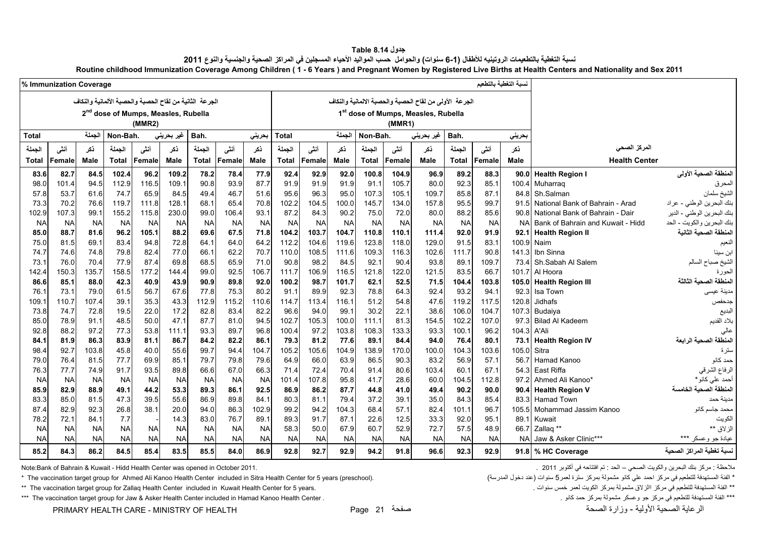جدول Table 8.14

نسبة التغطية بالتطعيمات الروتينيه للأطفال (1-6 سنوات) والحوامل حسب المواليد الأحياء المسجلين في المراكز الصحية والجنسية والنوع 2011

Routine childhood Immunization Coverage Among Children ( 1 - 6 Years ) and Pregnant Women by Registered Live Births at Health Centers and Nationality and Sex 2011

| % Immunization Coverage | | | | | | | | | | | | | | | | | | نسبة التغطية بالتطعيم | | |
|---|---|---|---|---|---|---|---|---|---|---|---|---|---|---|---|---|---|---|---|
| الجرعة الثانية من لقاح الحصبة والحصبة الألمانية والنكاف 2nd dose of Mumps, Measles, Rubella (MMR2) | | | | | | | | | الجرعة الأولى من لقاح الحصبة والحصبة الالمانية والنكاف 1st dose of Mumps, Measles, Rubella (MMR1) | | | | | | | | | | |
| Total الجملة | | | Non-Bah. غير بحريني | | | Bah. بحريني | | | Total الجملة | | | Non-Bah. غير بحريني | | | Bah. بحريني | | | | |
| الجملة Total | أنثى Female | ذكر Male | الجملة Total | أنثى Female | ذكر Male | الجملة Total | أنثى Female | ذكر Male | الجملة Total | أنثى Female | ذكر Male | الجملة Total | أنثى Female | ذكر Male | الجملة Total | أنثى Female | ذكر Male | Health Center | المركز الصحي |
| **83.6** | **82.7** | **84.5** | **102.4** | **96.2** | **109.2** | **78.2** | **78.4** | **77.9** | **92.4** | **92.9** | **92.0** | **100.8** | **104.9** | **96.9** | **89.2** | **88.3** | **90.0** | **Health Region I** | **المنطقة الصحية الأولى** |
| 98.0 | 101.4 | 94.5 | 112.9 | 116.5 | 109.1 | 90.8 | 93.9 | 87.7 | 91.9 | 91.9 | 91.9 | 91.1 | 105.7 | 80.0 | 92.3 | 85.1 | 100.4 | Muharraq | المحرق |
| 57.8 | 53.7 | 61.6 | 74.7 | 65.9 | 84.5 | 49.4 | 46.7 | 51.6 | 95.6 | 96.3 | 95.0 | 107.3 | 105.1 | 109.7 | 85.8 | 87.1 | 84.8 | Sh.Salman | الشيخ سلمان |
| 73.3 | 70.2 | 76.6 | 119.7 | 111.8 | 128.1 | 68.1 | 65.4 | 70.8 | 102.2 | 104.5 | 100.0 | 145.7 | 134.0 | 157.8 | 95.5 | 99.7 | 91.5 | National Bank of Bahrain - Arad | بنك البحرين الوطني - عراد |
| 102.9 | 107.3 | 99.1 | 155.2 | 115.8 | 230.0 | 99.0 | 106.4 | 93.1 | 87.2 | 84.3 | 90.2 | 75.0 | 72.0 | 80.0 | 88.2 | 85.6 | 90.8 | National Bank of Bahrain - Dair | بنك البحرين الوطني - الدير |
| NA | NA | NA | NA | NA | NA | NA | NA | NA | NA | NA | NA | NA | NA | NA | NA | NA | NA | Bank of Bahrain and Kuwait - Hidd | بنك البحرين والكويت - الحد |
| **85.0** | **88.7** | **81.6** | **96.2** | **105.1** | **88.2** | **69.6** | **67.5** | **71.8** | **104.2** | **103.7** | **104.7** | **110.8** | **110.1** | **111.4** | **92.0** | **91.9** | **92.1** | **Health Region II** | **المنطقة الصحية الثانية** |
| 75.0 | 81.5 | 69.1 | 83.4 | 94.8 | 72.8 | 64.1 | 64.0 | 64.2 | 112.2 | 104.6 | 119.6 | 123.8 | 118.0 | 129.0 | 91.5 | 83.1 | 100.9 | Naim | النعيم |
| 74.7 | 74.6 | 74.8 | 79.8 | 82.4 | 77.0 | 66.1 | 62.2 | 70.7 | 110.0 | 108.5 | 111.6 | 109.3 | 116.3 | 102.6 | 111.7 | 90.8 | 141.3 | Ibn Sinna | ابن سينا |
| 73.1 | 76.0 | 70.4 | 77.9 | 87.4 | 69.8 | 68.5 | 65.9 | 71.0 | 90.8 | 98.2 | 84.5 | 92.1 | 90.4 | 93.8 | 89.1 | 109.7 | 73.4 | Sh.Sabah Al Salem | الشيخ صباح السالم |
| 142.4 | 150.3 | 135.7 | 158.5 | 177.2 | 144.4 | 99.0 | 92.5 | 106.7 | 111.7 | 106.9 | 116.5 | 121.8 | 122.0 | 121.5 | 83.5 | 66.7 | 101.7 | Al Hoora | الحورة |
| **86.6** | **85.1** | **88.0** | **42.3** | **40.9** | **43.9** | **90.9** | **89.8** | **92.0** | **100.2** | **98.7** | **101.7** | **62.1** | **52.5** | **71.5** | **104.4** | **103.8** | **105.0** | **Health Region III** | **المنطقة الصحية الثالثة** |
| 76.1 | 73.1 | 79.0 | 61.5 | 56.7 | 67.6 | 77.8 | 75.3 | 80.2 | 91.1 | 89.9 | 92.3 | 78.8 | 64.3 | 92.4 | 93.2 | 94.1 | 92.3 | Isa Town | مدينة عيسى |
| 109.1 | 110.7 | 107.4 | 39.1 | 35.3 | 43.3 | 112.9 | 115.2 | 110.6 | 114.7 | 113.4 | 116.1 | 51.2 | 54.8 | 47.6 | 119.2 | 117.5 | 120.8 | Jidhafs | جدحفص |
| 73.8 | 74.7 | 72.8 | 19.5 | 22.0 | 17.2 | 82.8 | 83.4 | 82.2 | 96.6 | 94.0 | 99.1 | 30.2 | 22.1 | 38.6 | 106.0 | 104.7 | 107.3 | Budaiya | البديع |
| 85.0 | 78.9 | 91.1 | 48.5 | 50.0 | 47.1 | 87.7 | 81.0 | 94.5 | 102.7 | 105.3 | 100.0 | 111.1 | 81.3 | 154.5 | 102.2 | 107.0 | 97.3 | Bilad Al Kadeem | بلاد القديم |
| 92.8 | 88.2 | 97.2 | 77.3 | 53.8 | 111.1 | 93.3 | 89.7 | 96.8 | 100.4 | 97.2 | 103.8 | 108.3 | 133.3 | 93.3 | 100.1 | 96.2 | 104.3 | A'Ali | عالي |
| **84.1** | **81.9** | **86.3** | **83.9** | **81.1** | **86.7** | **84.2** | **82.2** | **86.1** | **79.3** | **81.2** | **77.6** | **89.1** | **84.4** | **94.0** | **76.4** | **80.1** | **73.1** | **Health Region IV** | **المنطقة الصحية الرابعة** |
| 98.4 | 92.7 | 103.8 | 45.8 | 40.0 | 55.6 | 99.7 | 94.4 | 104.7 | 105.2 | 105.6 | 104.9 | 138.9 | 170.0 | 100.0 | 104.3 | 103.6 | 105.0 | Sitra | سترة |
| 79.0 | 76.4 | 81.5 | 77.7 | 69.9 | 85.1 | 79.7 | 79.8 | 79.6 | 64.9 | 66.0 | 63.9 | 86.5 | 90.3 | 83.2 | 56.9 | 57.1 | 56.7 | Hamad Kanoo | حمد كانو |
| 76.3 | 77.7 | 74.9 | 91.7 | 93.5 | 89.8 | 66.6 | 67.0 | 66.3 | 71.4 | 72.4 | 70.4 | 91.4 | 80.6 | 103.4 | 60.1 | 67.1 | 54.3 | East Riffa | الرفاع الشرقي |
| NA | NA | NA | NA | NA | NA | NA | NA | NA | 101.4 | 107.8 | 95.8 | 41.7 | 28.6 | 60.0 | 104.5 | 112.8 | 97.2 | Ahmed Ali Kanoo* | أحمد علي كانو* |
| **85.9** | **82.9** | **88.9** | **49.1** | **44.2** | **53.3** | **89.3** | **86.1** | **92.5** | **86.9** | **86.2** | **87.7** | **44.8** | **41.0** | **49.4** | **90.2** | **90.0** | **90.4** | **Health Region V** | **المنطقة الصحية الخامسة** |
| 83.3 | 85.0 | 81.5 | 47.3 | 39.5 | 55.6 | 86.9 | 89.8 | 84.1 | 80.3 | 81.1 | 79.4 | 37.2 | 39.1 | 35.0 | 84.3 | 85.4 | 83.3 | Hamad Town | مدينة حمد |
| 87.4 | 82.9 | 92.3 | 26.8 | 38.1 | 20.0 | 94.0 | 86.3 | 102.9 | 99.2 | 94.2 | 104.3 | 68.4 | 57.1 | 82.4 | 101.1 | 96.7 | 105.5 | Mohammad Jassim Kanoo | محمد جاسم كانو |
| 78.2 | 72.1 | 84.1 | 7.7 | - | 14.3 | 83.0 | 76.7 | 89.1 | 89.3 | 91.7 | 87.1 | 22.6 | 12.5 | 33.3 | 92.0 | 95.1 | 89.1 | Kuwait | الكويت |
| NA | NA | NA | NA | NA | NA | NA | NA | NA | 58.3 | 50.0 | 67.9 | 60.7 | 52.9 | 72.7 | 57.5 | 48.9 | 66.7 | Zallaq ** | الزلاق ** |
| NA | NA | NA | NA | NA | NA | NA | NA | NA | NA | NA | NA | NA | NA | NA | NA | NA | NA | Jaw & Asker Clinic*** | عيادة جو وعسكر *** |
| **85.2** | **84.3** | **86.2** | **84.5** | **85.4** | **83.5** | **85.5** | **84.0** | **86.9** | **92.8** | **92.7** | **92.9** | **94.2** | **91.8** | **96.6** | **92.3** | **92.9** | **91.8** | **% HC Coverage** | **نسبة تغطية المراكز الصحية** |

Note:Bank of Bahrain & Kuwait - Hidd Health Center was opened in October 2011.

ملاحظة : مركز بنك البحرين والكويت الصحي – الحد : تم افتتاحه في أكتوبر 2011 .

* The vaccination target group for Ahmed Ali Kanoo Health Center included in Sitra Health Center for 5 years (preschool).

* الفئة المستهدفة للتطعيم في مركز احمد علي كانو مشمولة بمركز سترة لعمر5 سنوات (عند دخول المدرسة)

** The vaccination target group for Zallaq Health Center included in Kuwait Health Center for 5 years.

** الفئة المستهدفة للتطعيم في مركز االزلاق مشمولة بمركز الكويت لعمر خمس سنوات .

*** The vaccination target group for Jaw & Asker Health Center included in Hamad Kanoo Health Center .

*** الفئة المستهدفة للتطعيم في مركز جو وعسكر مشمولة بمركز حمد كانو .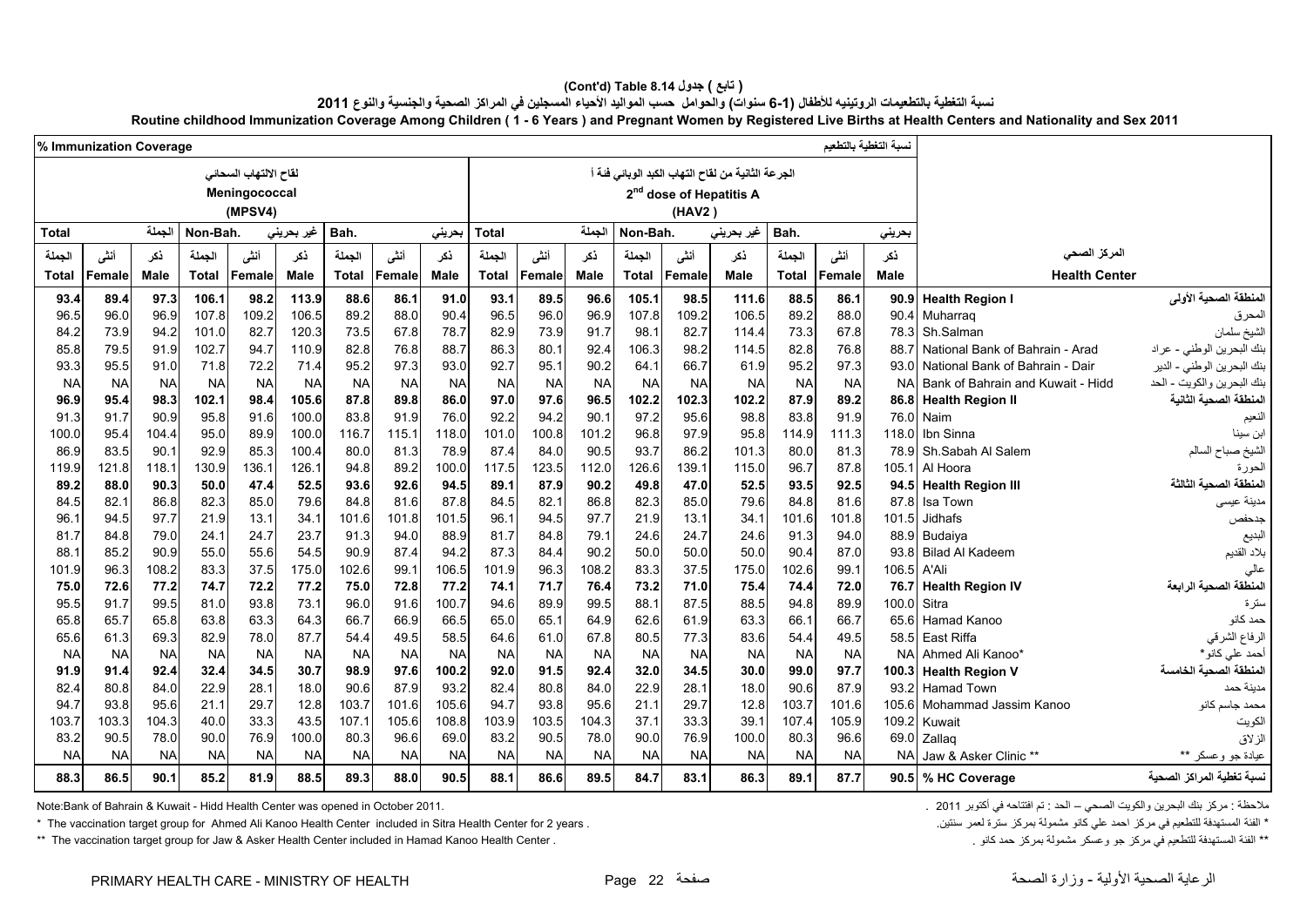# (Cont'd) Table 8.14 جدول ( تابع )

## نسبة التغطية بالتطعيمات الروتينيه للأطفال (1-6 سنوات) والحوامل حسب المواليد الأحياء المسجلين في المراكز الصحية والجنسية والنوع 2011

## Routine childhood Immunization Coverage Among Children ( 1 - 6 Years ) and Pregnant Women by Registered Live Births at Health Centers and Nationality and Sex 2011

| % Immunization Coverage | | | | | | | | | | | | | | | | | نسبة التغطية بالتطعيم | | |
|---|---|---|---|---|---|---|---|---|---|---|---|---|---|---|---|---|---|---|---|
| لقاح الالتهاب السحائي Meningococcal (MPSV4) | | | | | | | | | الجرعة الثانية من لقاح التهاب الكبد الوبائي فئة أ 2nd dose of Hepatitis A (HAV2) | | | | | | | | | | |
| Total | | الجملة | Non-Bah. | | غير بحريني | Bah. | | بحريني | Total | | الجملة | Non-Bah. | | غير بحريني | Bah. | | بحريني | | |
| الجملة Total | أنثى Female | ذكر Male | الجملة Total | أنثى Female | ذكر Male | الجملة Total | أنثى Female | ذكر Male | الجملة Total | أنثى Female | ذكر Male | الجملة Total | أنثى Female | ذكر Male | الجملة Total | أنثى Female | ذكر Male | Health Center | المركز الصحي |
| **93.4** | **89.4** | **97.3** | **106.1** | **98.2** | **113.9** | **88.6** | **86.1** | **91.0** | **93.1** | **89.5** | **96.6** | **105.1** | **98.5** | **111.6** | **88.5** | **86.1** | **90.9** | **Health Region I** | **المنطقة الصحية الأولى** |
| 96.5 | 96.0 | 96.9 | 107.8 | 109.2 | 106.5 | 89.2 | 88.0 | 90.4 | 96.5 | 96.0 | 96.9 | 107.8 | 109.2 | 106.5 | 89.2 | 88.0 | 90.4 | Muharraq | المحرق |
| 84.2 | 73.9 | 94.2 | 101.0 | 82.7 | 120.3 | 73.5 | 67.8 | 78.7 | 82.9 | 73.9 | 91.7 | 98.1 | 82.7 | 114.4 | 73.3 | 67.8 | 78.3 | Sh.Salman | الشيخ سلمان |
| 85.8 | 79.5 | 91.9 | 102.7 | 94.7 | 110.9 | 82.8 | 76.8 | 88.7 | 86.3 | 80.1 | 92.4 | 106.3 | 98.2 | 114.5 | 82.8 | 76.8 | 88.7 | National Bank of Bahrain - Arad | بنك البحرين الوطني - عراد |
| 93.3 | 95.5 | 91.0 | 71.8 | 72.2 | 71.4 | 95.2 | 97.3 | 93.0 | 92.7 | 95.1 | 90.2 | 64.1 | 66.7 | 61.9 | 95.2 | 97.3 | 93.0 | National Bank of Bahrain - Dair | بنك البحرين الوطني - الدير |
| NA | NA | NA | NA | NA | NA | NA | NA | NA | NA | NA | NA | NA | NA | NA | NA | NA | NA | Bank of Bahrain and Kuwait - Hidd | بنك البحرين والكويت - الحد |
| **96.9** | **95.4** | **98.3** | **102.1** | **98.4** | **105.6** | **87.8** | **89.8** | **86.0** | **97.0** | **97.6** | **96.5** | **102.2** | **102.3** | **102.2** | **87.9** | **89.2** | **86.8** | **Health Region II** | **المنطقة الصحية الثانية** |
| 91.3 | 91.7 | 90.9 | 95.8 | 91.6 | 100.0 | 83.8 | 91.9 | 76.0 | 92.2 | 94.2 | 90.1 | 97.2 | 95.6 | 98.8 | 83.8 | 91.9 | 76.0 | Naim | النعيم |
| 100.0 | 95.4 | 104.4 | 95.0 | 89.9 | 100.0 | 116.7 | 115.1 | 118.0 | 101.0 | 100.8 | 101.2 | 96.8 | 97.9 | 95.8 | 114.9 | 111.3 | 118.0 | Ibn Sinna | ابن سينا |
| 86.9 | 83.5 | 90.1 | 92.9 | 85.3 | 100.4 | 80.0 | 81.3 | 78.9 | 87.4 | 84.0 | 90.5 | 93.7 | 86.2 | 101.3 | 80.0 | 81.3 | 78.9 | Sh.Sabah Al Salem | الشيخ صباح السالم |
| 119.9 | 121.8 | 118.1 | 130.9 | 136.1 | 126.1 | 94.8 | 89.2 | 100.0 | 117.5 | 123.5 | 112.0 | 126.6 | 139.1 | 115.0 | 96.7 | 87.8 | 105.1 | Al Hoora | الحورة |
| **89.2** | **88.0** | **90.3** | **50.0** | **47.4** | **52.5** | **93.6** | **92.6** | **94.5** | **89.1** | **87.9** | **90.2** | **49.8** | **47.0** | **52.5** | **93.5** | **92.5** | **94.5** | **Health Region III** | **المنطقة الصحية الثالثة** |
| 84.5 | 82.1 | 86.8 | 82.3 | 85.0 | 79.6 | 84.8 | 81.6 | 87.8 | 84.5 | 82.1 | 86.8 | 82.3 | 85.0 | 79.6 | 84.8 | 81.6 | 87.8 | Isa Town | مدينة عيسى |
| 96.1 | 94.5 | 97.7 | 21.9 | 13.1 | 34.1 | 101.6 | 101.8 | 101.5 | 96.1 | 94.5 | 97.7 | 21.9 | 13.1 | 34.1 | 101.6 | 101.8 | 101.5 | Jidhafs | جدحفص |
| 81.7 | 84.8 | 79.0 | 24.1 | 24.7 | 23.7 | 91.3 | 94.0 | 88.9 | 81.7 | 84.8 | 79.1 | 24.6 | 24.7 | 24.6 | 91.3 | 94.0 | 88.9 | Budaiya | البديع |
| 88.1 | 85.2 | 90.9 | 55.0 | 55.6 | 54.5 | 90.9 | 87.4 | 94.2 | 87.3 | 84.4 | 90.2 | 50.0 | 50.0 | 50.0 | 90.4 | 87.0 | 93.8 | Bilad Al Kadeem | بلاد القديم |
| 101.9 | 96.3 | 108.2 | 83.3 | 37.5 | 175.0 | 102.6 | 99.1 | 106.5 | 101.9 | 96.3 | 108.2 | 83.3 | 37.5 | 175.0 | 102.6 | 99.1 | 106.5 | A'Ali | عالي |
| **75.0** | **72.6** | **77.2** | **74.7** | **72.2** | **77.2** | **75.0** | **72.8** | **77.2** | **74.1** | **71.7** | **76.4** | **73.2** | **71.0** | **75.4** | **74.4** | **72.0** | **76.7** | **Health Region IV** | **المنطقة الصحية الرابعة** |
| 95.5 | 91.7 | 99.5 | 81.0 | 93.8 | 73.1 | 96.0 | 91.6 | 100.7 | 94.6 | 89.9 | 99.5 | 88.1 | 87.5 | 88.5 | 94.8 | 89.9 | 100.0 | Sitra | سترة |
| 65.8 | 65.7 | 65.8 | 63.8 | 63.3 | 64.3 | 66.7 | 66.9 | 66.5 | 65.0 | 65.1 | 64.9 | 62.6 | 61.9 | 63.3 | 66.1 | 66.7 | 65.6 | Hamad Kanoo | حمد كانو |
| 65.6 | 61.3 | 69.3 | 82.9 | 78.0 | 87.7 | 54.4 | 49.5 | 58.5 | 64.6 | 61.0 | 67.8 | 80.5 | 77.3 | 83.6 | 54.4 | 49.5 | 58.5 | East Riffa | الرفاع الشرقي |
| NA | NA | NA | NA | NA | NA | NA | NA | NA | NA | NA | NA | NA | NA | NA | NA | NA | NA | Ahmed Ali Kanoo* | أحمد علي كانو* |
| **91.9** | **91.4** | **92.4** | **32.4** | **34.5** | **30.7** | **98.9** | **97.6** | **100.2** | **92.0** | **91.5** | **92.4** | **32.0** | **34.5** | **30.0** | **99.0** | **97.7** | **100.3** | **Health Region V** | **المنطقة الصحية الخامسة** |
| 82.4 | 80.8 | 84.0 | 22.9 | 28.1 | 18.0 | 90.6 | 87.9 | 93.2 | 82.4 | 80.8 | 84.0 | 22.9 | 28.1 | 18.0 | 90.6 | 87.9 | 93.2 | Hamad Town | مدينة حمد |
| 94.7 | 93.8 | 95.6 | 21.1 | 29.7 | 12.8 | 103.7 | 101.6 | 105.6 | 94.7 | 93.8 | 95.6 | 21.1 | 29.7 | 12.8 | 103.7 | 101.6 | 105.6 | Mohammad Jassim Kanoo | محمد جاسم كانو |
| 103.7 | 103.3 | 104.3 | 40.0 | 33.3 | 43.5 | 107.1 | 105.6 | 108.8 | 103.9 | 103.5 | 104.3 | 37.1 | 33.3 | 39.1 | 107.4 | 105.9 | 109.2 | Kuwait | الكويت |
| 83.2 | 90.5 | 78.0 | 90.0 | 76.9 | 100.0 | 80.3 | 96.6 | 69.0 | 83.2 | 90.5 | 78.0 | 90.0 | 76.9 | 100.0 | 80.3 | 96.6 | 69.0 | Zallaq | الزلاق |
| NA | NA | NA | NA | NA | NA | NA | NA | NA | NA | NA | NA | NA | NA | NA | NA | NA | NA | Jaw & Asker Clinic ** | عيادة جو وعسكر ** |
| **88.3** | **86.5** | **90.1** | **85.2** | **81.9** | **88.5** | **89.3** | **88.0** | **90.5** | **88.1** | **86.6** | **89.5** | **84.7** | **83.1** | **86.3** | **89.1** | **87.7** | **90.5** | **% HC Coverage** | **نسبة تغطية المراكز الصحية** |

Note:Bank of Bahrain & Kuwait - Hidd Health Center was opened in October 2011.

ملاحظة : مركز بنك البحرين والكويت الصحي – الحد : تم افتتاحه في أكتوبر 2011 .

\* The vaccination target group for Ahmed Ali Kanoo Health Center included in Sitra Health Center for 2 years .

\* الفئة المستهدفة للتطعيم في مركز احمد علي كانو مشمولة بمركز سترة لعمر سنتين.

\*\* The vaccination target group for Jaw & Asker Health Center included in Hamad Kanoo Health Center .

\*\* الفئة المستهدفة للتطعيم في مركز جو وعسكر مشمولة بمركز حمد كانو .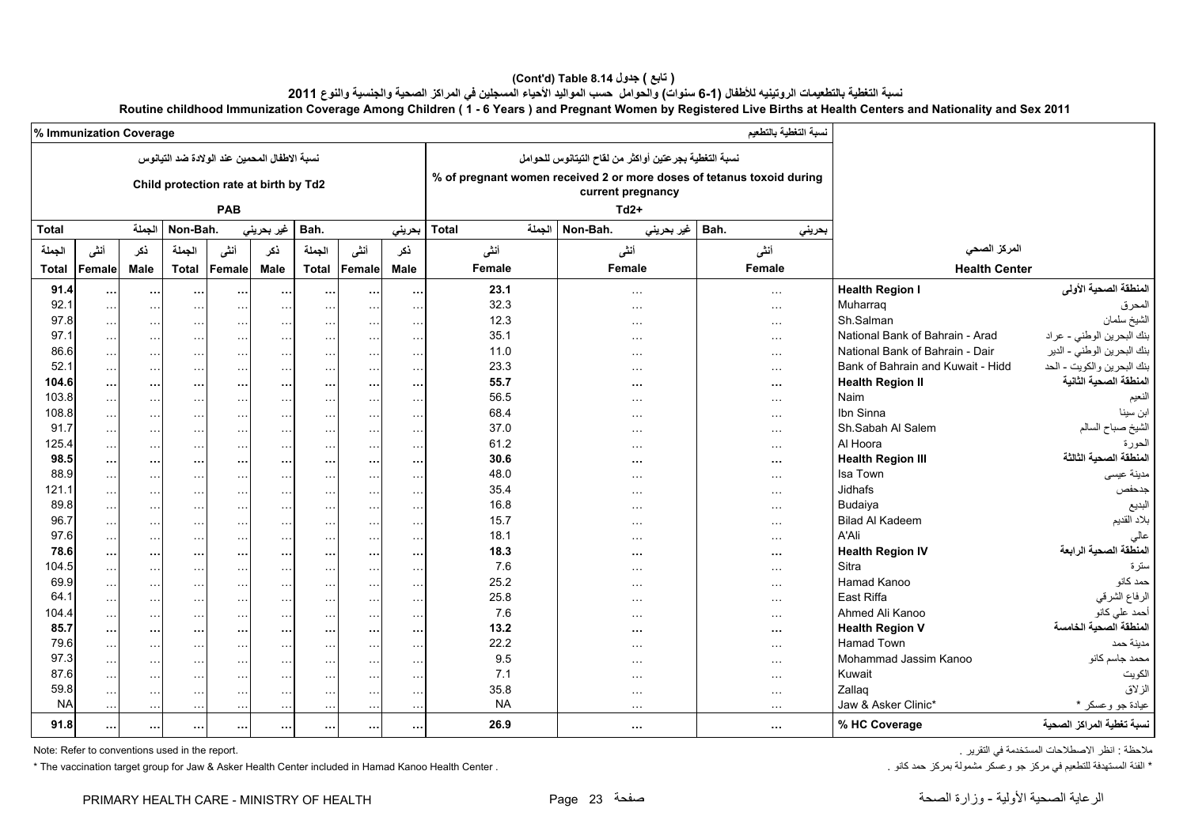# (Cont'd) Table 8.14 ( تابع ) جدول

## نسبة التغطية بالتطعيمات الروتينيه للأطفال (1-6 سنوات) والحوامل حسب المواليد الأحياء المسجلين في المراكز الصحية والجنسية والنوع 2011

## Routine childhood Immunization Coverage Among Children ( 1 - 6 Years ) and Pregnant Women by Registered Live Births at Health Centers and Nationality and Sex 2011

| % Immunization Coverage نسبة التغطية بالتطعيم | | | | | | | | | | | | | |
|---|---|---|---|---|---|---|---|---|---|---|---|---|---|
| نسبة الاطفال المحمين عند الولادة ضد التيتانوس Child protection rate at birth by Td2 PAB | | | | | | | | | نسبة التغطية بجرعتين أواكثر من لقاح التيتانوس للحوامل % of pregnant women received 2 or more doses of tetanus toxoid during current pregnancy Td2+ | | | | |
| Total الجملة | | | Non-Bah. غير بحريني | | | Bah. بحريني | | | Total الجملة | Non-Bah. غير بحريني | Bah. بحريني | | |
| الجملة Total | أنثى Female | ذكر Male | الجملة Total | أنثى Female | ذكر Male | الجملة Total | أنثى Female | ذكر Male | أنثى Female | أنثى Female | أنثى Female | Health Center | المركز الصحي |
| **91.4** | **...** | **...** | **...** | **...** | **...** | **...** | **...** | **...** | **23.1** | ... | ... | **Health Region I** | **المنطقة الصحية الأولى** |
| 92.1 | ... | ... | ... | ... | ... | ... | ... | ... | 32.3 | ... | ... | Muharraq | المحرق |
| 97.8 | ... | ... | ... | ... | ... | ... | ... | ... | 12.3 | ... | ... | Sh.Salman | الشيخ سلمان |
| 97.1 | ... | ... | ... | ... | ... | ... | ... | ... | 35.1 | ... | ... | National Bank of Bahrain - Arad | بنك البحرين الوطني - عراد |
| 86.6 | ... | ... | ... | ... | ... | ... | ... | ... | 11.0 | ... | ... | National Bank of Bahrain - Dair | بنك البحرين الوطني - الدير |
| 52.1 | ... | ... | ... | ... | ... | ... | ... | ... | 23.3 | ... | ... | Bank of Bahrain and Kuwait - Hidd | بنك البحرين والكويت - الحد |
| **104.6** | **...** | **...** | **...** | **...** | **...** | **...** | **...** | **...** | **55.7** | **...** | **...** | **Health Region II** | **المنطقة الصحية الثانية** |
| 103.8 | ... | ... | ... | ... | ... | ... | ... | ... | 56.5 | ... | ... | Naim | النعيم |
| 108.8 | ... | ... | ... | ... | ... | ... | ... | ... | 68.4 | ... | ... | Ibn Sinna | ابن سينا |
| 91.7 | ... | ... | ... | ... | ... | ... | ... | ... | 37.0 | ... | ... | Sh.Sabah Al Salem | الشيخ صباح السالم |
| 125.4 | ... | ... | ... | ... | ... | ... | ... | ... | 61.2 | ... | ... | Al Hoora | الحورة |
| **98.5** | **...** | **...** | **...** | **...** | **...** | **...** | **...** | **...** | **30.6** | **...** | **...** | **Health Region III** | **المنطقة الصحية الثالثة** |
| 88.9 | ... | ... | ... | ... | ... | ... | ... | ... | 48.0 | ... | ... | Isa Town | مدينة عيسى |
| 121.1 | ... | ... | ... | ... | ... | ... | ... | ... | 35.4 | ... | ... | Jidhafs | جدحفص |
| 89.8 | ... | ... | ... | ... | ... | ... | ... | ... | 16.8 | ... | ... | Budaiya | البديع |
| 96.7 | ... | ... | ... | ... | ... | ... | ... | ... | 15.7 | ... | ... | Bilad Al Kadeem | بلاد القديم |
| 97.6 | ... | ... | ... | ... | ... | ... | ... | ... | 18.1 | ... | ... | A'Ali | عالي |
| **78.6** | **...** | **...** | **...** | **...** | **...** | **...** | **...** | **...** | **18.3** | **...** | **...** | **Health Region IV** | **المنطقة الصحية الرابعة** |
| 104.5 | ... | ... | ... | ... | ... | ... | ... | ... | 7.6 | ... | ... | Sitra | سترة |
| 69.9 | ... | ... | ... | ... | ... | ... | ... | ... | 25.2 | ... | ... | Hamad Kanoo | حمد كانو |
| 64.1 | ... | ... | ... | ... | ... | ... | ... | ... | 25.8 | ... | ... | East Riffa | الرفاع الشرقي |
| 104.4 | ... | ... | ... | ... | ... | ... | ... | ... | 7.6 | ... | ... | Ahmed Ali Kanoo | أحمد علي كانو |
| **85.7** | **...** | **...** | **...** | **...** | **...** | **...** | **...** | **...** | **13.2** | **...** | **...** | **Health Region V** | **المنطقة الصحية الخامسة** |
| 79.6 | ... | ... | ... | ... | ... | ... | ... | ... | 22.2 | ... | ... | Hamad Town | مدينة حمد |
| 97.3 | ... | ... | ... | ... | ... | ... | ... | ... | 9.5 | ... | ... | Mohammad Jassim Kanoo | محمد جاسم كانو |
| 87.6 | ... | ... | ... | ... | ... | ... | ... | ... | 7.1 | ... | ... | Kuwait | الكويت |
| 59.8 | ... | ... | ... | ... | ... | ... | ... | ... | 35.8 | ... | ... | Zallaq | الزلاق |
| NA | ... | ... | ... | ... | ... | ... | ... | ... | NA | ... | ... | Jaw & Asker Clinic* | عيادة جو وعسكر * |
| **91.8** | **...** | **...** | **...** | **...** | **...** | **...** | **...** | **...** | **26.9** | **...** | **...** | **% HC Coverage** | **نسبة تغطية المراكز الصحية** |

Note: Refer to conventions used in the report.

ملاحظة : انظر الاصطلاحات المستخدمة في التقرير .

* The vaccination target group for Jaw & Asker Health Center included in Hamad Kanoo Health Center .

* الفئة المستهدفة للتطعيم في مركز جو وعسكر مشمولة بمركز حمد كانو .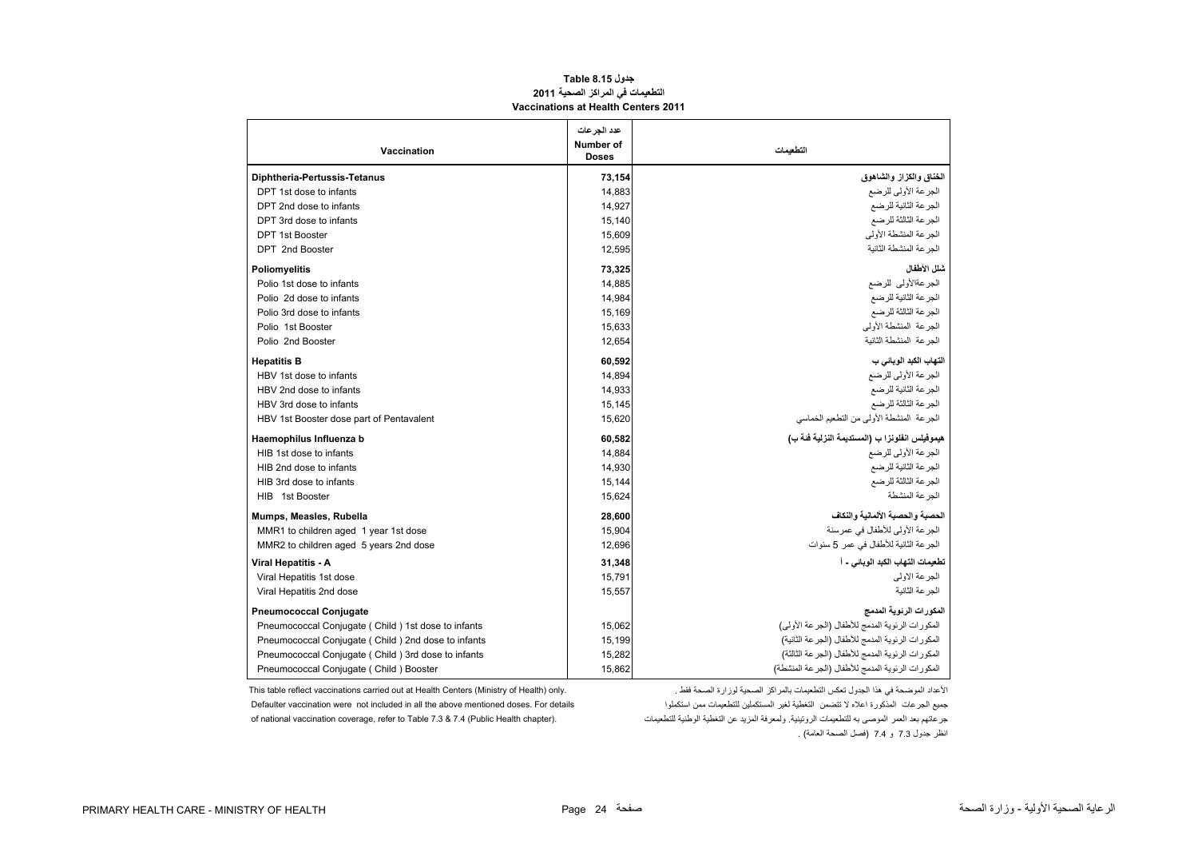# جدول 8.15 Table
## التطعيمات في المراكز الصحية 2011
## Vaccinations at Health Centers 2011

| Vaccination | عدد الجرعات Number of Doses | التطعيمات |
|---|---|---|
| **Diphtheria-Pertussis-Tetanus** | **73,154** | **الخناق والكزاز والشاهوق** |
| DPT 1st dose to infants | 14,883 | الجرعة الأولى للرضع |
| DPT 2nd dose to infants | 14,927 | الجرعة الثانية للرضع |
| DPT 3rd dose to infants | 15,140 | الجرعة الثالثة للرضع |
| DPT 1st Booster | 15,609 | الجرعة المنشطة الأولى |
| DPT 2nd Booster | 12,595 | الجرعة المنشطة الثانية |
| **Poliomyelitis** | **73,325** | **شلل الأطفال** |
| Polio 1st dose to infants | 14,885 | الجرعةالأولى للرضع |
| Polio 2d dose to infants | 14,984 | الجرعة الثانية للرضع |
| Polio 3rd dose to infants | 15,169 | الجرعة الثالثة للرضع |
| Polio 1st Booster | 15,633 | الجرعة المنشطة الأولى |
| Polio 2nd Booster | 12,654 | الجرعة المنشطة الثانية |
| **Hepatitis B** | **60,592** | **التهاب الكبد الوبائي ب** |
| HBV 1st dose to infants | 14,894 | الجرعة الأولى للرضع |
| HBV 2nd dose to infants | 14,933 | الجرعة الثانية للرضع |
| HBV 3rd dose to infants | 15,145 | الجرعة الثالثة للرضع |
| HBV 1st Booster dose part of Pentavalent | 15,620 | الجرعة المنشطة الأولى من التطعيم الخماسي |
| **Haemophilus Influenza b** | **60,582** | **هيموفيلس انفلونزا ب (المستديمة النزلية فئة ب)** |
| HIB 1st dose to infants | 14,884 | الجرعة الأولى للرضع |
| HIB 2nd dose to infants | 14,930 | الجرعة الثانية للرضع |
| HIB 3rd dose to infants | 15,144 | الجرعة الثالثة للرضع |
| HIB 1st Booster | 15,624 | الجرعة المنشطة |
| **Mumps, Measles, Rubella** | **28,600** | **الحصبة والحصبة الألمانية والنكاف** |
| MMR1 to children aged 1 year 1st dose | 15,904 | الجرعة الأولى للأطفال في عمرسنة |
| MMR2 to children aged 5 years 2nd dose | 12,696 | الجرعة الثانية للأطفال في عمر 5 سنوات |
| **Viral Hepatitis - A** | **31,348** | **تطعيمات التهاب الكبد الوبائي - أ** |
| Viral Hepatitis 1st dose | 15,791 | الجرعة الاولى |
| Viral Hepatitis 2nd dose | 15,557 | الجرعة الثانية |
| **Pneumococcal Conjugate** | | **المكورات الرئوية المدمج** |
| Pneumococcal Conjugate ( Child ) 1st dose to infants | 15,062 | المكورات الرئوية المدمج للأطفال (الجرعة الأولى) |
| Pneumococcal Conjugate ( Child ) 2nd dose to infants | 15,199 | المكورات الرئوية المدمج للأطفال (الجرعة الثانية) |
| Pneumococcal Conjugate ( Child ) 3rd dose to infants | 15,282 | المكورات الرئوية المدمج للأطفال (الجرعة الثالثة) |
| Pneumococcal Conjugate ( Child ) Booster | 15,862 | المكورات الرئوية المدمج للأطفال (الجرعة المنشطة) |

This table reflect vaccinations carried out at Health Centers (Ministry of Health) only.
Defaulter vaccination were not included in all the above mentioned doses. For details of national vaccination coverage, refer to Table 7.3 & 7.4 (Public Health chapter).

الأعداد الموضحة في هذا الجدول تعكس التطعيمات بالمراكز الصحية لوزارة الصحة فقط .
جميع الجرعات المذكورة اعلاه لا تتضمن التغطية لغير المستكملين للتطعيمات ممن استكملوا جرعاتهم بعد العمر الموصى به للتطعيمات الروتينية. ولمعرفة المزيد عن التغطية الوطنية للتطعيمات انظر جدول 7.3 و 7.4 (فصل الصحة العامة) .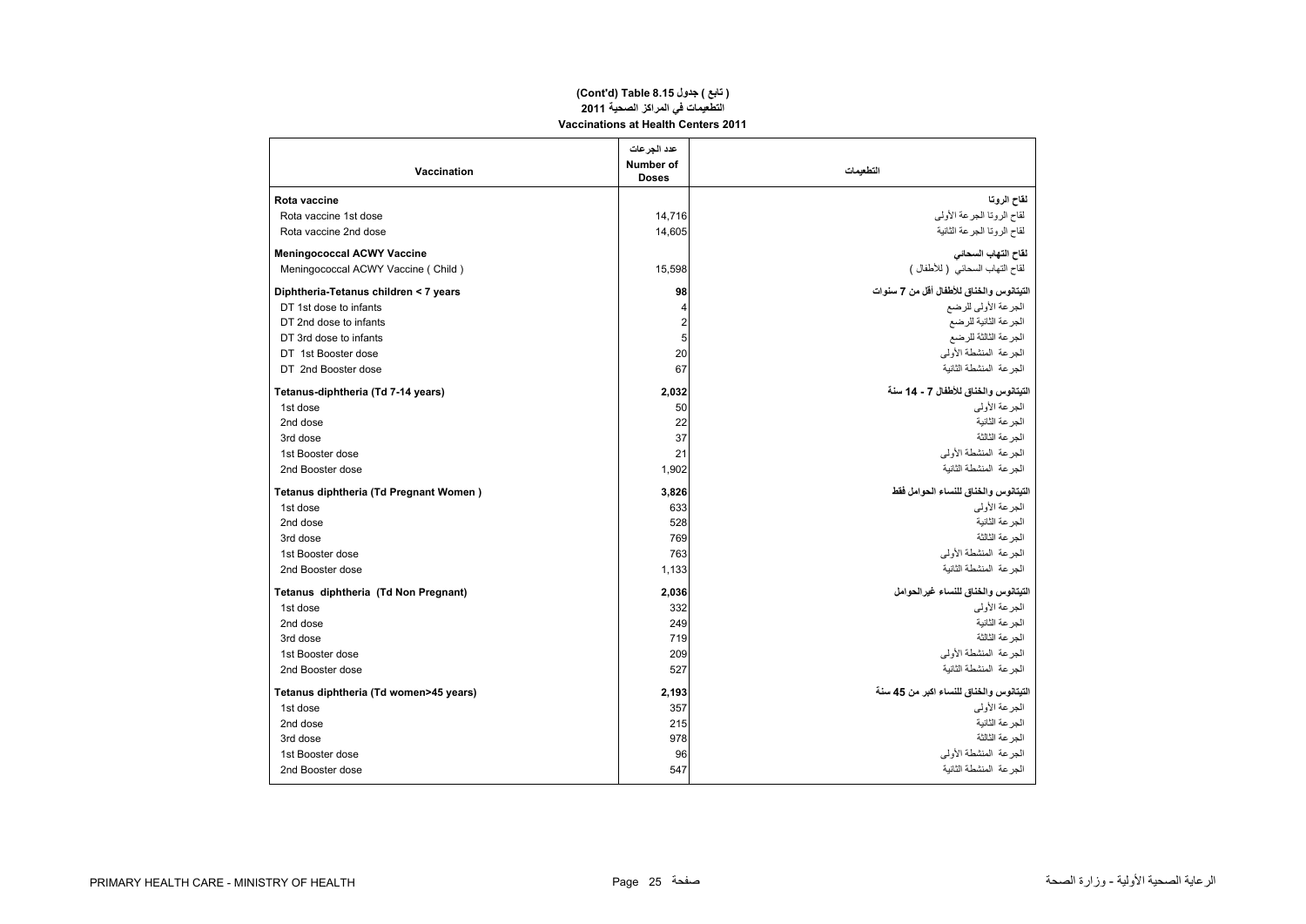# (Cont'd) Table 8.15 ( تابع ) جدول

## التطعيمات في المراكز الصحية 2011

## Vaccinations at Health Centers 2011

| Vaccination | عدد الجرعات Number of Doses | التطعيمات |
|---|---|---|
| **Rota vaccine** | | **لقاح الروتا** |
| Rota vaccine 1st dose | 14,716 | لقاح الروتا الجرعة الأولى |
| Rota vaccine 2nd dose | 14,605 | لقاح الروتا الجرعة الثانية |
| **Meningococcal ACWY Vaccine** | | **لقاح التهاب السحائي** |
| Meningococcal ACWY Vaccine ( Child ) | 15,598 | لقاح التهاب السحائي ( للأطفال ) |
| **Diphtheria-Tetanus children < 7 years** | **98** | **التيتانوس والخناق للأطفال أقل من 7 سنوات** |
| DT 1st dose to infants | 4 | الجرعة الأولى للرضع |
| DT 2nd dose to infants | 2 | الجرعة الثانية للرضع |
| DT 3rd dose to infants | 5 | الجرعة الثالثة للرضع |
| DT 1st Booster dose | 20 | الجرعة المنشطة الأولى |
| DT 2nd Booster dose | 67 | الجرعة المنشطة الثانية |
| **Tetanus-diphtheria (Td 7-14 years)** | **2,032** | **التيتانوس والخناق للأطفال 7 - 14 سنة** |
| 1st dose | 50 | الجرعة الأولى |
| 2nd dose | 22 | الجرعة الثانية |
| 3rd dose | 37 | الجرعة الثالثة |
| 1st Booster dose | 21 | الجرعة المنشطة الأولى |
| 2nd Booster dose | 1,902 | الجرعة المنشطة الثانية |
| **Tetanus diphtheria (Td Pregnant Women )** | **3,826** | **التيتانوس والخناق للنساء الحوامل فقط** |
| 1st dose | 633 | الجرعة الأولى |
| 2nd dose | 528 | الجرعة الثانية |
| 3rd dose | 769 | الجرعة الثالثة |
| 1st Booster dose | 763 | الجرعة المنشطة الأولى |
| 2nd Booster dose | 1,133 | الجرعة المنشطة الثانية |
| **Tetanus diphtheria (Td Non Pregnant)** | **2,036** | **التيتانوس والخناق للنساء غيرالحوامل** |
| 1st dose | 332 | الجرعة الأولى |
| 2nd dose | 249 | الجرعة الثانية |
| 3rd dose | 719 | الجرعة الثالثة |
| 1st Booster dose | 209 | الجرعة المنشطة الأولى |
| 2nd Booster dose | 527 | الجرعة المنشطة الثانية |
| **Tetanus diphtheria (Td women>45 years)** | **2,193** | **التيتانوس والخناق للنساء اكبر من 45 سنة** |
| 1st dose | 357 | الجرعة الأولى |
| 2nd dose | 215 | الجرعة الثانية |
| 3rd dose | 978 | الجرعة الثالثة |
| 1st Booster dose | 96 | الجرعة المنشطة الأولى |
| 2nd Booster dose | 547 | الجرعة المنشطة الثانية |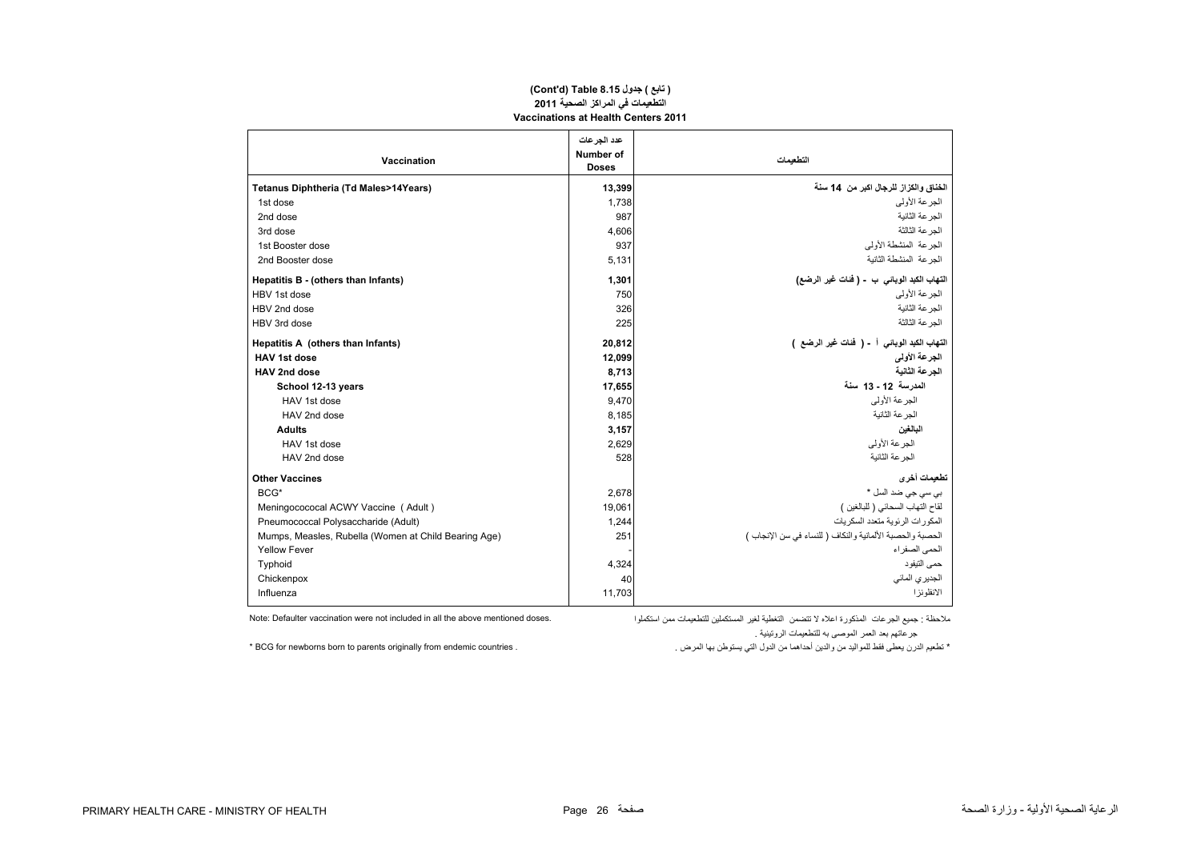# (Cont'd) Table 8.15 جدول ( تابع )

## التطعيمات في المراكز الصحية 2011

## Vaccinations at Health Centers 2011

| Vaccination | عدد الجرعات Number of Doses | التطعيمات |
|---|---|---|
| **Tetanus Diphtheria (Td Males>14Years)** | **13,399** | **الخناق والكزاز للرجال اكبر من 14 سنة** |
| 1st dose | 1,738 | الجرعة الأولى |
| 2nd dose | 987 | الجرعة الثانية |
| 3rd dose | 4,606 | الجرعة الثالثة |
| 1st Booster dose | 937 | الجرعة المنشطة الأولى |
| 2nd Booster dose | 5,131 | الجرعة المنشطة الثانية |
| **Hepatitis B - (others than Infants)** | **1,301** | **التهاب الكبد الوبائي ب - ( فئات غير الرضع)** |
| HBV 1st dose | 750 | الجرعة الأولى |
| HBV 2nd dose | 326 | الجرعة الثانية |
| HBV 3rd dose | 225 | الجرعة الثالثة |
| **Hepatitis A (others than Infants)** | **20,812** | **التهاب الكبد الوبائي أ - ( فئات غير الرضع )** |
| **HAV 1st dose** | **12,099** | **الجرعة الأولى** |
| **HAV 2nd dose** | **8,713** | **الجرعة الثانية** |
| **School 12-13 years** | **17,655** | **المدرسة 12 - 13 سنة** |
| HAV 1st dose | 9,470 | الجرعة الأولى |
| HAV 2nd dose | 8,185 | الجرعة الثانية |
| **Adults** | **3,157** | **البالغين** |
| HAV 1st dose | 2,629 | الجرعة الأولى |
| HAV 2nd dose | 528 | الجرعة الثانية |
| **Other Vaccines** | | **تطعيمات أخرى** |
| BCG* | 2,678 | بي سي جي ضد السل * |
| Meningococcal ACWY Vaccine ( Adult ) | 19,061 | لقاح التهاب السحائي ( للبالغين ) |
| Pneumococcal Polysaccharide (Adult) | 1,244 | المكورات الرئوية متعدد السكريات |
| Mumps, Measles, Rubella (Women at Child Bearing Age) | 251 | الحصبة والحصبة الألمانية والنكاف ( للنساء في سن الإنجاب ) |
| Yellow Fever | - | الحمى الصفراء |
| Typhoid | 4,324 | حمى التيفود |
| Chickenpox | 40 | الجديري المائي |
| Influenza | 11,703 | الانفلونزا |

Note: Defaulter vaccination were not included in all the above mentioned doses.

ملاحظة : جميع الجرعات المذكورة اعلاه لا تتضمن التغطية لغير المستكملين للتطعيمات ممن استكملوا جرعاتهم بعد العمر الموصى به للتطعيمات الروتينية .

* BCG for newborns born to parents originally from endemic countries .

* تطعيم الدرن يعطى فقط للمواليد من والدين أحداهما من الدول التي يستوطن بها المرض .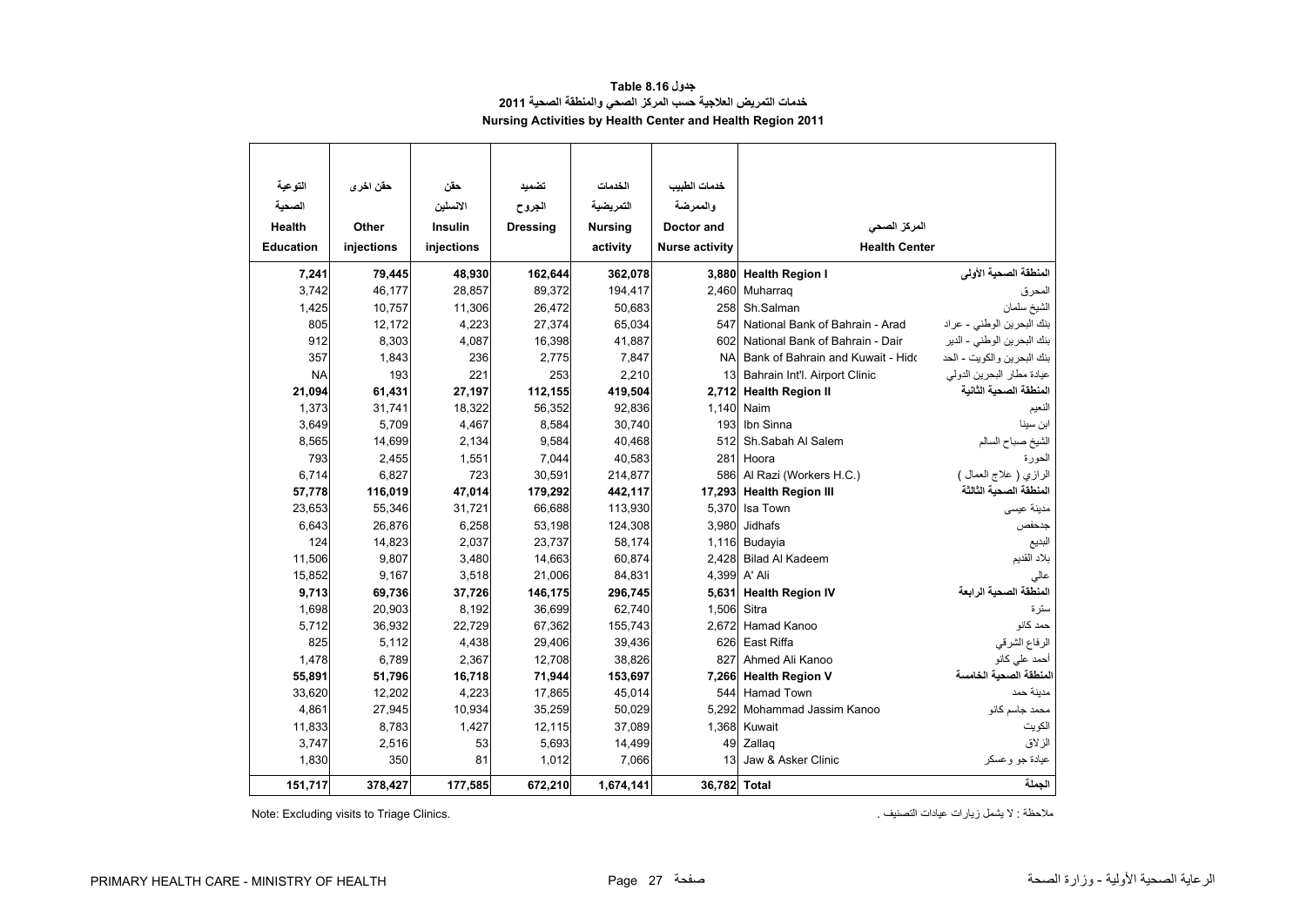**جدول 8.16 Table**

**خدمات التمريض العلاجية حسب المركز الصحي والمنطقة الصحية 2011**

**Nursing Activities by Health Center and Health Region 2011**

| التوعية الصحية Health Education | حقن اخرى Other injections | حقن الانسلين Insulin injections | تضميد الجروح Dressing | الخدمات التمريضية Nursing activity | خدمات الطبيب والممرضة Doctor and Nurse activity | Health Center | المركز الصحي |
|---|---|---|---|---|---|---|---|
| **7,241** | **79,445** | **48,930** | **162,644** | **362,078** | **3,880** | **Health Region I** | **المنطقة الصحية الأولى** |
| 3,742 | 46,177 | 28,857 | 89,372 | 194,417 | 2,460 | Muharraq | المحرق |
| 1,425 | 10,757 | 11,306 | 26,472 | 50,683 | 258 | Sh.Salman | الشيخ سلمان |
| 805 | 12,172 | 4,223 | 27,374 | 65,034 | 547 | National Bank of Bahrain - Arad | بنك البحرين الوطني - عراد |
| 912 | 8,303 | 4,087 | 16,398 | 41,887 | 602 | National Bank of Bahrain - Dair | بنك البحرين الوطني - الدير |
| 357 | 1,843 | 236 | 2,775 | 7,847 | NA | Bank of Bahrain and Kuwait - Hidd | بنك البحرين والكويت - الحد |
| NA | 193 | 221 | 253 | 2,210 | 13 | Bahrain Int'l. Airport Clinic | عيادة مطار البحرين الدولي |
| **21,094** | **61,431** | **27,197** | **112,155** | **419,504** | **2,712** | **Health Region II** | **المنطقة الصحية الثانية** |
| 1,373 | 31,741 | 18,322 | 56,352 | 92,836 | 1,140 | Naim | النعيم |
| 3,649 | 5,709 | 4,467 | 8,584 | 30,740 | 193 | Ibn Sinna | ابن سينا |
| 8,565 | 14,699 | 2,134 | 9,584 | 40,468 | 512 | Sh.Sabah Al Salem | الشيخ صباح السالم |
| 793 | 2,455 | 1,551 | 7,044 | 40,583 | 281 | Hoora | الحورة |
| 6,714 | 6,827 | 723 | 30,591 | 214,877 | 586 | Al Razi (Workers H.C.) | الرازي ( علاج العمال ) |
| **57,778** | **116,019** | **47,014** | **179,292** | **442,117** | **17,293** | **Health Region III** | **المنطقة الصحية الثالثة** |
| 23,653 | 55,346 | 31,721 | 66,688 | 113,930 | 5,370 | Isa Town | مدينة عيسى |
| 6,643 | 26,876 | 6,258 | 53,198 | 124,308 | 3,980 | Jidhafs | جدحفص |
| 124 | 14,823 | 2,037 | 23,737 | 58,174 | 1,116 | Budayia | البديع |
| 11,506 | 9,807 | 3,480 | 14,663 | 60,874 | 2,428 | Bilad Al Kadeem | بلاد القديم |
| 15,852 | 9,167 | 3,518 | 21,006 | 84,831 | 4,399 | A' Ali | عالي |
| **9,713** | **69,736** | **37,726** | **146,175** | **296,745** | **5,631** | **Health Region IV** | **المنطقة الصحية الرابعة** |
| 1,698 | 20,903 | 8,192 | 36,699 | 62,740 | 1,506 | Sitra | سترة |
| 5,712 | 36,932 | 22,729 | 67,362 | 155,743 | 2,672 | Hamad Kanoo | حمد كانو |
| 825 | 5,112 | 4,438 | 29,406 | 39,436 | 626 | East Riffa | الرفاع الشرقي |
| 1,478 | 6,789 | 2,367 | 12,708 | 38,826 | 827 | Ahmed Ali Kanoo | أحمد علي كانو |
| **55,891** | **51,796** | **16,718** | **71,944** | **153,697** | **7,266** | **Health Region V** | **المنطقة الصحية الخامسة** |
| 33,620 | 12,202 | 4,223 | 17,865 | 45,014 | 544 | Hamad Town | مدينة حمد |
| 4,861 | 27,945 | 10,934 | 35,259 | 50,029 | 5,292 | Mohammad Jassim Kanoo | محمد جاسم كانو |
| 11,833 | 8,783 | 1,427 | 12,115 | 37,089 | 1,368 | Kuwait | الكويت |
| 3,747 | 2,516 | 53 | 5,693 | 14,499 | 49 | Zallaq | الزلاق |
| 1,830 | 350 | 81 | 1,012 | 7,066 | 13 | Jaw & Asker Clinic | عيادة جو وعسكر |
| **151,717** | **378,427** | **177,585** | **672,210** | **1,674,141** | **36,782** | **Total** | **الجملة** |

Note: Excluding visits to Triage Clinics.

ملاحظة : لا يشمل زيارات عيادات التصنيف .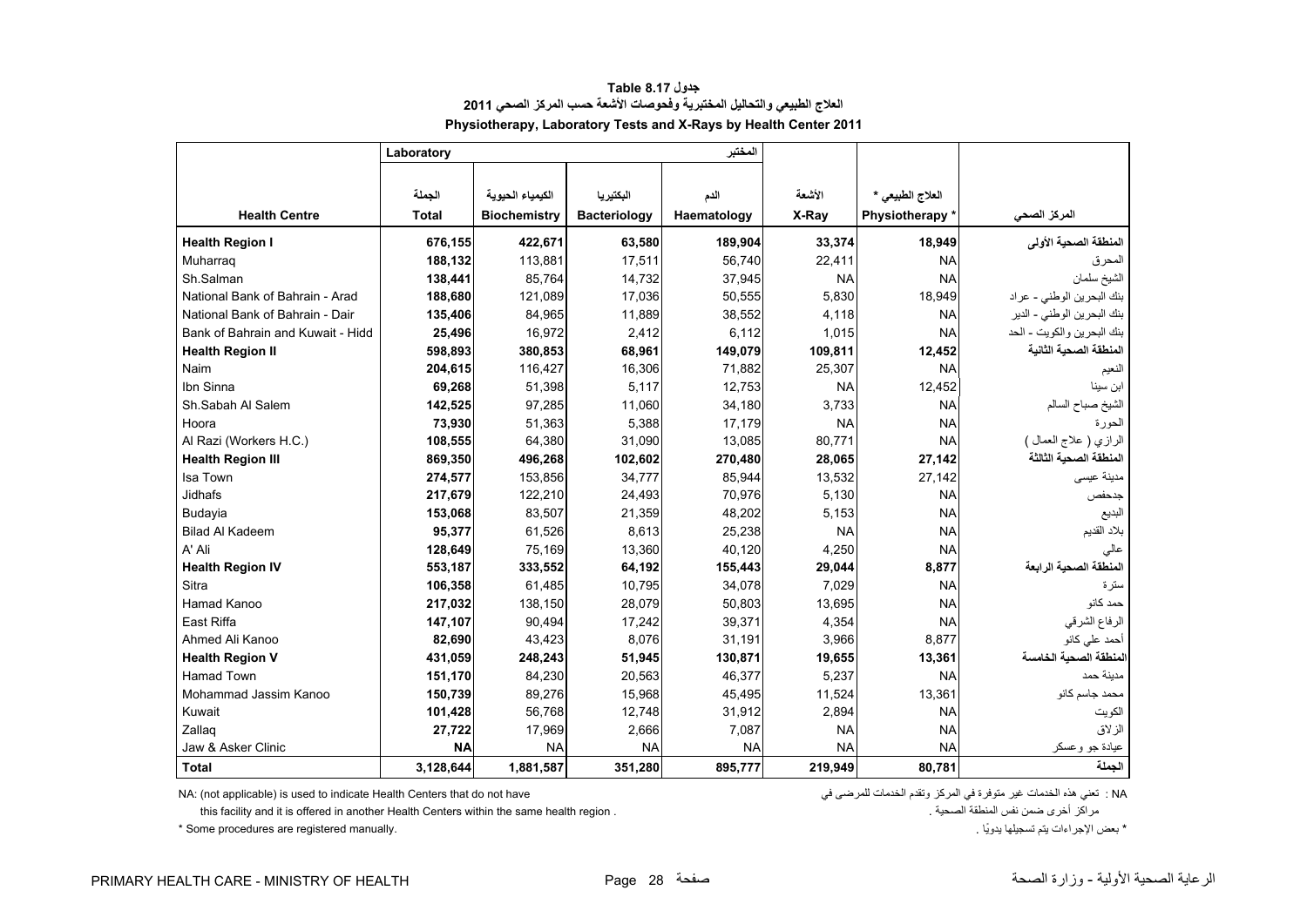# جدول Table 8.17

## العلاج الطبيعي والتحاليل المختبرية وفحوصات الأشعة حسب المركز الصحي 2011

## Physiotherapy, Laboratory Tests and X-Rays by Health Center 2011

| | Laboratory | | | المختبر | | | |
|---|---|---|---|---|---|---|---|
| **Health Centre** | الجملة **Total** | الكيمياء الحيوية **Biochemistry** | البكتيريا **Bacteriology** | الدم **Haematology** | الأشعة **X-Ray** | العلاج الطبيعي * **Physiotherapy *** | المركز الصحي |
| **Health Region I** | **676,155** | **422,671** | **63,580** | **189,904** | **33,374** | **18,949** | **المنطقة الصحية الأولى** |
| Muharraq | **188,132** | 113,881 | 17,511 | 56,740 | 22,411 | NA | المحرق |
| Sh.Salman | **138,441** | 85,764 | 14,732 | 37,945 | NA | NA | الشيخ سلمان |
| National Bank of Bahrain - Arad | **188,680** | 121,089 | 17,036 | 50,555 | 5,830 | 18,949 | بنك البحرين الوطني - عراد |
| National Bank of Bahrain - Dair | **135,406** | 84,965 | 11,889 | 38,552 | 4,118 | NA | بنك البحرين الوطني - الدير |
| Bank of Bahrain and Kuwait - Hidd | **25,496** | 16,972 | 2,412 | 6,112 | 1,015 | NA | بنك البحرين والكويت - الحد |
| **Health Region II** | **598,893** | **380,853** | **68,961** | **149,079** | **109,811** | **12,452** | **المنطقة الصحية الثانية** |
| Naim | **204,615** | 116,427 | 16,306 | 71,882 | 25,307 | NA | النعيم |
| Ibn Sinna | **69,268** | 51,398 | 5,117 | 12,753 | NA | 12,452 | ابن سينا |
| Sh.Sabah Al Salem | **142,525** | 97,285 | 11,060 | 34,180 | 3,733 | NA | الشيخ صباح السالم |
| Hoora | **73,930** | 51,363 | 5,388 | 17,179 | NA | NA | الحورة |
| Al Razi (Workers H.C.) | **108,555** | 64,380 | 31,090 | 13,085 | 80,771 | NA | الرازي ( علاج العمال ) |
| **Health Region III** | **869,350** | **496,268** | **102,602** | **270,480** | **28,065** | **27,142** | **المنطقة الصحية الثالثة** |
| Isa Town | **274,577** | 153,856 | 34,777 | 85,944 | 13,532 | 27,142 | مدينة عيسى |
| Jidhafs | **217,679** | 122,210 | 24,493 | 70,976 | 5,130 | NA | جدحفص |
| Budayia | **153,068** | 83,507 | 21,359 | 48,202 | 5,153 | NA | البديع |
| Bilad Al Kadeem | **95,377** | 61,526 | 8,613 | 25,238 | NA | NA | بلاد القديم |
| A' Ali | **128,649** | 75,169 | 13,360 | 40,120 | 4,250 | NA | عالي |
| **Health Region IV** | **553,187** | **333,552** | **64,192** | **155,443** | **29,044** | **8,877** | **المنطقة الصحية الرابعة** |
| Sitra | **106,358** | 61,485 | 10,795 | 34,078 | 7,029 | NA | سترة |
| Hamad Kanoo | **217,032** | 138,150 | 28,079 | 50,803 | 13,695 | NA | حمد كانو |
| East Riffa | **147,107** | 90,494 | 17,242 | 39,371 | 4,354 | NA | الرفاع الشرقي |
| Ahmed Ali Kanoo | **82,690** | 43,423 | 8,076 | 31,191 | 3,966 | 8,877 | أحمد علي كانو |
| **Health Region V** | **431,059** | **248,243** | **51,945** | **130,871** | **19,655** | **13,361** | **المنطقة الصحية الخامسة** |
| Hamad Town | **151,170** | 84,230 | 20,563 | 46,377 | 5,237 | NA | مدينة حمد |
| Mohammad Jassim Kanoo | **150,739** | 89,276 | 15,968 | 45,495 | 11,524 | 13,361 | محمد جاسم كانو |
| Kuwait | **101,428** | 56,768 | 12,748 | 31,912 | 2,894 | NA | الكويت |
| Zallaq | **27,722** | 17,969 | 2,666 | 7,087 | NA | NA | الزلاق |
| Jaw & Asker Clinic | **NA** | NA | NA | NA | NA | NA | عيادة جو وعسكر |
| **Total** | **3,128,644** | **1,881,587** | **351,280** | **895,777** | **219,949** | **80,781** | **الجملة** |

NA: (not applicable) is used to indicate Health Centers that do not have this facility and it is offered in another Health Centers within the same health region .

NA : تعني هذه الخدمات غير متوفرة في المركز وتقدم الخدمات للمرضى في مراكز أخرى ضمن نفس المنطقة الصحية .

* Some procedures are registered manually.

* بعض الإجراءات يتم تسجيلها يدويًا .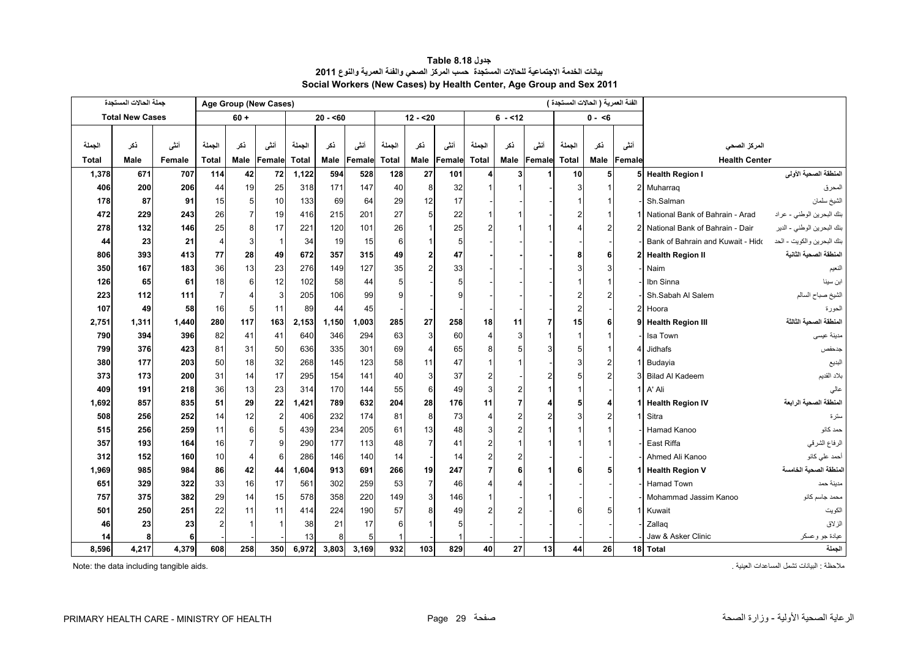# جدول Table 8.18

## بيانات الخدمة الاجتماعية للحالات المستجدة حسب المركز الصحي والفئة العمرية والنوع 2011

## Social Workers (New Cases) by Health Center, Age Group and Sex 2011

| جملة الحالات المستجدة Total New Cases | | | Age Group (New Cases) الفئة العمرية ( الحالات المستجدة ) | | | | | | | | | | | | | | | | |
|---|---|---|---|---|---|---|---|---|---|---|---|---|---|---|---|---|---|---|---|
| | | | 60 + | | | 20 - <60 | | | 12 - <20 | | | 6 - <12 | | | 0 - <6 | | | | |
| الجملة Total | ذكر Male | أنثى Female | الجملة Total | ذكر Male | أنثى Female | الجملة Total | ذكر Male | أنثى Female | الجملة Total | ذكر Male | أنثى Female | الجملة Total | ذكر Male | أنثى Female | الجملة Total | ذكر Male | أنثى Female | Health Center | المركز الصحي |
| **1,378** | **671** | **707** | **114** | **42** | **72** | **1,122** | **594** | **528** | **128** | **27** | **101** | **4** | **3** | **1** | **10** | **5** | **5** | **Health Region I** | **المنطقة الصحية الاولى** |
| 406 | 200 | 206 | 44 | 19 | 25 | 318 | 171 | 147 | 40 | 8 | 32 | 1 | 1 | - | 3 | 1 | 2 | Muharraq | المحرق |
| 178 | 87 | 91 | 15 | 5 | 10 | 133 | 69 | 64 | 29 | 12 | 17 | - | - | - | 1 | 1 | - | Sh.Salman | الشيخ سلمان |
| 472 | 229 | 243 | 26 | 7 | 19 | 416 | 215 | 201 | 27 | 5 | 22 | 1 | 1 | - | 2 | 1 | 1 | National Bank of Bahrain - Arad | بنك البحرين الوطني - عراد |
| 278 | 132 | 146 | 25 | 8 | 17 | 221 | 120 | 101 | 26 | 1 | 25 | 2 | 1 | 1 | 4 | 2 | 2 | National Bank of Bahrain - Dair | بنك البحرين الوطني - الدير |
| 44 | 23 | 21 | 4 | 3 | 1 | 34 | 19 | 15 | 6 | 1 | 5 | - | - | - | - | - | - | Bank of Bahrain and Kuwait - Hidd | بنك البحرين والكويت - الحد |
| **806** | **393** | **413** | **77** | **28** | **49** | **672** | **357** | **315** | **49** | **2** | **47** | **-** | **-** | **-** | **8** | **6** | **2** | **Health Region II** | **المنطقة الصحية الثانية** |
| 350 | 167 | 183 | 36 | 13 | 23 | 276 | 149 | 127 | 35 | 2 | 33 | - | - | - | 3 | 3 | - | Naim | النعيم |
| 126 | 65 | 61 | 18 | 6 | 12 | 102 | 58 | 44 | 5 | - | 5 | - | - | - | 1 | 1 | - | Ibn Sinna | ابن سينا |
| 223 | 112 | 111 | 7 | 4 | 3 | 205 | 106 | 99 | 9 | - | 9 | - | - | - | 2 | 2 | - | Sh.Sabah Al Salem | الشيخ صباح السالم |
| 107 | 49 | 58 | 16 | 5 | 11 | 89 | 44 | 45 | - | - | - | - | - | - | 2 | - | 2 | Hoora | الحورة |
| **2,751** | **1,311** | **1,440** | **280** | **117** | **163** | **2,153** | **1,150** | **1,003** | **285** | **27** | **258** | **18** | **11** | **7** | **15** | **6** | **9** | **Health Region III** | **المنطقة الصحية الثالثة** |
| 790 | 394 | 396 | 82 | 41 | 41 | 640 | 346 | 294 | 63 | 3 | 60 | 4 | 3 | 1 | 1 | 1 | - | Isa Town | مدينة عيسى |
| 799 | 376 | 423 | 81 | 31 | 50 | 636 | 335 | 301 | 69 | 4 | 65 | 8 | 5 | 3 | 5 | 1 | 4 | Jidhafs | جدحفص |
| 380 | 177 | 203 | 50 | 18 | 32 | 268 | 145 | 123 | 58 | 11 | 47 | 1 | 1 | - | 3 | 2 | 1 | Budayia | البديع |
| 373 | 173 | 200 | 31 | 14 | 17 | 295 | 154 | 141 | 40 | 3 | 37 | 2 | - | 2 | 5 | 2 | 3 | Bilad Al Kadeem | بلاد القديم |
| 409 | 191 | 218 | 36 | 13 | 23 | 314 | 170 | 144 | 55 | 6 | 49 | 3 | 2 | 1 | 1 | - | 1 | A' Ali | عالي |
| **1,692** | **857** | **835** | **51** | **29** | **22** | **1,421** | **789** | **632** | **204** | **28** | **176** | **11** | **7** | **4** | **5** | **4** | **1** | **Health Region IV** | **المنطقة الصحية الرابعة** |
| 508 | 256 | 252 | 14 | 12 | 2 | 406 | 232 | 174 | 81 | 8 | 73 | 4 | 2 | 2 | 3 | 2 | 1 | Sitra | سترة |
| 515 | 256 | 259 | 11 | 6 | 5 | 439 | 234 | 205 | 61 | 13 | 48 | 3 | 2 | 1 | 1 | 1 | - | Hamad Kanoo | حمد كانو |
| 357 | 193 | 164 | 16 | 7 | 9 | 290 | 177 | 113 | 48 | 7 | 41 | 2 | 1 | 1 | 1 | 1 | - | East Riffa | الرفاع الشرقي |
| 312 | 152 | 160 | 10 | 4 | 6 | 286 | 146 | 140 | 14 | - | 14 | 2 | 2 | - | - | - | - | Ahmed Ali Kanoo | أحمد علي كانو |
| **1,969** | **985** | **984** | **86** | **42** | **44** | **1,604** | **913** | **691** | **266** | **19** | **247** | **7** | **6** | **1** | **6** | **5** | **1** | **Health Region V** | **المنطقة الصحية الخامسة** |
| 651 | 329 | 322 | 33 | 16 | 17 | 561 | 302 | 259 | 53 | 7 | 46 | 4 | 4 | - | - | - | - | Hamad Town | مدينة حمد |
| 757 | 375 | 382 | 29 | 14 | 15 | 578 | 358 | 220 | 149 | 3 | 146 | 1 | - | 1 | - | - | - | Mohammad Jassim Kanoo | محمد جاسم كانو |
| 501 | 250 | 251 | 22 | 11 | 11 | 414 | 224 | 190 | 57 | 8 | 49 | 2 | 2 | - | 6 | 5 | 1 | Kuwait | الكويت |
| 46 | 23 | 23 | 2 | 1 | 1 | 38 | 21 | 17 | 6 | 1 | 5 | - | - | - | - | - | - | Zallaq | الزلاق |
| 14 | 8 | 6 | - | - | - | 13 | 8 | 5 | 1 | - | 1 | - | - | - | - | - | - | Jaw & Asker Clinic | عيادة جو وعسكر |
| **8,596** | **4,217** | **4,379** | **608** | **258** | **350** | **6,972** | **3,803** | **3,169** | **932** | **103** | **829** | **40** | **27** | **13** | **44** | **26** | **18** | **Total** | **الجملة** |

Note: the data including tangible aids.

ملاحظة : البيانات تشمل المساعدات العينية .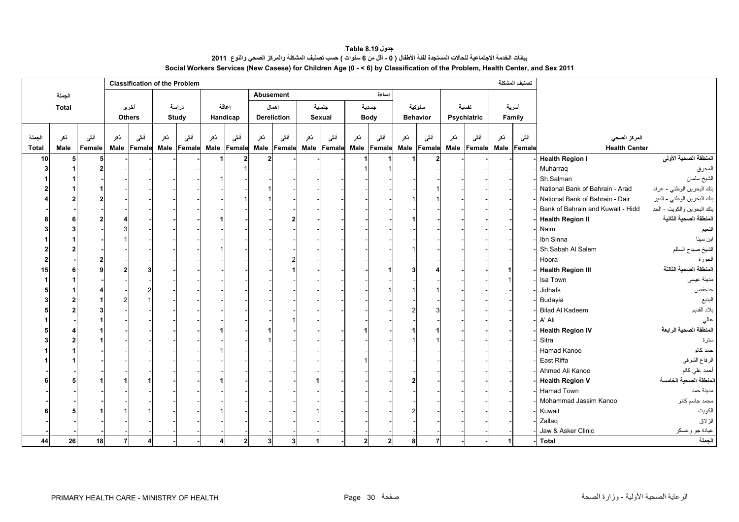جدول Table 8.19

بيانات الخدمة الاجتماعية للحالات المستجدة لفئة الأطفال ( 0 - أقل من 6 سنوات ) حسب تصنيف المشكلة والمركز الصحي والنوع 2011

Social Workers Services (New Casese) for Children Age (0 - < 6) by Classification of the Problem, Health Center, and Sex 2011

| الجملة Total | | | Classification of the Problem تصنيف المشكلة | | | | | | | | | | | | | | | | | | | | |
|---|---|---|---|---|---|---|---|---|---|---|---|---|---|---|---|---|---|---|---|---|---|---|---|
| | | | أخرى Others | | دراسة Study | | إعاقة Handicap | | Abusement إساءة | | | | | | سلوكية Behavior | | نفسية Psychiatric | | أسرية Family | | | |
| | | | | | | | | | إهمال Dereliction | | جنسية Sexual | | جسدية Body | | | | | | | | | |
| الجملة Total | ذكر Male | أنثى Female | ذكر Male | أنثى Female | ذكر Male | أنثى Female | ذكر Male | أنثى Female | ذكر Male | أنثى Female | ذكر Male | أنثى Female | ذكر Male | أنثى Female | ذكر Male | أنثى Female | ذكر Male | أنثى Female | ذكر Male | أنثى Female | Health Center | المركز الصحي |
| **10** | **5** | **5** | **-** | **-** | **-** | **-** | **1** | **2** | **2** | **-** | **-** | **-** | **1** | **1** | **1** | **2** | **-** | **-** | **-** | **-** | **Health Region I** | **المنطقة الصحية الأولى** |
| 3 | 1 | 2 | - | - | - | - | - | 1 | - | - | - | - | 1 | 1 | - | - | - | - | - | - | Muharraq | المحرق |
| 1 | 1 | - | - | - | - | - | 1 | - | - | - | - | - | - | - | - | - | - | - | - | - | Sh.Salman | الشيخ سلمان |
| 2 | 1 | 1 | - | - | - | - | - | - | 1 | - | - | - | - | - | - | 1 | - | - | - | - | National Bank of Bahrain - Arad | بنك البحرين الوطني - عراد |
| 4 | 2 | 2 | - | - | - | - | - | 1 | 1 | - | - | - | - | - | 1 | 1 | - | - | - | - | National Bank of Bahrain - Dair | بنك البحرين الوطني - الدير |
| - | - | - | - | - | - | - | - | - | - | - | - | - | - | - | - | - | - | - | - | - | Bank of Bahrain and Kuwait - Hidd | بنك البحرين والكويت - الحد |
| **8** | **6** | **2** | **4** | **-** | **-** | **-** | **1** | **-** | **-** | **2** | **-** | **-** | **-** | **-** | **1** | **-** | **-** | **-** | **-** | **-** | **Health Region II** | **المنطقة الصحية الثانية** |
| 3 | 3 | - | 3 | - | - | - | - | - | - | - | - | - | - | - | - | - | - | - | - | - | Naim | النعيم |
| 1 | 1 | - | 1 | - | - | - | - | - | - | - | - | - | - | - | - | - | - | - | - | - | Ibn Sinna | ابن سينا |
| 2 | 2 | - | - | - | - | - | 1 | - | - | - | - | - | - | - | 1 | - | - | - | - | - | Sh.Sabah Al Salem | الشيخ صباح السالم |
| 2 | - | 2 | - | - | - | - | - | - | - | 2 | - | - | - | - | - | - | - | - | - | - | Hoora | الحورة |
| **15** | **6** | **9** | **2** | **3** | **-** | **-** | **-** | **-** | **-** | **1** | **-** | **-** | **-** | **1** | **3** | **4** | **-** | **-** | **1** | **-** | **Health Region III** | **المنطقة الصحية الثالثة** |
| 1 | 1 | - | - | - | - | - | - | - | - | - | - | - | - | - | - | - | - | - | 1 | - | Isa Town | مدينة عيسى |
| 5 | 1 | 4 | - | 2 | - | - | - | - | - | - | - | - | - | 1 | 1 | 1 | - | - | - | - | Jidhafs | جدحفص |
| 3 | 2 | 1 | 2 | 1 | - | - | - | - | - | - | - | - | - | - | - | - | - | - | - | - | Budayia | البديع |
| 5 | 2 | 3 | - | - | - | - | - | - | - | - | - | - | - | - | 2 | 3 | - | - | - | - | Bilad Al Kadeem | بلاد القديم |
| 1 | - | 1 | - | - | - | - | - | - | - | 1 | - | - | - | - | - | - | - | - | - | - | A' Ali | عالي |
| **5** | **4** | **1** | **-** | **-** | **-** | **-** | **1** | **-** | **1** | **-** | **-** | **-** | **1** | **-** | **1** | **1** | **-** | **-** | **-** | **-** | **Health Region IV** | **المنطقة الصحية الرابعة** |
| 3 | 2 | 1 | - | - | - | - | - | - | 1 | - | - | - | - | - | 1 | 1 | - | - | - | - | Sitra | سترة |
| 1 | 1 | - | - | - | - | - | 1 | - | - | - | - | - | - | - | - | - | - | - | - | - | Hamad Kanoo | حمد كانو |
| 1 | 1 | - | - | - | - | - | - | - | - | - | - | - | 1 | - | - | - | - | - | - | - | East Riffa | الرفاع الشرقي |
| - | - | - | - | - | - | - | - | - | - | - | - | - | - | - | - | - | - | - | - | - | Ahmed Ali Kanoo | أحمد علي كانو |
| **6** | **5** | **1** | **1** | **1** | **-** | **-** | **1** | **-** | **-** | **-** | **1** | **-** | **-** | **-** | **2** | **-** | **-** | **-** | **-** | **-** | **Health Region V** | **المنطقة الصحية الخامسة** |
| - | - | - | - | - | - | - | - | - | - | - | - | - | - | - | - | - | - | - | - | - | Hamad Town | مدينة حمد |
| - | - | - | - | - | - | - | - | - | - | - | - | - | - | - | - | - | - | - | - | - | Mohammad Jassim Kanoo | محمد جاسم كانو |
| 6 | 5 | 1 | 1 | 1 | - | - | 1 | - | - | - | 1 | - | - | - | 2 | - | - | - | - | - | Kuwait | الكويت |
| - | - | - | - | - | - | - | - | - | - | - | - | - | - | - | - | - | - | - | - | - | Zallaq | الزلاق |
| - | - | - | - | - | - | - | - | - | - | - | - | - | - | - | - | - | - | - | - | - | Jaw & Asker Clinic | عيادة جو وعسكر |
| **44** | **26** | **18** | **7** | **4** | **-** | **-** | **4** | **2** | **3** | **3** | **1** | **-** | **2** | **2** | **8** | **7** | **-** | **-** | **1** | **-** | **Total** | **الجملة** |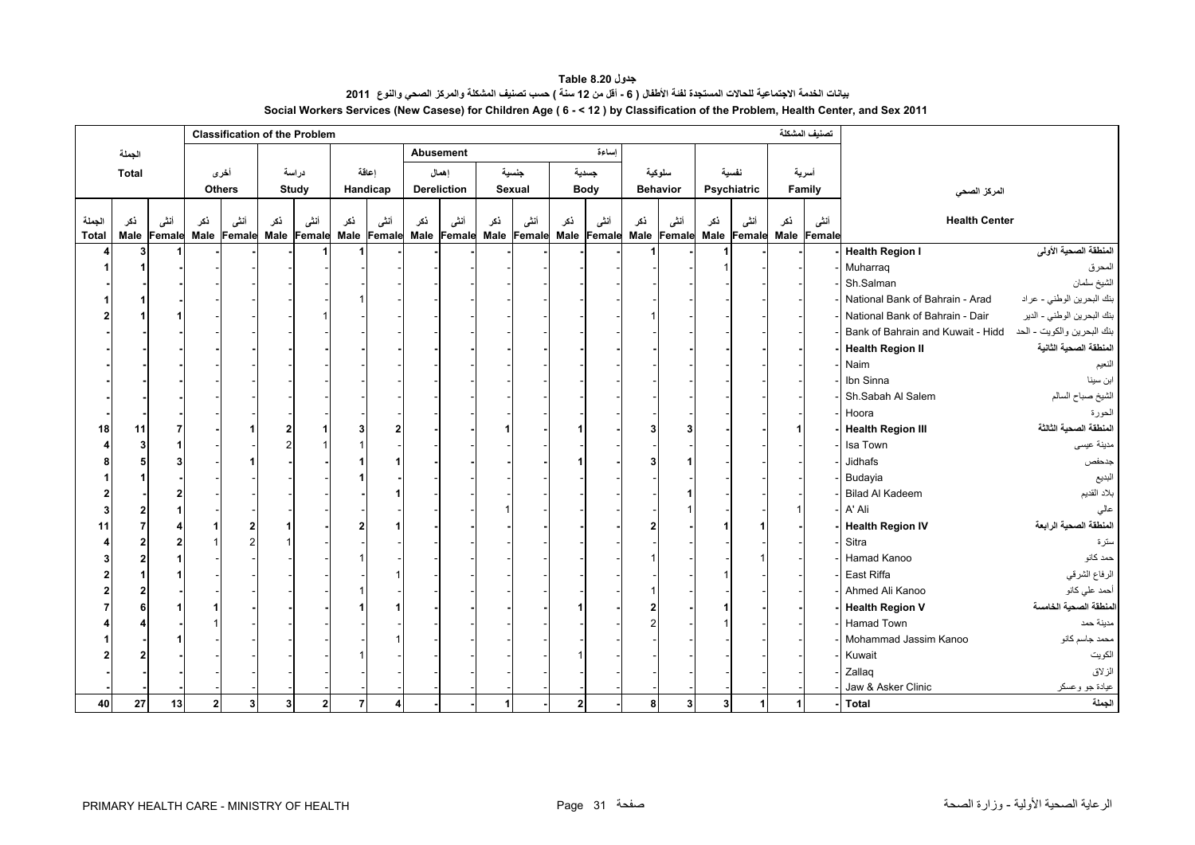جدول Table 8.20

بيانات الخدمة الاجتماعية للحالات المستجدة لفئة الأطفال ( 6 - أقل من 12 سنة ) حسب تصنيف المشكلة والمركز الصحي والنوع 2011

**Social Workers Services (New Casese) for Children Age ( 6 - < 12 ) by Classification of the Problem, Health Center, and Sex 2011**

| الجملة Total | | | Classification of the Problem تصنيف المشكلة | | | | | | | | | | | | | | | | | | | | المركز الصحي Health Center | |
|---|---|---|---|---|---|---|---|---|---|---|---|---|---|---|---|---|---|---|---|---|---|---|---|---|
| | | | أخرى Others | | دراسة Study | | إعاقة Handicap | | Abusement إساءة | | | | | | سلوكية Behavior | | نفسية Psychiatric | | أسرية Family | | | |
| | | | | | | | | | إهمال Dereliction | | جنسية Sexual | | جسدية Body | | | | | | | | | |
| الجملة Total | ذكر Male | أنثى Female | ذكر Male | أنثى Female | ذكر Male | أنثى Female | ذكر Male | أنثى Female | ذكر Male | أنثى Female | ذكر Male | أنثى Female | ذكر Male | أنثى Female | ذكر Male | أنثى Female | ذكر Male | أنثى Female | ذكر Male | أنثى Female | | |
| 4 | 3 | 1 | - | - | - | 1 | 1 | - | - | - | - | - | - | - | 1 | - | 1 | - | - | - | **Health Region I** | **المنطقة الصحية الأولى** |
| 1 | 1 | - | - | - | - | - | - | - | - | - | - | - | - | - | - | - | 1 | - | - | - | Muharraq | المحرق |
| - | - | - | - | - | - | - | - | - | - | - | - | - | - | - | - | - | - | - | - | - | Sh.Salman | الشيخ سلمان |
| 1 | 1 | - | - | - | - | - | 1 | - | - | - | - | - | - | - | - | - | - | - | - | - | National Bank of Bahrain - Arad | بنك البحرين الوطني - عراد |
| 2 | 1 | 1 | - | - | - | 1 | - | - | - | - | - | - | - | - | 1 | - | - | - | - | - | National Bank of Bahrain - Dair | بنك البحرين الوطني - الدير |
| - | - | - | - | - | - | - | - | - | - | - | - | - | - | - | - | - | - | - | - | - | Bank of Bahrain and Kuwait - Hidd | بنك البحرين والكويت - الحد |
| - | - | - | - | - | - | - | - | - | - | - | - | - | - | - | - | - | - | - | - | - | **Health Region II** | **المنطقة الصحية الثانية** |
| - | - | - | - | - | - | - | - | - | - | - | - | - | - | - | - | - | - | - | - | - | Naim | النعيم |
| - | - | - | - | - | - | - | - | - | - | - | - | - | - | - | - | - | - | - | - | - | Ibn Sinna | ابن سينا |
| - | - | - | - | - | - | - | - | - | - | - | - | - | - | - | - | - | - | - | - | - | Sh.Sabah Al Salem | الشيخ صباح السالم |
| - | - | - | - | - | - | - | - | - | - | - | - | - | - | - | - | - | - | - | - | - | Hoora | الحورة |
| 18 | 11 | 7 | - | 1 | 2 | 1 | 3 | 2 | - | - | 1 | - | 1 | - | 3 | 3 | - | - | 1 | - | **Health Region III** | **المنطقة الصحية الثالثة** |
| 4 | 3 | 1 | - | - | 2 | 1 | 1 | - | - | - | - | - | - | - | - | - | - | - | - | - | Isa Town | مدينة عيسى |
| 8 | 5 | 3 | - | 1 | - | - | 1 | 1 | - | - | - | - | 1 | - | 3 | 1 | - | - | - | - | Jidhafs | جدحفص |
| 1 | 1 | - | - | - | - | - | 1 | - | - | - | - | - | - | - | - | - | - | - | - | - | Budayia | البديع |
| 2 | - | 2 | - | - | - | - | - | 1 | - | - | - | - | - | - | - | 1 | - | - | - | - | Bilad Al Kadeem | بلاد القديم |
| 3 | 2 | 1 | - | - | - | - | - | - | - | - | 1 | - | - | - | - | 1 | - | - | 1 | - | A' Ali | عالي |
| 11 | 7 | 4 | 1 | 2 | 1 | - | 2 | 1 | - | - | - | - | - | - | 2 | - | 1 | 1 | - | - | **Health Region IV** | **المنطقة الصحية الرابعة** |
| 4 | 2 | 2 | 1 | 2 | 1 | - | - | - | - | - | - | - | - | - | - | - | - | - | - | - | Sitra | سترة |
| 3 | 2 | 1 | - | - | - | - | 1 | - | - | - | - | - | - | - | 1 | - | - | 1 | - | - | Hamad Kanoo | حمد كانو |
| 2 | 1 | 1 | - | - | - | - | - | 1 | - | - | - | - | - | - | - | - | 1 | - | - | - | East Riffa | الرفاع الشرقي |
| 2 | 2 | - | - | - | - | - | 1 | - | - | - | - | - | - | - | 1 | - | - | - | - | - | Ahmed Ali Kanoo | أحمد علي كانو |
| 7 | 6 | 1 | 1 | - | - | - | 1 | 1 | - | - | - | - | 1 | - | 2 | - | 1 | - | - | - | **Health Region V** | **المنطقة الصحية الخامسة** |
| 4 | 4 | - | 1 | - | - | - | - | - | - | - | - | - | - | - | 2 | - | 1 | - | - | - | Hamad Town | مدينة حمد |
| 1 | - | 1 | - | - | - | - | - | 1 | - | - | - | - | - | - | - | - | - | - | - | - | Mohammad Jassim Kanoo | محمد جاسم كانو |
| 2 | 2 | - | - | - | - | - | 1 | - | - | - | - | - | 1 | - | - | - | - | - | - | - | Kuwait | الكويت |
| - | - | - | - | - | - | - | - | - | - | - | - | - | - | - | - | - | - | - | - | - | Zallaq | الزلاق |
| - | - | - | - | - | - | - | - | - | - | - | - | - | - | - | - | - | - | - | - | - | Jaw & Asker Clinic | عيادة جو وعسكر |
| 40 | 27 | 13 | 2 | 3 | 3 | 2 | 7 | 4 | - | - | 1 | - | 2 | - | 8 | 3 | 3 | 1 | 1 | - | **Total** | **الجملة** |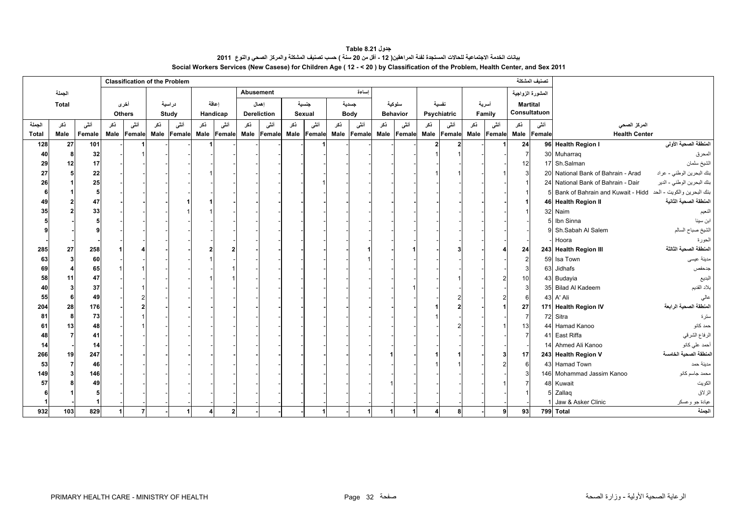**جدول Table 8.21**

**بيانات الخدمة الاجتماعية للحالات المستجدة لفئة المراهقين( 12 - أقل من 20 سنة ) حسب تصنيف المشكلة والمركز الصحي والنوع 2011**

**Social Workers Services (New Casese) for Children Age ( 12 - < 20 ) by Classification of the Problem, Health Center, and Sex 2011**

| الجملة Total | | | Classification of the Problem تصنيف المشكلة | | | | | | | | | | | | | | | | | | | | | | | |
|---|---|---|---|---|---|---|---|---|---|---|---|---|---|---|---|---|---|---|---|---|---|---|---|---|---|---|
| | | | أخرى Others | | دراسية Study | | إعاقة Handicap | | Abusement إساءة | | | | | | سلوكية Behavior | | نفسية Psychiatric | | أسرية Family | | المشورة الزواجية Martital Consultatuon | | | |
| | | | | | | | | | إهمال Dereliction | | جنسية Sexual | | جسدية Body | | | | | | | | | | | |
| الجملة Total | ذكر Male | أنثى Female | ذكر Male | أنثى Female | ذكر Male | أنثى Female | ذكر Male | أنثى Female | ذكر Male | أنثى Female | ذكر Male | أنثى Female | ذكر Male | أنثى Female | ذكر Male | أنثى Female | ذكر Male | أنثى Female | ذكر Male | أنثى Female | ذكر Male | أنثى Female | المركز الصحي Health Center | |
| 128 | 27 | 101 | - | 1 | - | - | 1 | - | - | - | - | 1 | - | - | - | - | 2 | 2 | - | 1 | 24 | 96 | Health Region I | المنطقة الصحية الأولى |
| 40 | 8 | 32 | - | 1 | - | - | - | - | - | - | - | - | - | - | - | - | 1 | 1 | - | - | 7 | 30 | Muharraq | المحرق |
| 29 | 12 | 17 | - | - | - | - | - | - | - | - | - | - | - | - | - | - | - | - | - | - | 12 | 17 | Sh.Salman | الشيخ سلمان |
| 27 | 5 | 22 | - | - | - | - | 1 | - | - | - | - | - | - | - | - | - | 1 | 1 | - | 1 | 3 | 20 | National Bank of Bahrain - Arad | بنك البحرين الوطني - عراد |
| 26 | 1 | 25 | - | - | - | - | - | - | - | - | - | 1 | - | - | - | - | - | - | - | - | 1 | 24 | National Bank of Bahrain - Dair | بنك البحرين الوطني - الدير |
| 6 | 1 | 5 | - | - | - | - | - | - | - | - | - | - | - | - | - | - | - | - | - | - | 1 | 5 | Bank of Bahrain and Kuwait - Hidd | بنك البحرين والكويت - الحد |
| 49 | 2 | 47 | - | - | - | 1 | 1 | - | - | - | - | - | - | - | - | - | - | - | - | - | 1 | 46 | Health Region II | المنطقة الصحية الثانية |
| 35 | 2 | 33 | - | - | - | 1 | 1 | - | - | - | - | - | - | - | - | - | - | - | - | - | 1 | 32 | Naim | النعيم |
| 5 | - | 5 | - | - | - | - | - | - | - | - | - | - | - | - | - | - | - | - | - | - | - | 5 | Ibn Sinna | ابن سينا |
| 9 | - | 9 | - | - | - | - | - | - | - | - | - | - | - | - | - | - | - | - | - | - | - | 9 | Sh.Sabah Al Salem | الشيخ صباح السالم |
| - | - | - | - | - | - | - | - | - | - | - | - | - | - | - | - | - | - | - | - | - | - | - | Hoora | الحورة |
| 285 | 27 | 258 | 1 | 4 | - | - | 2 | 2 | - | - | - | - | - | 1 | - | 1 | - | 3 | - | 4 | 24 | 243 | Health Region III | المنطقة الصحية الثالثة |
| 63 | 3 | 60 | - | - | - | - | 1 | - | - | - | - | - | - | 1 | - | - | - | - | - | - | 2 | 59 | Isa Town | مدينة عيسى |
| 69 | 4 | 65 | 1 | 1 | - | - | - | 1 | - | - | - | - | - | - | - | - | - | - | - | - | 3 | 63 | Jidhafs | جدحفص |
| 58 | 11 | 47 | - | - | - | - | 1 | 1 | - | - | - | - | - | - | - | - | - | 1 | - | 2 | 10 | 43 | Budayia | البديع |
| 40 | 3 | 37 | - | 1 | - | - | - | - | - | - | - | - | - | - | - | 1 | - | - | - | - | 3 | 35 | Bilad Al Kadeem | بلاد القديم |
| 55 | 6 | 49 | - | 2 | - | - | - | - | - | - | - | - | - | - | - | - | - | 2 | - | 2 | 6 | 43 | A' Ali | عالي |
| 204 | 28 | 176 | - | 2 | - | - | - | - | - | - | - | - | - | - | - | - | 1 | 2 | - | 1 | 27 | 171 | Health Region IV | المنطقة الصحية الرابعة |
| 81 | 8 | 73 | - | 1 | - | - | - | - | - | - | - | - | - | - | - | - | 1 | - | - | - | 7 | 72 | Sitra | سترة |
| 61 | 13 | 48 | - | 1 | - | - | - | - | - | - | - | - | - | - | - | - | - | 2 | - | 1 | 13 | 44 | Hamad Kanoo | حمد كانو |
| 48 | 7 | 41 | - | - | - | - | - | - | - | - | - | - | - | - | - | - | - | - | - | - | 7 | 41 | East Riffa | الرفاع الشرقي |
| 14 | - | 14 | - | - | - | - | - | - | - | - | - | - | - | - | - | - | - | - | - | - | - | 14 | Ahmed Ali Kanoo | أحمد علي كانو |
| 266 | 19 | 247 | - | - | - | - | - | - | - | - | - | - | - | - | 1 | - | 1 | 1 | - | 3 | 17 | 243 | Health Region V | المنطقة الصحية الخامسة |
| 53 | 7 | 46 | - | - | - | - | - | - | - | - | - | - | - | - | - | - | 1 | 1 | - | 2 | 6 | 43 | Hamad Town | مدينة حمد |
| 149 | 3 | 146 | - | - | - | - | - | - | - | - | - | - | - | - | - | - | - | - | - | - | 3 | 146 | Mohammad Jassim Kanoo | محمد جاسم كانو |
| 57 | 8 | 49 | - | - | - | - | - | - | - | - | - | - | - | - | 1 | - | - | - | - | 1 | 7 | 48 | Kuwait | الكويت |
| 6 | 1 | 5 | - | - | - | - | - | - | - | - | - | - | - | - | - | - | - | - | - | - | 1 | 5 | Zallaq | الزلاق |
| 1 | - | 1 | - | - | - | - | - | - | - | - | - | - | - | - | - | - | - | - | - | - | - | 1 | Jaw & Asker Clinic | عيادة جو وعسكر |
| 932 | 103 | 829 | 1 | 7 | - | 1 | 4 | 2 | - | - | - | 1 | - | 1 | 1 | 1 | 4 | 8 | - | 9 | 93 | 799 | Total | الجملة |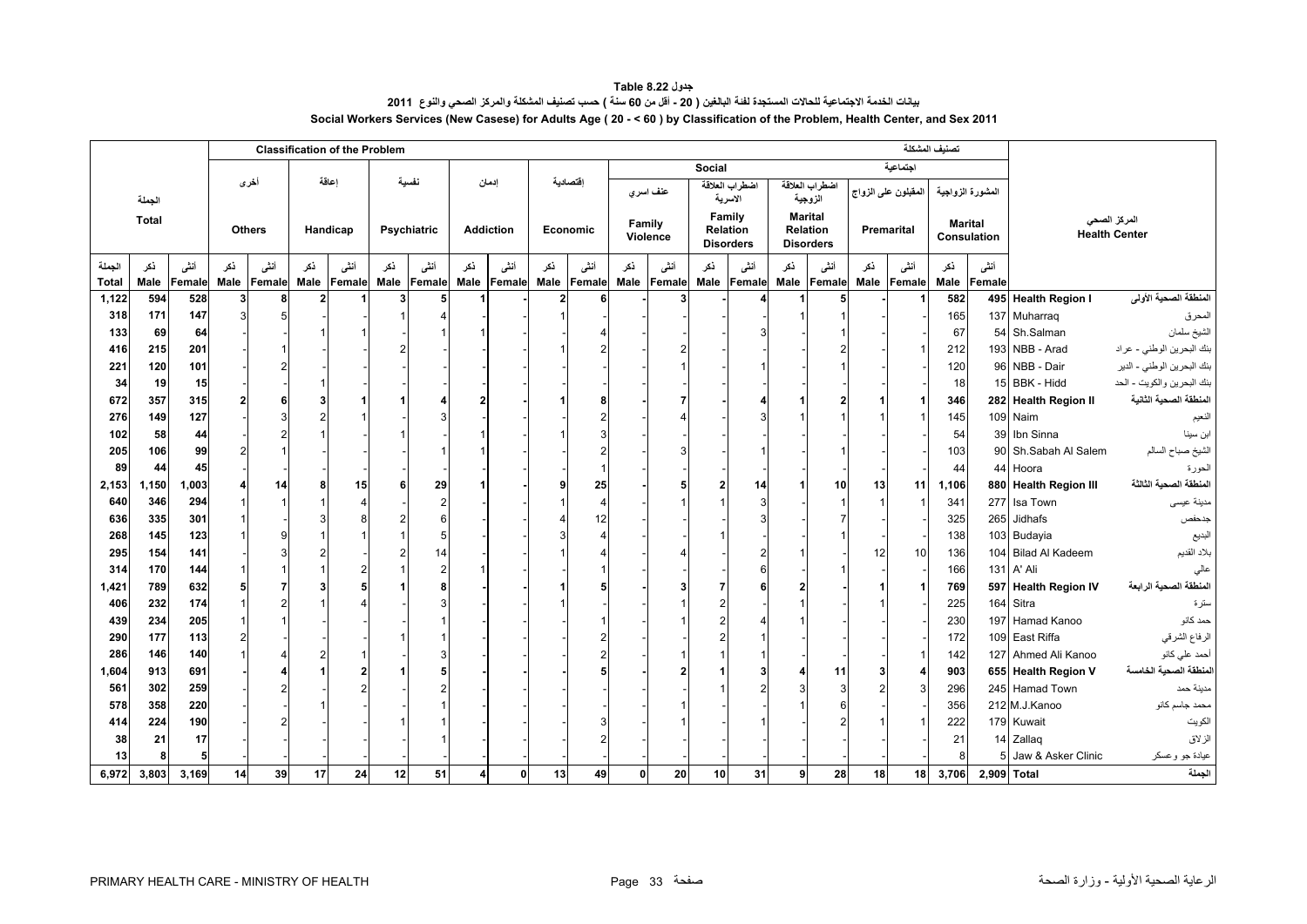# جدول Table 8.22

## بيانات الخدمة الاجتماعية للحالات المستجدة لفئة البالغين ( 20 - أقل من 60 سنة ) حسب تصنيف المشكلة والمركز الصحي والنوع 2011

## Social Workers Services (New Casese) for Adults Age ( 20 - < 60 ) by Classification of the Problem, Health Center, and Sex 2011

| الجملة Total | | | أخرى Others | | إعاقة Handicap | | نفسية Psychiatric | | إدمان Addiction | | إقتصادية Economic | | Social اجتماعية | | | | | | | | | | | |
|---|---|---|---|---|---|---|---|---|---|---|---|---|---|---|---|---|---|---|---|---|---|---|---|---|
| | | | | | | | | | | | | | عنف اسري Family Violence | | اضطراب العلاقة الاسرية Family Relation Disorders | | اضطراب العلاقة الزوجية Marital Relation Disorders | | المقبلون على الزواج Premarital | | المشورة الزواجية Marital Consulation | | المركز الصحي Health Center | |
| الجملة Total | ذكر Male | أنثى Female | ذكر Male | أنثى Female | ذكر Male | أنثى Female | ذكر Male | أنثى Female | ذكر Male | أنثى Female | ذكر Male | أنثى Female | ذكر Male | أنثى Female | ذكر Male | أنثى Female | ذكر Male | أنثى Female | ذكر Male | أنثى Female | ذكر Male | أنثى Female | | |
| **1,122** | **594** | **528** | **3** | **8** | **2** | **1** | **3** | **5** | **1** | **-** | **2** | **6** | **-** | **3** | **-** | **4** | **1** | **5** | **-** | **1** | **582** | **495** | **Health Region I** | **المنطقة الصحية الاولى** |
| 318 | 171 | 147 | 3 | 5 | - | - | 1 | 4 | - | - | 1 | - | - | - | - | - | 1 | 1 | - | - | 165 | 137 | Muharraq | المحرق |
| 133 | 69 | 64 | - | - | 1 | 1 | - | 1 | 1 | - | - | 4 | - | - | - | 3 | - | 1 | - | - | 67 | 54 | Sh.Salman | الشيخ سلمان |
| 416 | 215 | 201 | - | 1 | - | - | 2 | - | - | - | 1 | 2 | - | 2 | - | - | - | 2 | - | 1 | 212 | 193 | NBB - Arad | بنك البحرين الوطني - عراد |
| 221 | 120 | 101 | - | 2 | - | - | - | - | - | - | - | - | - | 1 | - | 1 | - | 1 | - | - | 120 | 96 | NBB - Dair | بنك البحرين الوطني - الدير |
| 34 | 19 | 15 | - | - | 1 | - | - | - | - | - | - | - | - | - | - | - | - | - | - | - | 18 | 15 | BBK - Hidd | بنك البحرين والكويت - الحد |
| **672** | **357** | **315** | **2** | **6** | **3** | **1** | **1** | **4** | **2** | **-** | **1** | **8** | **-** | **7** | **-** | **4** | **1** | **2** | **1** | **1** | **346** | **282** | **Health Region II** | **المنطقة الصحية الثانية** |
| 276 | 149 | 127 | - | 3 | 2 | 1 | - | 3 | - | - | - | 2 | - | 4 | - | 3 | 1 | 1 | 1 | 1 | 145 | 109 | Naim | النعيم |
| 102 | 58 | 44 | - | 2 | 1 | - | 1 | - | 1 | - | 1 | 3 | - | - | - | - | - | - | - | - | 54 | 39 | Ibn Sinna | ابن سينا |
| 205 | 106 | 99 | 2 | 1 | - | - | - | 1 | 1 | - | - | 2 | - | 3 | - | 1 | - | 1 | - | - | 103 | 90 | Sh.Sabah Al Salem | الشيخ صباح السالم |
| 89 | 44 | 45 | - | - | - | - | - | - | - | - | - | 1 | - | - | - | - | - | - | - | - | 44 | 44 | Hoora | الحورة |
| **2,153** | **1,150** | **1,003** | **4** | **14** | **8** | **15** | **6** | **29** | **1** | **-** | **9** | **25** | **-** | **5** | **2** | **14** | **1** | **10** | **13** | **11** | **1,106** | **880** | **Health Region III** | **المنطقة الصحية الثالثة** |
| 640 | 346 | 294 | 1 | 1 | 1 | 4 | - | 2 | - | - | 1 | 4 | - | 1 | 1 | 3 | - | 1 | 1 | 1 | 341 | 277 | Isa Town | مدينة عيسى |
| 636 | 335 | 301 | 1 | - | 3 | 8 | 2 | 6 | - | - | 4 | 12 | - | - | - | 3 | - | 7 | - | - | 325 | 265 | Jidhafs | جدحفص |
| 268 | 145 | 123 | 1 | 9 | 1 | 1 | 1 | 5 | - | - | 3 | 4 | - | - | 1 | - | - | 1 | - | - | 138 | 103 | Budayia | البديع |
| 295 | 154 | 141 | - | 3 | 2 | - | 2 | 14 | - | - | 1 | 4 | - | 4 | - | 2 | 1 | - | 12 | 10 | 136 | 104 | Bilad Al Kadeem | بلاد القديم |
| 314 | 170 | 144 | 1 | 1 | 1 | 2 | 1 | 2 | 1 | - | - | 1 | - | - | - | 6 | - | 1 | - | - | 166 | 131 | A' Ali | عالي |
| **1,421** | **789** | **632** | **5** | **7** | **3** | **5** | **1** | **8** | **-** | **-** | **1** | **5** | **-** | **3** | **7** | **6** | **2** | **-** | **1** | **1** | **769** | **597** | **Health Region IV** | **المنطقة الصحية الرابعة** |
| 406 | 232 | 174 | 1 | 2 | 1 | 4 | - | 3 | - | - | 1 | - | - | 1 | 2 | - | 1 | - | 1 | - | 225 | 164 | Sitra | سترة |
| 439 | 234 | 205 | 1 | 1 | - | - | - | 1 | - | - | - | 1 | - | 1 | 2 | 4 | 1 | - | - | - | 230 | 197 | Hamad Kanoo | حمد كانو |
| 290 | 177 | 113 | 2 | - | - | - | 1 | 1 | - | - | - | 2 | - | - | 2 | 1 | - | - | - | - | 172 | 109 | East Riffa | الرفاع الشرقي |
| 286 | 146 | 140 | 1 | 4 | 2 | 1 | - | 3 | - | - | - | 2 | - | 1 | 1 | 1 | - | - | - | 1 | 142 | 127 | Ahmed Ali Kanoo | أحمد علي كانو |
| **1,604** | **913** | **691** | **-** | **4** | **1** | **2** | **1** | **5** | **-** | **-** | **-** | **5** | **-** | **2** | **1** | **3** | **4** | **11** | **3** | **4** | **903** | **655** | **Health Region V** | **المنطقة الصحية الخامسة** |
| 561 | 302 | 259 | - | 2 | - | 2 | - | 2 | - | - | - | - | - | - | 1 | 2 | 3 | 3 | 2 | 3 | 296 | 245 | Hamad Town | مدينة حمد |
| 578 | 358 | 220 | - | - | 1 | - | - | 1 | - | - | - | - | - | 1 | - | - | 1 | 6 | - | - | 356 | 212 | M.J.Kanoo | محمد جاسم كانو |
| 414 | 224 | 190 | - | 2 | - | - | 1 | 1 | - | - | - | 3 | - | 1 | - | 1 | - | 2 | 1 | 1 | 222 | 179 | Kuwait | الكويت |
| 38 | 21 | 17 | - | - | - | - | - | 1 | - | - | - | 2 | - | - | - | - | - | - | - | - | 21 | 14 | Zallaq | الزلاق |
| 13 | 8 | 5 | - | - | - | - | - | - | - | - | - | - | - | - | - | - | - | - | - | - | 8 | 5 | Jaw & Asker Clinic | عيادة جو وعسكر |
| **6,972** | **3,803** | **3,169** | **14** | **39** | **17** | **24** | **12** | **51** | **4** | **0** | **13** | **49** | **0** | **20** | **10** | **31** | **9** | **28** | **18** | **18** | **3,706** | **2,909** | **Total** | **الجملة** |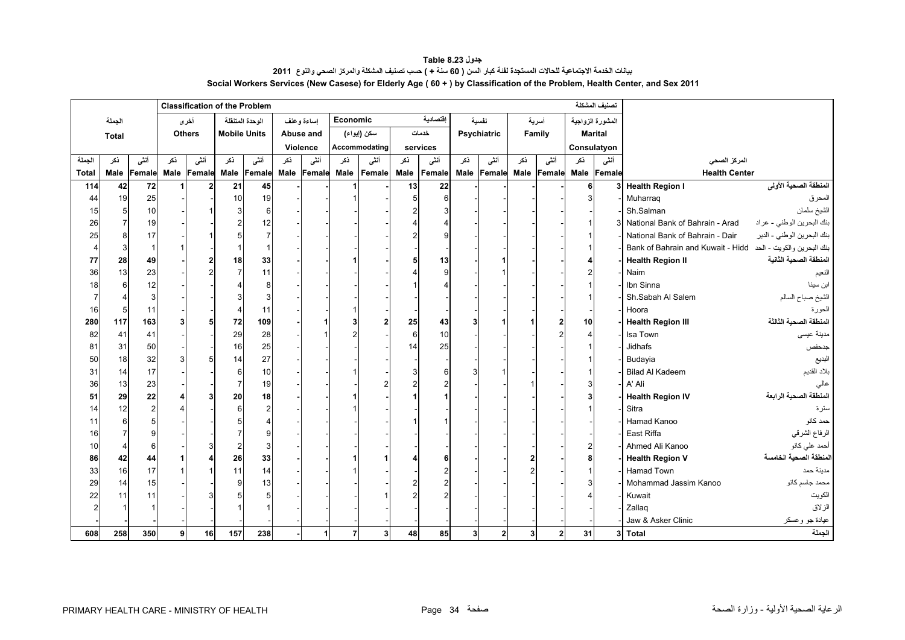# جدول Table 8.23

بيانات الخدمة الاجتماعية للحالات المستجدة لفئة كبار السن ( 60 سنة + ) حسب تصنيف المشكلة والمركز الصحي والنوع 2011

Social Workers Services (New Casese) for Elderly Age ( 60 + ) by Classification of the Problem, Health Center, and Sex 2011

| الجملة Total | | | أخرى Others | | الوحدة المتنقلة Mobile Units | | إساءة وعنف Abuse and Violence | | Economic سكن (إيواء) Accommodating | | إقتصادية خدمات services | | نفسية Psychiatric | | أسرية Family | | المشورة الزواجية Marital Consulatyon | | المركز الصحي Health Center | |
|---|---|---|---|---|---|---|---|---|---|---|---|---|---|---|---|---|---|---|---|---|
| الجملة Total | ذكر Male | أنثى Female | ذكر Male | أنثى Female | ذكر Male | أنثى Female | ذكر Male | أنثى Female | ذكر Male | أنثى Female | ذكر Male | أنثى Female | ذكر Male | أنثى Female | ذكر Male | أنثى Female | ذكر Male | أنثى Female | | |
| **114** | **42** | **72** | **1** | **2** | **21** | **45** | **-** | **-** | **1** | **-** | **13** | **22** | **-** | **-** | **-** | **-** | **6** | **3** | **Health Region I** | **المنطقة الصحية الأولى** |
| 44 | 19 | 25 | - | - | 10 | 19 | - | - | 1 | - | 5 | 6 | - | - | - | - | 3 | - | Muharraq | المحرق |
| 15 | 5 | 10 | - | 1 | 3 | 6 | - | - | - | - | 2 | 3 | - | - | - | - | - | - | Sh.Salman | الشيخ سلمان |
| 26 | 7 | 19 | - | - | 2 | 12 | - | - | - | - | 4 | 4 | - | - | - | - | 1 | 3 | National Bank of Bahrain - Arad | بنك البحرين الوطني - عراد |
| 25 | 8 | 17 | - | 1 | 5 | 7 | - | - | - | - | 2 | 9 | - | - | - | - | 1 | - | National Bank of Bahrain - Dair | بنك البحرين الوطني - الدير |
| 4 | 3 | 1 | 1 | - | 1 | 1 | - | - | - | - | - | - | - | - | - | - | 1 | - | Bank of Bahrain and Kuwait - Hidd | بنك البحرين والكويت - الحد |
| **77** | **28** | **49** | **-** | **2** | **18** | **33** | **-** | **-** | **1** | **-** | **5** | **13** | **-** | **1** | **-** | **-** | **4** | **-** | **Health Region II** | **المنطقة الصحية الثانية** |
| 36 | 13 | 23 | - | 2 | 7 | 11 | - | - | - | - | 4 | 9 | - | 1 | - | - | 2 | - | Naim | النعيم |
| 18 | 6 | 12 | - | - | 4 | 8 | - | - | - | - | 1 | 4 | - | - | - | - | 1 | - | Ibn Sinna | ابن سينا |
| 7 | 4 | 3 | - | - | 3 | 3 | - | - | - | - | - | - | - | - | - | - | 1 | - | Sh.Sabah Al Salem | الشيخ صباح السالم |
| 16 | 5 | 11 | - | - | 4 | 11 | - | - | 1 | - | - | - | - | - | - | - | - | - | Hoora | الحورة |
| **280** | **117** | **163** | **3** | **5** | **72** | **109** | **-** | **1** | **3** | **2** | **25** | **43** | **3** | **1** | **1** | **2** | **10** | **-** | **Health Region III** | **المنطقة الصحية الثالثة** |
| 82 | 41 | 41 | - | - | 29 | 28 | - | 1 | 2 | - | 6 | 10 | - | - | - | 2 | 4 | - | Isa Town | مدينة عيسى |
| 81 | 31 | 50 | - | - | 16 | 25 | - | - | - | - | 14 | 25 | - | - | - | - | 1 | - | Jidhafs | جدحفص |
| 50 | 18 | 32 | 3 | 5 | 14 | 27 | - | - | - | - | - | - | - | - | - | - | 1 | - | Budayia | البديع |
| 31 | 14 | 17 | - | - | 6 | 10 | - | - | 1 | - | 3 | 6 | 3 | 1 | - | - | 1 | - | Bilad Al Kadeem | بلاد القديم |
| 36 | 13 | 23 | - | - | 7 | 19 | - | - | - | 2 | 2 | 2 | - | - | 1 | - | 3 | - | A' Ali | عالي |
| **51** | **29** | **22** | **4** | **3** | **20** | **18** | **-** | **-** | **1** | **-** | **1** | **1** | **-** | **-** | **-** | **-** | **3** | **-** | **Health Region IV** | **المنطقة الصحية الرابعة** |
| 14 | 12 | 2 | 4 | - | 6 | 2 | - | - | 1 | - | - | - | - | - | - | - | 1 | - | Sitra | سترة |
| 11 | 6 | 5 | - | - | 5 | 4 | - | - | - | - | 1 | 1 | - | - | - | - | - | - | Hamad Kanoo | حمد كانو |
| 16 | 7 | 9 | - | - | 7 | 9 | - | - | - | - | - | - | - | - | - | - | - | - | East Riffa | الرفاع الشرقي |
| 10 | 4 | 6 | - | 3 | 2 | 3 | - | - | - | - | - | - | - | - | - | - | 2 | - | Ahmed Ali Kanoo | أحمد علي كانو |
| **86** | **42** | **44** | **1** | **4** | **26** | **33** | **-** | **-** | **1** | **1** | **4** | **6** | **-** | **-** | **2** | **-** | **8** | **-** | **Health Region V** | **المنطقة الصحية الخامسة** |
| 33 | 16 | 17 | 1 | 1 | 11 | 14 | - | - | 1 | - | - | 2 | - | - | 2 | - | 1 | - | Hamad Town | مدينة حمد |
| 29 | 14 | 15 | - | - | 9 | 13 | - | - | - | - | 2 | 2 | - | - | - | - | 3 | - | Mohammad Jassim Kanoo | محمد جاسم كانو |
| 22 | 11 | 11 | - | 3 | 5 | 5 | - | - | - | 1 | 2 | 2 | - | - | - | - | 4 | - | Kuwait | الكويت |
| 2 | 1 | 1 | - | - | 1 | 1 | - | - | - | - | - | - | - | - | - | - | - | - | Zallaq | الزلاق |
| - | - | - | - | - | - | - | - | - | - | - | - | - | - | - | - | - | - | - | Jaw & Asker Clinic | عيادة جو وعسكر |
| **608** | **258** | **350** | **9** | **16** | **157** | **238** | **-** | **1** | **7** | **3** | **48** | **85** | **3** | **2** | **3** | **2** | **31** | **3** | **Total** | **الجملة** |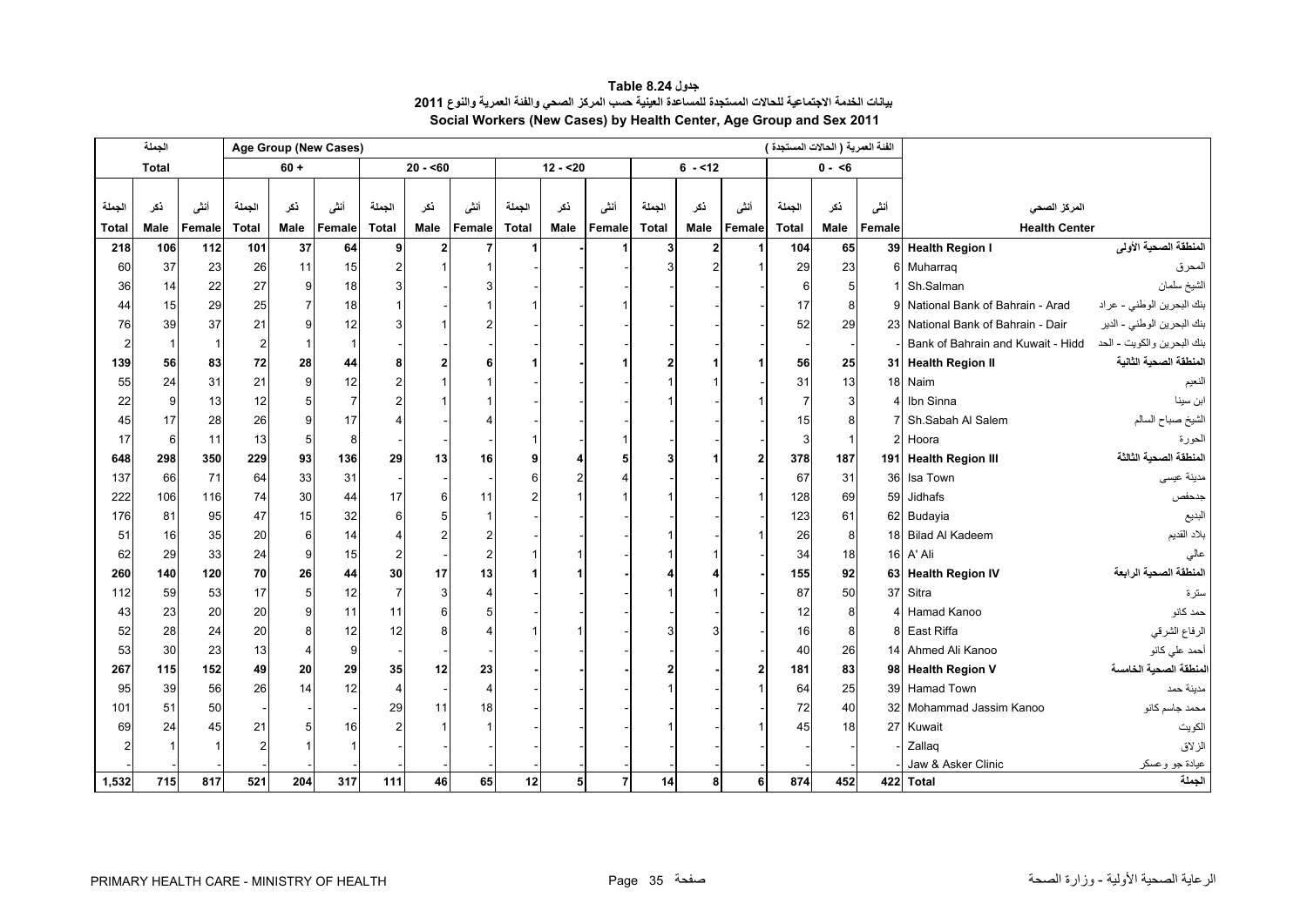**جدول 8.24 Table**

**بيانات الخدمة الاجتماعية للحالات المستجدة للمساعدة العينية حسب المركز الصحي والفئة العمرية والنوع 2011**

**Social Workers (New Cases) by Health Center, Age Group and Sex 2011**

| الجملة Total | | | Age Group (New Cases) الفئة العمرية ( الحالات المستجدة ) | | | | | | | | | | | | | | | | |
|---|---|---|---|---|---|---|---|---|---|---|---|---|---|---|---|---|---|---|---|
| | | | 60 + | | | 20 - <60 | | | 12 - <20 | | | 6 - <12 | | | 0 - <6 | | | | |
| الجملة Total | ذكر Male | أنثى Female | الجملة Total | ذكر Male | أنثى Female | الجملة Total | ذكر Male | أنثى Female | الجملة Total | ذكر Male | أنثى Female | الجملة Total | ذكر Male | أنثى Female | الجملة Total | ذكر Male | أنثى Female | المركز الصحي Health Center | |
| **218** | **106** | **112** | **101** | **37** | **64** | **9** | **2** | **7** | **1** | **-** | **1** | **3** | **2** | **1** | **104** | **65** | **39** | **Health Region I** | **المنطقة الصحية الأولى** |
| 60 | 37 | 23 | 26 | 11 | 15 | 2 | 1 | 1 | - | - | - | 3 | 2 | 1 | 29 | 23 | 6 | Muharraq | المحرق |
| 36 | 14 | 22 | 27 | 9 | 18 | 3 | - | 3 | - | - | - | - | - | - | 6 | 5 | 1 | Sh.Salman | الشيخ سلمان |
| 44 | 15 | 29 | 25 | 7 | 18 | 1 | - | 1 | 1 | - | 1 | - | - | - | 17 | 8 | 9 | National Bank of Bahrain - Arad | بنك البحرين الوطني - عراد |
| 76 | 39 | 37 | 21 | 9 | 12 | 3 | 1 | 2 | - | - | - | - | - | - | 52 | 29 | 23 | National Bank of Bahrain - Dair | بنك البحرين الوطني - الدير |
| 2 | 1 | 1 | 2 | 1 | 1 | - | - | - | - | - | - | - | - | - | - | - | - | Bank of Bahrain and Kuwait - Hidd | بنك البحرين والكويت - الحد |
| **139** | **56** | **83** | **72** | **28** | **44** | **8** | **2** | **6** | **1** | **-** | **1** | **2** | **1** | **1** | **56** | **25** | **31** | **Health Region II** | **المنطقة الصحية الثانية** |
| 55 | 24 | 31 | 21 | 9 | 12 | 2 | 1 | 1 | - | - | - | 1 | 1 | - | 31 | 13 | 18 | Naim | النعيم |
| 22 | 9 | 13 | 12 | 5 | 7 | 2 | 1 | 1 | - | - | - | 1 | - | 1 | 7 | 3 | 4 | Ibn Sinna | ابن سينا |
| 45 | 17 | 28 | 26 | 9 | 17 | 4 | - | 4 | - | - | - | - | - | - | 15 | 8 | 7 | Sh.Sabah Al Salem | الشيخ صباح السالم |
| 17 | 6 | 11 | 13 | 5 | 8 | - | - | - | 1 | - | 1 | - | - | - | 3 | 1 | 2 | Hoora | الحورة |
| **648** | **298** | **350** | **229** | **93** | **136** | **29** | **13** | **16** | **9** | **4** | **5** | **3** | **1** | **2** | **378** | **187** | **191** | **Health Region III** | **المنطقة الصحية الثالثة** |
| 137 | 66 | 71 | 64 | 33 | 31 | - | - | - | 6 | 2 | 4 | - | - | - | 67 | 31 | 36 | Isa Town | مدينة عيسى |
| 222 | 106 | 116 | 74 | 30 | 44 | 17 | 6 | 11 | 2 | 1 | 1 | 1 | - | 1 | 128 | 69 | 59 | Jidhafs | جدحفص |
| 176 | 81 | 95 | 47 | 15 | 32 | 6 | 5 | 1 | - | - | - | - | - | - | 123 | 61 | 62 | Budayia | البديع |
| 51 | 16 | 35 | 20 | 6 | 14 | 4 | 2 | 2 | - | - | - | 1 | - | 1 | 26 | 8 | 18 | Bilad Al Kadeem | بلاد القديم |
| 62 | 29 | 33 | 24 | 9 | 15 | 2 | - | 2 | 1 | 1 | - | 1 | 1 | - | 34 | 18 | 16 | A' Ali | عالي |
| **260** | **140** | **120** | **70** | **26** | **44** | **30** | **17** | **13** | **1** | **1** | **-** | **4** | **4** | **-** | **155** | **92** | **63** | **Health Region IV** | **المنطقة الصحية الرابعة** |
| 112 | 59 | 53 | 17 | 5 | 12 | 7 | 3 | 4 | - | - | - | 1 | 1 | - | 87 | 50 | 37 | Sitra | سترة |
| 43 | 23 | 20 | 20 | 9 | 11 | 11 | 6 | 5 | - | - | - | - | - | - | 12 | 8 | 4 | Hamad Kanoo | حمد كانو |
| 52 | 28 | 24 | 20 | 8 | 12 | 12 | 8 | 4 | 1 | 1 | - | 3 | 3 | - | 16 | 8 | 8 | East Riffa | الرفاع الشرقي |
| 53 | 30 | 23 | 13 | 4 | 9 | - | - | - | - | - | - | - | - | - | 40 | 26 | 14 | Ahmed Ali Kanoo | أحمد علي كانو |
| **267** | **115** | **152** | **49** | **20** | **29** | **35** | **12** | **23** | **-** | **-** | **-** | **2** | **-** | **2** | **181** | **83** | **98** | **Health Region V** | **المنطقة الصحية الخامسة** |
| 95 | 39 | 56 | 26 | 14 | 12 | 4 | - | 4 | - | - | - | 1 | - | 1 | 64 | 25 | 39 | Hamad Town | مدينة حمد |
| 101 | 51 | 50 | - | - | - | 29 | 11 | 18 | - | - | - | - | - | - | 72 | 40 | 32 | Mohammad Jassim Kanoo | محمد جاسم كانو |
| 69 | 24 | 45 | 21 | 5 | 16 | 2 | 1 | 1 | - | - | - | 1 | - | 1 | 45 | 18 | 27 | Kuwait | الكويت |
| 2 | 1 | 1 | 2 | 1 | 1 | - | - | - | - | - | - | - | - | - | - | - | - | Zallaq | الزلاق |
| - | - | - | - | - | - | - | - | - | - | - | - | - | - | - | - | - | - | Jaw & Asker Clinic | عيادة جو وعسكر |
| **1,532** | **715** | **817** | **521** | **204** | **317** | **111** | **46** | **65** | **12** | **5** | **7** | **14** | **8** | **6** | **874** | **452** | **422** | **Total** | **الجملة** |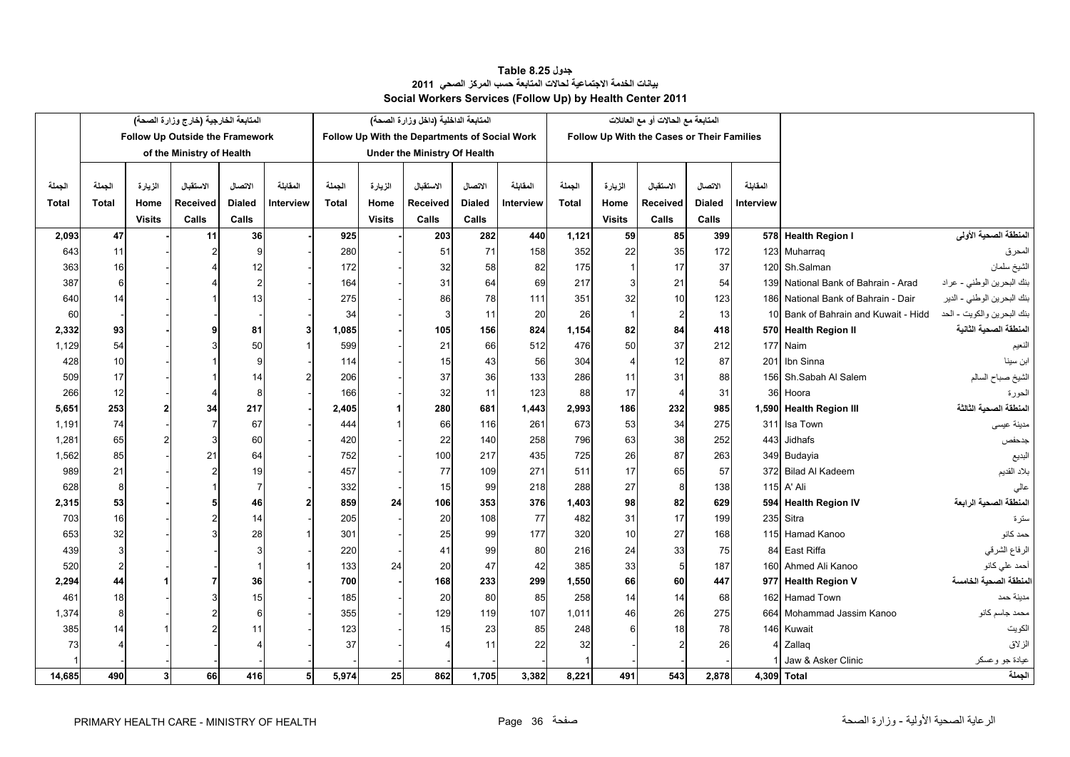# جدول Table 8.25
## بيانات الخدمة الاجتماعية لحالات المتابعة حسب المركز الصحي 2011
## Social Workers Services (Follow Up) by Health Center 2011

| الجملة Total | المتابعة الخارجية (خارج وزارة الصحة) Follow Up Outside the Framework of the Ministry of Health | | | | | المتابعة الداخلية (داخل وزارة الصحة) Follow Up With the Departments of Social Work Under the Ministry Of Health | | | | | المتابعة مع الحالات أو مع العائلات Follow Up With the Cases or Their Families | | | | | | |
|---|---|---|---|---|---|---|---|---|---|---|---|---|---|---|---|---|---|
| | الجملة Total | الزيارة Home Visits | الاستقبال Received Calls | الاتصال Dialed Calls | المقابلة Interview | الجملة Total | الزيارة Home Visits | الاستقبال Received Calls | الاتصال Dialed Calls | المقابلة Interview | الجملة Total | الزيارة Home Visits | الاستقبال Received Calls | الاتصال Dialed Calls | المقابلة Interview | | |
| **2,093** | **47** | **-** | **11** | **36** | **-** | **925** | **-** | **203** | **282** | **440** | **1,121** | **59** | **85** | **399** | **578** | **Health Region I** | **المنطقة الصحية الأولى** |
| 643 | 11 | - | 2 | 9 | - | 280 | - | 51 | 71 | 158 | 352 | 22 | 35 | 172 | 123 | Muharraq | المحرق |
| 363 | 16 | - | 4 | 12 | - | 172 | - | 32 | 58 | 82 | 175 | 1 | 17 | 37 | 120 | Sh.Salman | الشيخ سلمان |
| 387 | 6 | - | 4 | 2 | - | 164 | - | 31 | 64 | 69 | 217 | 3 | 21 | 54 | 139 | National Bank of Bahrain - Arad | بنك البحرين الوطني - عراد |
| 640 | 14 | - | 1 | 13 | - | 275 | - | 86 | 78 | 111 | 351 | 32 | 10 | 123 | 186 | National Bank of Bahrain - Dair | بنك البحرين الوطني - الدير |
| 60 | - | - | - | - | - | 34 | - | 3 | 11 | 20 | 26 | 1 | 2 | 13 | 10 | Bank of Bahrain and Kuwait - Hidd | بنك البحرين والكويت - الحد |
| **2,332** | **93** | **-** | **9** | **81** | **3** | **1,085** | **-** | **105** | **156** | **824** | **1,154** | **82** | **84** | **418** | **570** | **Health Region II** | **المنطقة الصحية الثانية** |
| 1,129 | 54 | - | 3 | 50 | 1 | 599 | - | 21 | 66 | 512 | 476 | 50 | 37 | 212 | 177 | Naim | النعيم |
| 428 | 10 | - | 1 | 9 | - | 114 | - | 15 | 43 | 56 | 304 | 4 | 12 | 87 | 201 | Ibn Sinna | ابن سينا |
| 509 | 17 | - | 1 | 14 | 2 | 206 | - | 37 | 36 | 133 | 286 | 11 | 31 | 88 | 156 | Sh.Sabah Al Salem | الشيخ صباح السالم |
| 266 | 12 | - | 4 | 8 | - | 166 | - | 32 | 11 | 123 | 88 | 17 | 4 | 31 | 36 | Hoora | الحورة |
| **5,651** | **253** | **2** | **34** | **217** | **-** | **2,405** | **1** | **280** | **681** | **1,443** | **2,993** | **186** | **232** | **985** | **1,590** | **Health Region III** | **المنطقة الصحية الثالثة** |
| 1,191 | 74 | - | 7 | 67 | - | 444 | 1 | 66 | 116 | 261 | 673 | 53 | 34 | 275 | 311 | Isa Town | مدينة عيسى |
| 1,281 | 65 | 2 | 3 | 60 | - | 420 | - | 22 | 140 | 258 | 796 | 63 | 38 | 252 | 443 | Jidhafs | جدحفص |
| 1,562 | 85 | - | 21 | 64 | - | 752 | - | 100 | 217 | 435 | 725 | 26 | 87 | 263 | 349 | Budayia | البديع |
| 989 | 21 | - | 2 | 19 | - | 457 | - | 77 | 109 | 271 | 511 | 17 | 65 | 57 | 372 | Bilad Al Kadeem | بلاد القديم |
| 628 | 8 | - | 1 | 7 | - | 332 | - | 15 | 99 | 218 | 288 | 27 | 8 | 138 | 115 | A' Ali | عالي |
| **2,315** | **53** | **-** | **5** | **46** | **2** | **859** | **24** | **106** | **353** | **376** | **1,403** | **98** | **82** | **629** | **594** | **Health Region IV** | **المنطقة الصحية الرابعة** |
| 703 | 16 | - | 2 | 14 | - | 205 | - | 20 | 108 | 77 | 482 | 31 | 17 | 199 | 235 | Sitra | سترة |
| 653 | 32 | - | 3 | 28 | 1 | 301 | - | 25 | 99 | 177 | 320 | 10 | 27 | 168 | 115 | Hamad Kanoo | حمد كانو |
| 439 | 3 | - | - | 3 | - | 220 | - | 41 | 99 | 80 | 216 | 24 | 33 | 75 | 84 | East Riffa | الرفاع الشرقي |
| 520 | 2 | - | - | 1 | 1 | 133 | 24 | 20 | 47 | 42 | 385 | 33 | 5 | 187 | 160 | Ahmed Ali Kanoo | أحمد علي كانو |
| **2,294** | **44** | **1** | **7** | **36** | **-** | **700** | **-** | **168** | **233** | **299** | **1,550** | **66** | **60** | **447** | **977** | **Health Region V** | **المنطقة الصحية الخامسة** |
| 461 | 18 | - | 3 | 15 | - | 185 | - | 20 | 80 | 85 | 258 | 14 | 14 | 68 | 162 | Hamad Town | مدينة حمد |
| 1,374 | 8 | - | 2 | 6 | - | 355 | - | 129 | 119 | 107 | 1,011 | 46 | 26 | 275 | 664 | Mohammad Jassim Kanoo | محمد جاسم كانو |
| 385 | 14 | 1 | 2 | 11 | - | 123 | - | 15 | 23 | 85 | 248 | 6 | 18 | 78 | 146 | Kuwait | الكويت |
| 73 | 4 | - | - | 4 | - | 37 | - | 4 | 11 | 22 | 32 | - | 2 | 26 | 4 | Zallaq | الزلاق |
| 1 | - | - | - | - | - | - | - | - | - | - | 1 | - | - | - | 1 | Jaw & Asker Clinic | عيادة جو وعسكر |
| **14,685** | **490** | **3** | **66** | **416** | **5** | **5,974** | **25** | **862** | **1,705** | **3,382** | **8,221** | **491** | **543** | **2,878** | **4,309** | **Total** | **الجملة** |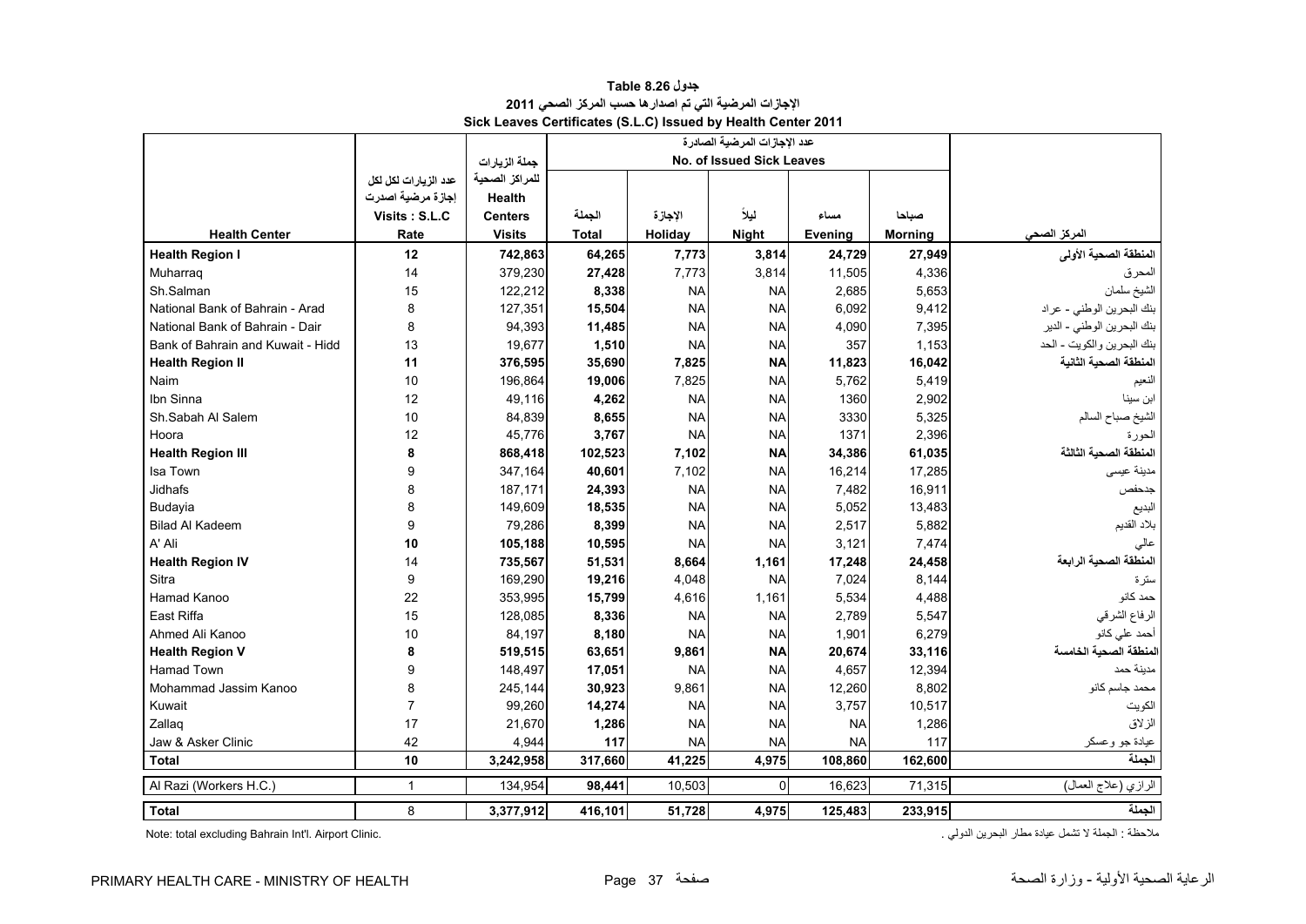**جدول Table 8.26**

**الإجازات المرضية التي تم اصدارها حسب المركز الصحي 2011**

**Sick Leaves Certificates (S.L.C) Issued by Health Center 2011**

| Health Center | عدد الزيارات لكل لكل إجازة مرضية اصدرت Visits : S.L.C Rate | جملة الزيارات للمراكز الصحية Health Centers Visits | عدد الإجازات المرضية الصادرة No. of Issued Sick Leaves | | | | | المركز الصحي |
|---|---|---|---|---|---|---|---|---|
| | | | الجملة Total | الإجازة Holiday | ليلاً Night | مساء Evening | صباحا Morning | |
| **Health Region I** | **12** | **742,863** | **64,265** | **7,773** | **3,814** | **24,729** | **27,949** | **المنطقة الصحية الأولى** |
| Muharraq | 14 | 379,230 | **27,428** | 7,773 | 3,814 | 11,505 | 4,336 | المحرق |
| Sh.Salman | 15 | 122,212 | **8,338** | NA | NA | 2,685 | 5,653 | الشيخ سلمان |
| National Bank of Bahrain - Arad | 8 | 127,351 | **15,504** | NA | NA | 6,092 | 9,412 | بنك البحرين الوطني - عراد |
| National Bank of Bahrain - Dair | 8 | 94,393 | **11,485** | NA | NA | 4,090 | 7,395 | بنك البحرين الوطني - الدير |
| Bank of Bahrain and Kuwait - Hidd | 13 | 19,677 | **1,510** | NA | NA | 357 | 1,153 | بنك البحرين والكويت - الحد |
| **Health Region II** | **11** | **376,595** | **35,690** | **7,825** | **NA** | **11,823** | **16,042** | **المنطقة الصحية الثانية** |
| Naim | 10 | 196,864 | **19,006** | 7,825 | NA | 5,762 | 5,419 | النعيم |
| Ibn Sinna | 12 | 49,116 | **4,262** | NA | NA | 1360 | 2,902 | ابن سينا |
| Sh.Sabah Al Salem | 10 | 84,839 | **8,655** | NA | NA | 3330 | 5,325 | الشيخ صباح السالم |
| Hoora | 12 | 45,776 | **3,767** | NA | NA | 1371 | 2,396 | الحورة |
| **Health Region III** | **8** | **868,418** | **102,523** | **7,102** | **NA** | **34,386** | **61,035** | **المنطقة الصحية الثالثة** |
| Isa Town | 9 | 347,164 | **40,601** | 7,102 | NA | 16,214 | 17,285 | مدينة عيسى |
| Jidhafs | 8 | 187,171 | **24,393** | NA | NA | 7,482 | 16,911 | جدحفص |
| Budayia | 8 | 149,609 | **18,535** | NA | NA | 5,052 | 13,483 | البديع |
| Bilad Al Kadeem | 9 | 79,286 | **8,399** | NA | NA | 2,517 | 5,882 | بلاد القديم |
| A' Ali | **10** | **105,188** | **10,595** | NA | NA | 3,121 | 7,474 | عالي |
| **Health Region IV** | **14** | **735,567** | **51,531** | **8,664** | **1,161** | **17,248** | **24,458** | **المنطقة الصحية الرابعة** |
| Sitra | 9 | 169,290 | **19,216** | 4,048 | NA | 7,024 | 8,144 | سترة |
| Hamad Kanoo | 22 | 353,995 | **15,799** | 4,616 | 1,161 | 5,534 | 4,488 | حمد كانو |
| East Riffa | 15 | 128,085 | **8,336** | NA | NA | 2,789 | 5,547 | الرفاع الشرقي |
| Ahmed Ali Kanoo | 10 | 84,197 | **8,180** | NA | NA | 1,901 | 6,279 | أحمد علي كانو |
| **Health Region V** | **8** | **519,515** | **63,651** | **9,861** | **NA** | **20,674** | **33,116** | **المنطقة الصحية الخامسة** |
| Hamad Town | 9 | 148,497 | **17,051** | NA | NA | 4,657 | 12,394 | مدينة حمد |
| Mohammad Jassim Kanoo | 8 | 245,144 | **30,923** | 9,861 | NA | 12,260 | 8,802 | محمد جاسم كانو |
| Kuwait | 7 | 99,260 | **14,274** | NA | NA | 3,757 | 10,517 | الكويت |
| Zallaq | 17 | 21,670 | **1,286** | NA | NA | NA | 1,286 | الزلاق |
| Jaw & Asker Clinic | 42 | 4,944 | **117** | NA | NA | NA | 117 | عيادة جو وعسكر |
| **Total** | **10** | **3,242,958** | **317,660** | **41,225** | **4,975** | **108,860** | **162,600** | **الجملة** |
| Al Razi (Workers H.C.) | 1 | 134,954 | **98,441** | 10,503 | 0 | 16,623 | 71,315 | الرازي (علاج العمال) |
| **Total** | 8 | **3,377,912** | **416,101** | **51,728** | **4,975** | **125,483** | **233,915** | **الجملة** |

Note: total excluding Bahrain Int'l. Airport Clinic.

ملاحظة : الجملة لا تشمل عيادة مطار البحرين الدولي .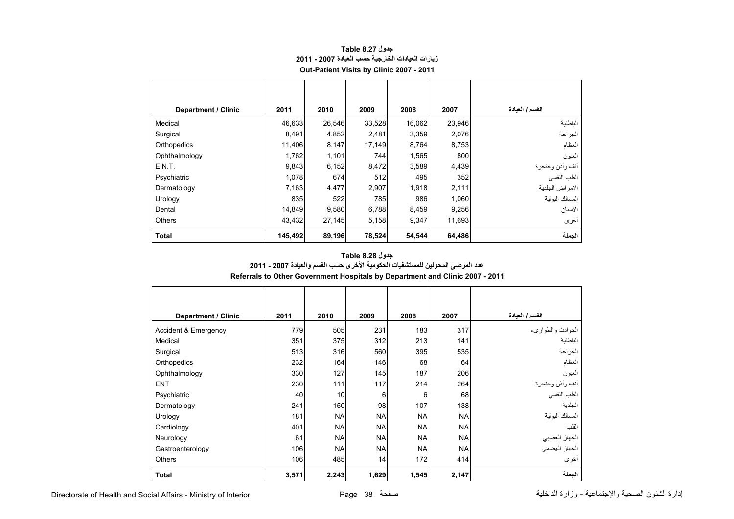### جدول Table 8.27
### زيارات العيادات الخارجية حسب العيادة 2007 - 2011
### Out-Patient Visits by Clinic 2007 - 2011

| Department / Clinic | 2011 | 2010 | 2009 | 2008 | 2007 | القسم / العيادة |
|---|---|---|---|---|---|---|
| Medical | 46,633 | 26,546 | 33,528 | 16,062 | 23,946 | الباطنية |
| Surgical | 8,491 | 4,852 | 2,481 | 3,359 | 2,076 | الجراحة |
| Orthopedics | 11,406 | 8,147 | 17,149 | 8,764 | 8,753 | العظام |
| Ophthalmology | 1,762 | 1,101 | 744 | 1,565 | 800 | العيون |
| E.N.T. | 9,843 | 6,152 | 8,472 | 3,589 | 4,439 | أنف وأذن وحنجرة |
| Psychiatric | 1,078 | 674 | 512 | 495 | 352 | الطب النفسي |
| Dermatology | 7,163 | 4,477 | 2,907 | 1,918 | 2,111 | الأمراض الجلدية |
| Urology | 835 | 522 | 785 | 986 | 1,060 | المسالك البولية |
| Dental | 14,849 | 9,580 | 6,788 | 8,459 | 9,256 | الأسنان |
| Others | 43,432 | 27,145 | 5,158 | 9,347 | 11,693 | أخرى |
| **Total** | **145,492** | **89,196** | **78,524** | **54,544** | **64,486** | **الجملة** |

### جدول Table 8.28
### عدد المرضى المحولين للمستشفيات الحكومية الأخرى حسب القسم والعيادة 2007 - 2011
### Referrals to Other Government Hospitals by Department and Clinic 2007 - 2011

| Department / Clinic | 2011 | 2010 | 2009 | 2008 | 2007 | القسم / العيادة |
|---|---|---|---|---|---|---|
| Accident & Emergency | 779 | 505 | 231 | 183 | 317 | الحوادث والطوارىء |
| Medical | 351 | 375 | 312 | 213 | 141 | الباطنية |
| Surgical | 513 | 316 | 560 | 395 | 535 | الجراحة |
| Orthopedics | 232 | 164 | 146 | 68 | 64 | العظام |
| Ophthalmology | 330 | 127 | 145 | 187 | 206 | العيون |
| ENT | 230 | 111 | 117 | 214 | 264 | أنف وأذن وحنجرة |
| Psychiatric | 40 | 10 | 6 | 6 | 68 | الطب النفسي |
| Dermatology | 241 | 150 | 98 | 107 | 138 | الجلدية |
| Urology | 181 | NA | NA | NA | NA | المسالك البولية |
| Cardiology | 401 | NA | NA | NA | NA | القلب |
| Neurology | 61 | NA | NA | NA | NA | الجهاز العصبي |
| Gastroenterology | 106 | NA | NA | NA | NA | الجهاز الهضمي |
| Others | 106 | 485 | 14 | 172 | 414 | أخرى |
| **Total** | **3,571** | **2,243** | **1,629** | **1,545** | **2,147** | **الجملة** |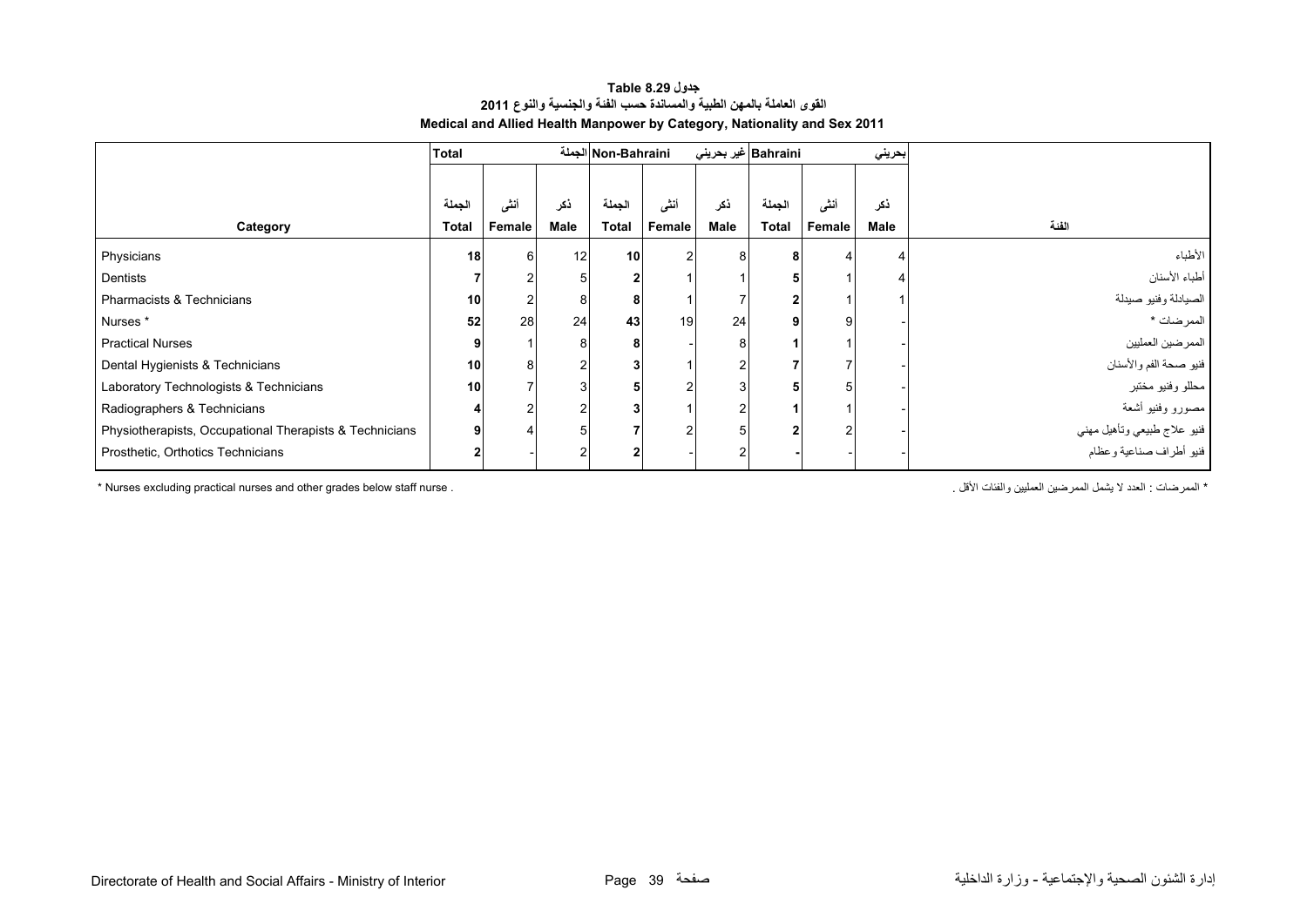### جدول Table 8.29

### القوى العاملة بالمهن الطبية والمساندة حسب الفئة والجنسية والنوع 2011

### Medical and Allied Health Manpower by Category, Nationality and Sex 2011

| | Total الجملة | | | Non-Bahraini غير بحريني | | | Bahraini بحريني | | | |
|---|---|---|---|---|---|---|---|---|---|---|
| **Category** | الجملة **Total** | أنثى **Female** | ذكر **Male** | الجملة **Total** | أنثى **Female** | ذكر **Male** | الجملة **Total** | أنثى **Female** | ذكر **Male** | **الفئة** |
| Physicians | **18** | 6 | 12 | **10** | 2 | 8 | **8** | 4 | 4 | الأطباء |
| Dentists | **7** | 2 | 5 | **2** | 1 | 1 | **5** | 1 | 4 | أطباء الأسنان |
| Pharmacists & Technicians | **10** | 2 | 8 | **8** | 1 | 7 | **2** | 1 | 1 | الصيادلة وفنيو صيدلة |
| Nurses * | **52** | 28 | 24 | **43** | 19 | 24 | **9** | 9 | - | الممرضات * |
| Practical Nurses | **9** | 1 | 8 | **8** | - | 8 | **1** | 1 | - | الممرضين العمليين |
| Dental Hygienists & Technicians | **10** | 8 | 2 | **3** | 1 | 2 | **7** | 7 | - | فنيو صحة الفم والأسنان |
| Laboratory Technologists & Technicians | **10** | 7 | 3 | **5** | 2 | 3 | **5** | 5 | - | محللو وفنيو مختبر |
| Radiographers & Technicians | **4** | 2 | 2 | **3** | 1 | 2 | **1** | 1 | - | مصورو وفنيو أشعة |
| Physiotherapists, Occupational Therapists & Technicians | **9** | 4 | 5 | **7** | 2 | 5 | **2** | 2 | - | فنيو علاج طبيعي وتأهيل مهني |
| Prosthetic, Orthotics Technicians | **2** | - | 2 | **2** | - | 2 | **-** | - | - | فنيو أطراف صناعية وعظام |

* Nurses excluding practical nurses and other grades below staff nurse .

* الممرضات : العدد لا يشمل الممرضين العمليين والفئات الأقل .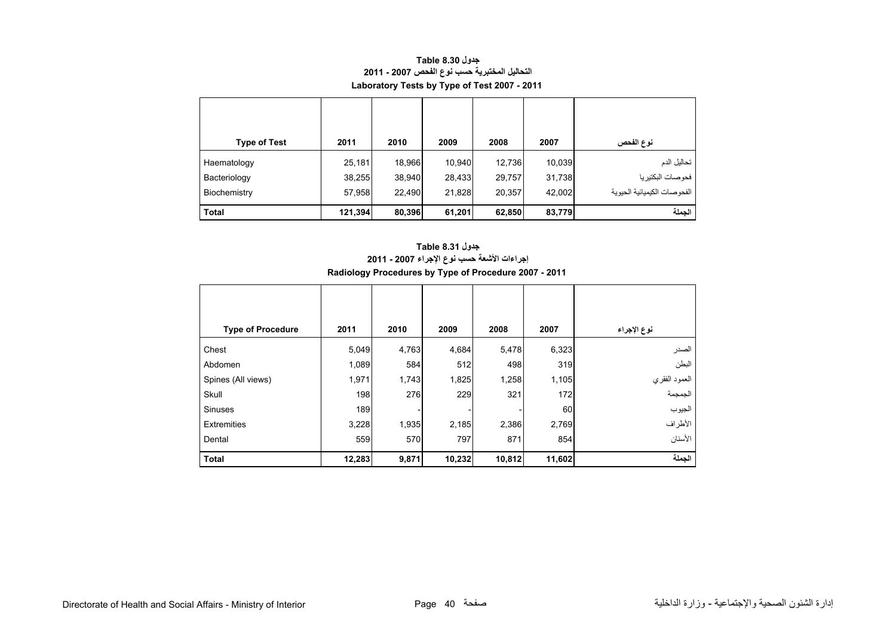**جدول Table 8.30**

**التحاليل المختبرية حسب نوع الفحص 2007 - 2011**

**Laboratory Tests by Type of Test 2007 - 2011**

| Type of Test | 2011 | 2010 | 2009 | 2008 | 2007 | نوع الفحص |
|---|---|---|---|---|---|---|
| Haematology | 25,181 | 18,966 | 10,940 | 12,736 | 10,039 | تحاليل الدم |
| Bacteriology | 38,255 | 38,940 | 28,433 | 29,757 | 31,738 | فحوصات البكتيريا |
| Biochemistry | 57,958 | 22,490 | 21,828 | 20,357 | 42,002 | الفحوصات الكيميائية الحيوية |
| **Total** | **121,394** | **80,396** | **61,201** | **62,850** | **83,779** | **الجملة** |

**جدول Table 8.31**

**إجراءات الأشعة حسب نوع الإجراء 2007 - 2011**

**Radiology Procedures by Type of Procedure 2007 - 2011**

| Type of Procedure | 2011 | 2010 | 2009 | 2008 | 2007 | نوع الإجراء |
|---|---|---|---|---|---|---|
| Chest | 5,049 | 4,763 | 4,684 | 5,478 | 6,323 | الصدر |
| Abdomen | 1,089 | 584 | 512 | 498 | 319 | البطن |
| Spines (All views) | 1,971 | 1,743 | 1,825 | 1,258 | 1,105 | العمود الفقري |
| Skull | 198 | 276 | 229 | 321 | 172 | الجمجمة |
| Sinuses | 189 | - | - | - | 60 | الجيوب |
| Extremities | 3,228 | 1,935 | 2,185 | 2,386 | 2,769 | الأطراف |
| Dental | 559 | 570 | 797 | 871 | 854 | الأسنان |
| **Total** | **12,283** | **9,871** | **10,232** | **10,812** | **11,602** | **الجملة** |